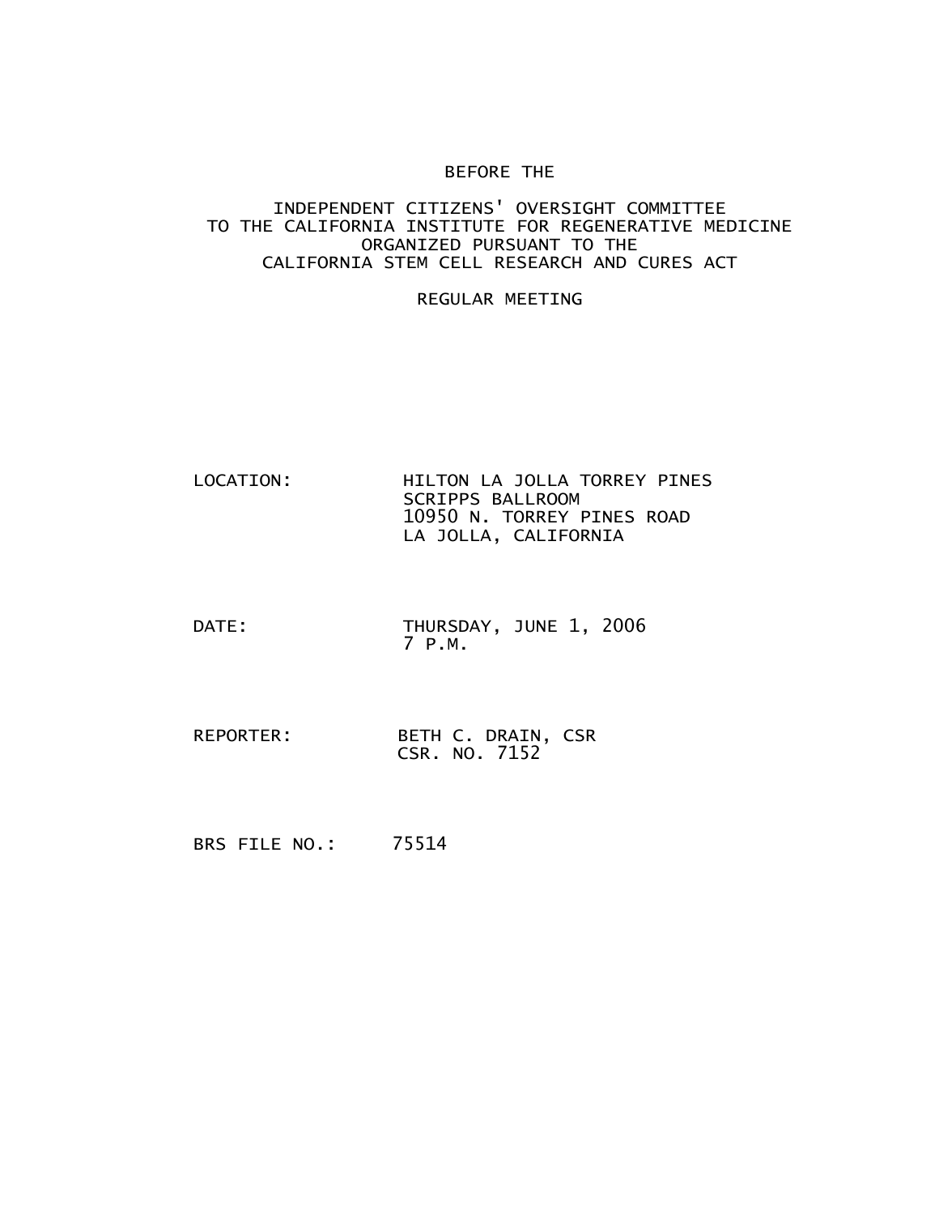BEFORE THE

INDEPENDENT CITIZENS' OVERSIGHT COMMITTEE
TO THE CALIFORNIA INSTITUTE FOR REGENERATIVE MEDICINE
ORGANIZED PURSUANT TO THE
CALIFORNIA STEM CELL RESEARCH AND CURES ACT

REGULAR MEETING

LOCATION: HILTON LA JOLLA TORREY PINES
SCRIPPS BALLROOM
10950 N. TORREY PINES ROAD
LA JOLLA, CALIFORNIA

DATE: THURSDAY, JUNE 1, 2006
7 P.M.

REPORTER: BETH C. DRAIN, CSR
CSR. NO. 7152

BRS FILE NO.: 75514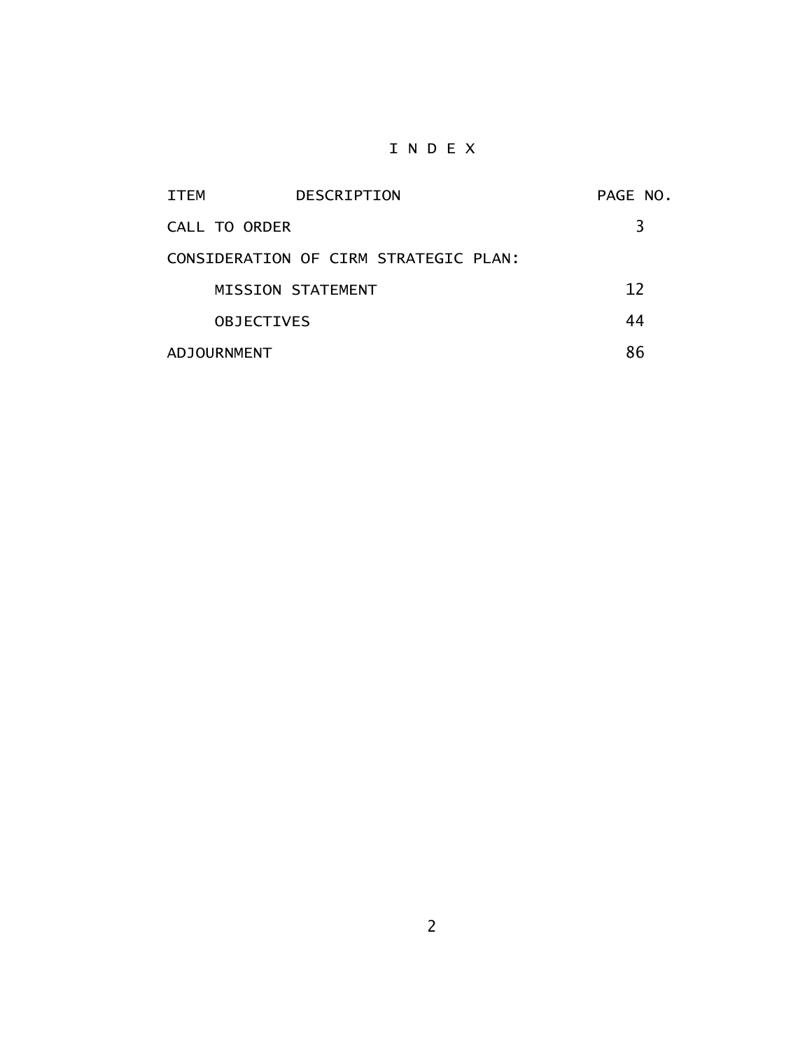# I N D E X

| ITEM DESCRIPTION | PAGE NO. |
| --- | --- |
| CALL TO ORDER | 3 |
| CONSIDERATION OF CIRM STRATEGIC PLAN: | |
| MISSION STATEMENT | 12 |
| OBJECTIVES | 44 |
| ADJOURNMENT | 86 |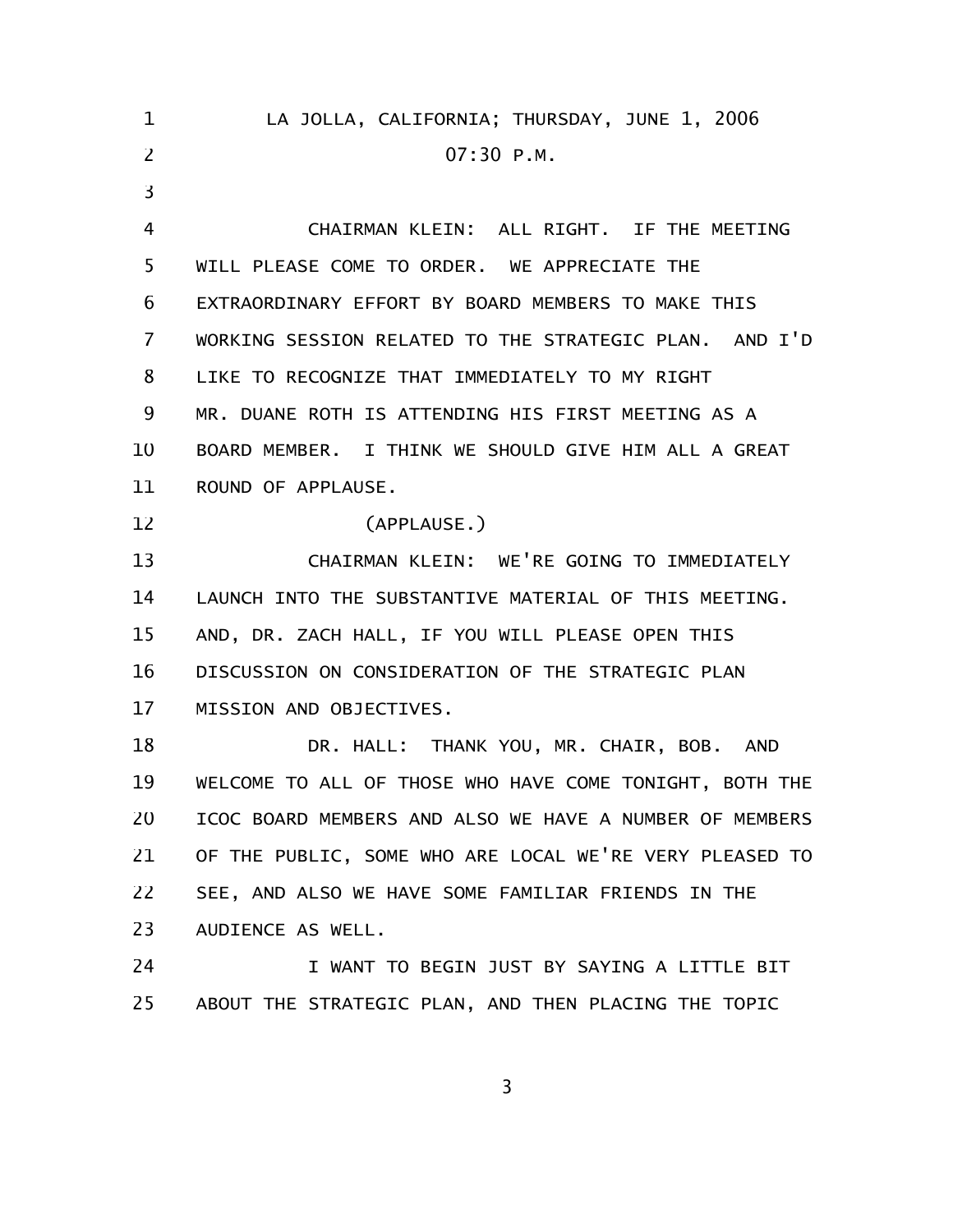LA JOLLA, CALIFORNIA; THURSDAY, JUNE 1, 2006

07:30 P.M.

CHAIRMAN KLEIN: ALL RIGHT. IF THE MEETING WILL PLEASE COME TO ORDER. WE APPRECIATE THE EXTRAORDINARY EFFORT BY BOARD MEMBERS TO MAKE THIS WORKING SESSION RELATED TO THE STRATEGIC PLAN. AND I'D LIKE TO RECOGNIZE THAT IMMEDIATELY TO MY RIGHT MR. DUANE ROTH IS ATTENDING HIS FIRST MEETING AS A BOARD MEMBER. I THINK WE SHOULD GIVE HIM ALL A GREAT ROUND OF APPLAUSE.

(APPLAUSE.)

CHAIRMAN KLEIN: WE'RE GOING TO IMMEDIATELY LAUNCH INTO THE SUBSTANTIVE MATERIAL OF THIS MEETING. AND, DR. ZACH HALL, IF YOU WILL PLEASE OPEN THIS DISCUSSION ON CONSIDERATION OF THE STRATEGIC PLAN MISSION AND OBJECTIVES.

DR. HALL: THANK YOU, MR. CHAIR, BOB. AND WELCOME TO ALL OF THOSE WHO HAVE COME TONIGHT, BOTH THE ICOC BOARD MEMBERS AND ALSO WE HAVE A NUMBER OF MEMBERS OF THE PUBLIC, SOME WHO ARE LOCAL WE'RE VERY PLEASED TO SEE, AND ALSO WE HAVE SOME FAMILIAR FRIENDS IN THE AUDIENCE AS WELL.

I WANT TO BEGIN JUST BY SAYING A LITTLE BIT ABOUT THE STRATEGIC PLAN, AND THEN PLACING THE TOPIC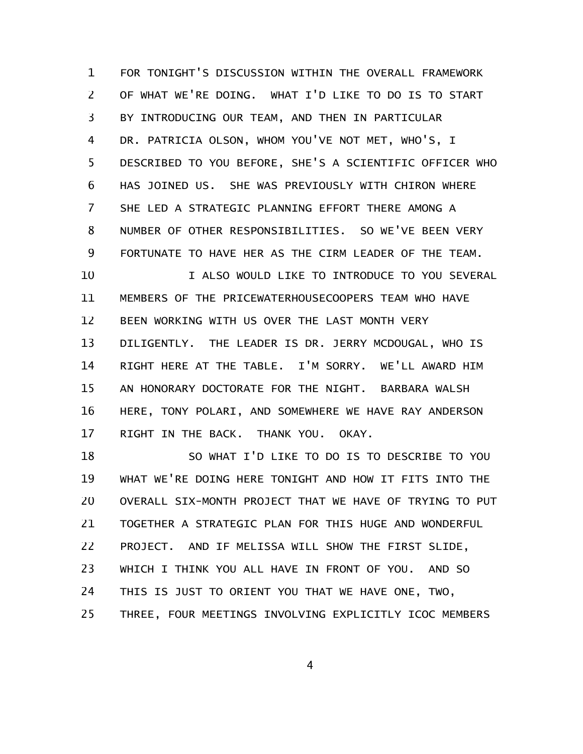FOR TONIGHT'S DISCUSSION WITHIN THE OVERALL FRAMEWORK OF WHAT WE'RE DOING. WHAT I'D LIKE TO DO IS TO START BY INTRODUCING OUR TEAM, AND THEN IN PARTICULAR DR. PATRICIA OLSON, WHOM YOU'VE NOT MET, WHO'S, I DESCRIBED TO YOU BEFORE, SHE'S A SCIENTIFIC OFFICER WHO HAS JOINED US. SHE WAS PREVIOUSLY WITH CHIRON WHERE SHE LED A STRATEGIC PLANNING EFFORT THERE AMONG A NUMBER OF OTHER RESPONSIBILITIES. SO WE'VE BEEN VERY FORTUNATE TO HAVE HER AS THE CIRM LEADER OF THE TEAM.

I ALSO WOULD LIKE TO INTRODUCE TO YOU SEVERAL MEMBERS OF THE PRICEWATERHOUSECOOPERS TEAM WHO HAVE BEEN WORKING WITH US OVER THE LAST MONTH VERY DILIGENTLY. THE LEADER IS DR. JERRY MCDOUGAL, WHO IS RIGHT HERE AT THE TABLE. I'M SORRY. WE'LL AWARD HIM AN HONORARY DOCTORATE FOR THE NIGHT. BARBARA WALSH HERE, TONY POLARI, AND SOMEWHERE WE HAVE RAY ANDERSON RIGHT IN THE BACK. THANK YOU. OKAY.

SO WHAT I'D LIKE TO DO IS TO DESCRIBE TO YOU WHAT WE'RE DOING HERE TONIGHT AND HOW IT FITS INTO THE OVERALL SIX-MONTH PROJECT THAT WE HAVE OF TRYING TO PUT TOGETHER A STRATEGIC PLAN FOR THIS HUGE AND WONDERFUL PROJECT. AND IF MELISSA WILL SHOW THE FIRST SLIDE, WHICH I THINK YOU ALL HAVE IN FRONT OF YOU. AND SO THIS IS JUST TO ORIENT YOU THAT WE HAVE ONE, TWO, THREE, FOUR MEETINGS INVOLVING EXPLICITLY ICOC MEMBERS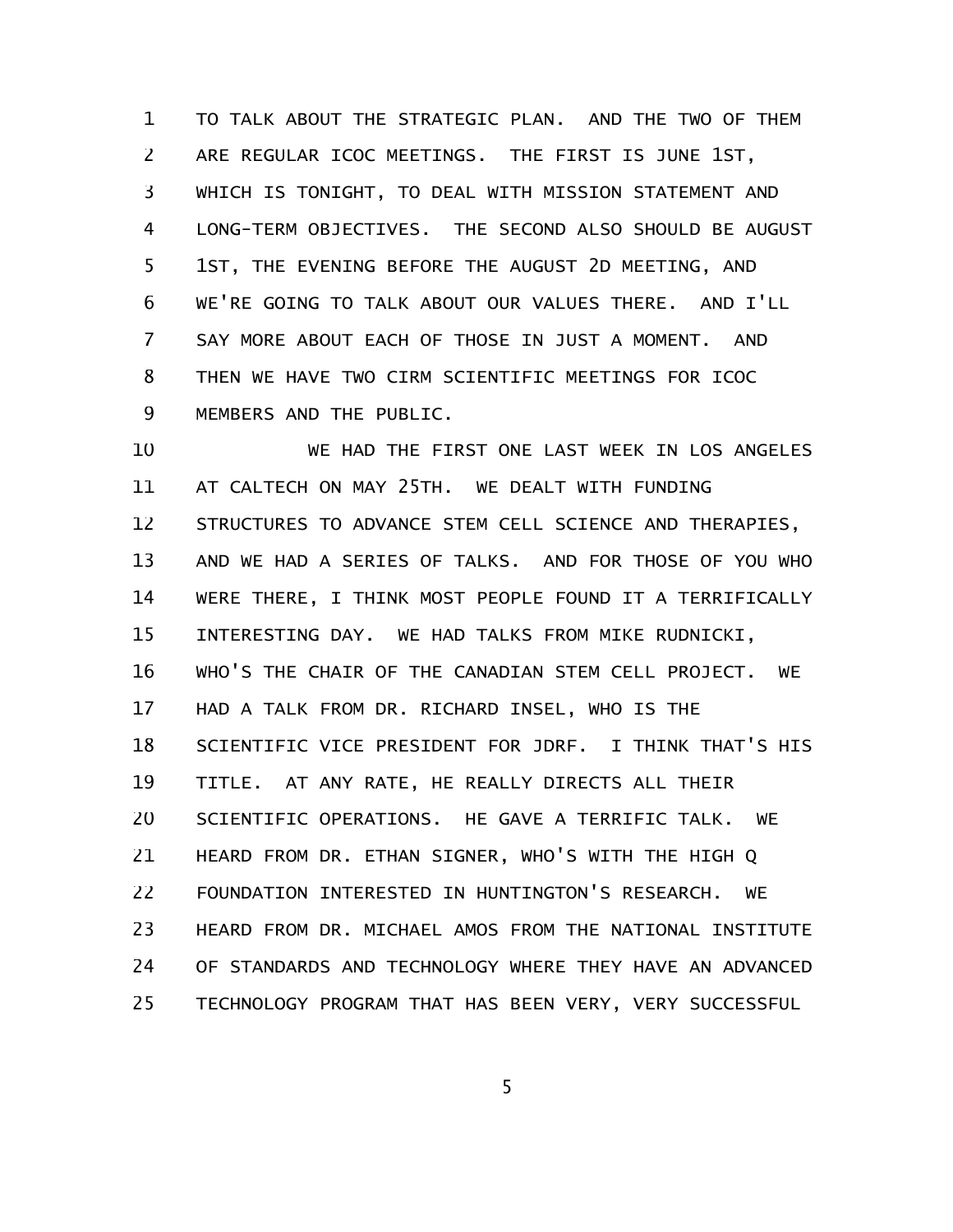TO TALK ABOUT THE STRATEGIC PLAN. AND THE TWO OF THEM ARE REGULAR ICOC MEETINGS. THE FIRST IS JUNE 1ST, WHICH IS TONIGHT, TO DEAL WITH MISSION STATEMENT AND LONG-TERM OBJECTIVES. THE SECOND ALSO SHOULD BE AUGUST 1ST, THE EVENING BEFORE THE AUGUST 2D MEETING, AND WE'RE GOING TO TALK ABOUT OUR VALUES THERE. AND I'LL SAY MORE ABOUT EACH OF THOSE IN JUST A MOMENT. AND THEN WE HAVE TWO CIRM SCIENTIFIC MEETINGS FOR ICOC MEMBERS AND THE PUBLIC.

WE HAD THE FIRST ONE LAST WEEK IN LOS ANGELES AT CALTECH ON MAY 25TH. WE DEALT WITH FUNDING STRUCTURES TO ADVANCE STEM CELL SCIENCE AND THERAPIES, AND WE HAD A SERIES OF TALKS. AND FOR THOSE OF YOU WHO WERE THERE, I THINK MOST PEOPLE FOUND IT A TERRIFICALLY INTERESTING DAY. WE HAD TALKS FROM MIKE RUDNICKI, WHO'S THE CHAIR OF THE CANADIAN STEM CELL PROJECT. WE HAD A TALK FROM DR. RICHARD INSEL, WHO IS THE SCIENTIFIC VICE PRESIDENT FOR JDRF. I THINK THAT'S HIS TITLE. AT ANY RATE, HE REALLY DIRECTS ALL THEIR SCIENTIFIC OPERATIONS. HE GAVE A TERRIFIC TALK. WE HEARD FROM DR. ETHAN SIGNER, WHO'S WITH THE HIGH Q FOUNDATION INTERESTED IN HUNTINGTON'S RESEARCH. WE HEARD FROM DR. MICHAEL AMOS FROM THE NATIONAL INSTITUTE OF STANDARDS AND TECHNOLOGY WHERE THEY HAVE AN ADVANCED TECHNOLOGY PROGRAM THAT HAS BEEN VERY, VERY SUCCESSFUL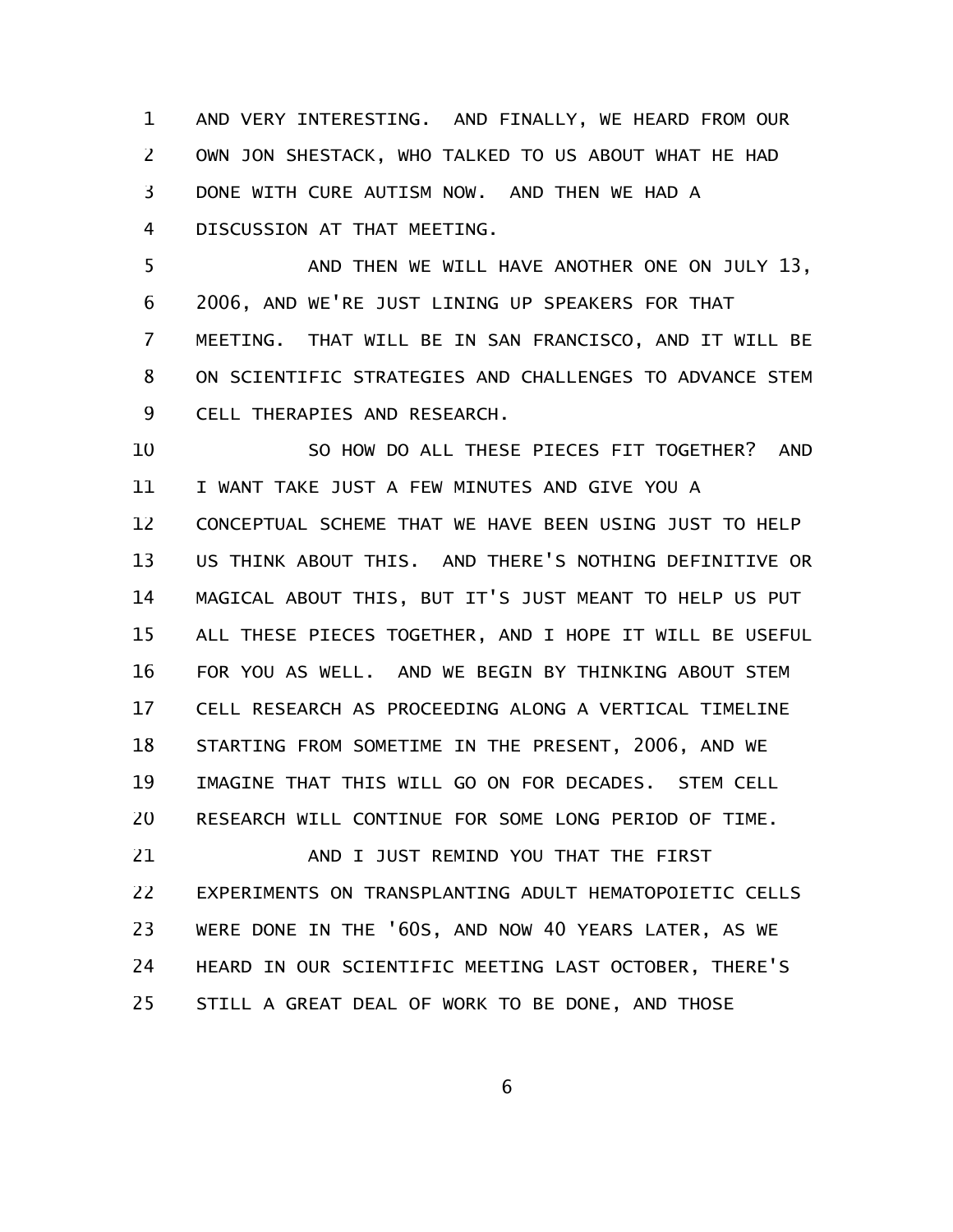AND VERY INTERESTING. AND FINALLY, WE HEARD FROM OUR OWN JON SHESTACK, WHO TALKED TO US ABOUT WHAT HE HAD DONE WITH CURE AUTISM NOW. AND THEN WE HAD A DISCUSSION AT THAT MEETING.

AND THEN WE WILL HAVE ANOTHER ONE ON JULY 13, 2006, AND WE'RE JUST LINING UP SPEAKERS FOR THAT MEETING. THAT WILL BE IN SAN FRANCISCO, AND IT WILL BE ON SCIENTIFIC STRATEGIES AND CHALLENGES TO ADVANCE STEM CELL THERAPIES AND RESEARCH.

SO HOW DO ALL THESE PIECES FIT TOGETHER? AND I WANT TAKE JUST A FEW MINUTES AND GIVE YOU A CONCEPTUAL SCHEME THAT WE HAVE BEEN USING JUST TO HELP US THINK ABOUT THIS. AND THERE'S NOTHING DEFINITIVE OR MAGICAL ABOUT THIS, BUT IT'S JUST MEANT TO HELP US PUT ALL THESE PIECES TOGETHER, AND I HOPE IT WILL BE USEFUL FOR YOU AS WELL. AND WE BEGIN BY THINKING ABOUT STEM CELL RESEARCH AS PROCEEDING ALONG A VERTICAL TIMELINE STARTING FROM SOMETIME IN THE PRESENT, 2006, AND WE IMAGINE THAT THIS WILL GO ON FOR DECADES. STEM CELL RESEARCH WILL CONTINUE FOR SOME LONG PERIOD OF TIME.

AND I JUST REMIND YOU THAT THE FIRST EXPERIMENTS ON TRANSPLANTING ADULT HEMATOPOIETIC CELLS WERE DONE IN THE '60S, AND NOW 40 YEARS LATER, AS WE HEARD IN OUR SCIENTIFIC MEETING LAST OCTOBER, THERE'S STILL A GREAT DEAL OF WORK TO BE DONE, AND THOSE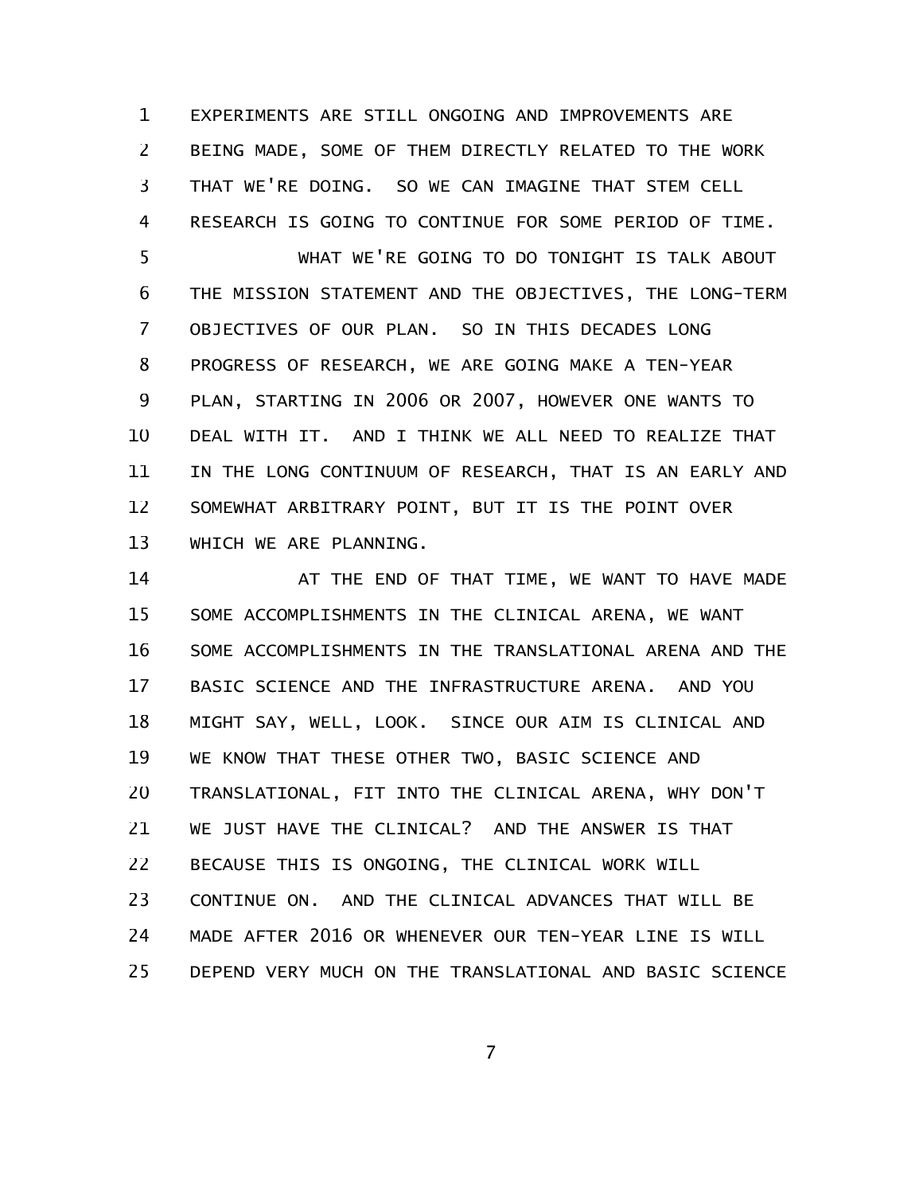EXPERIMENTS ARE STILL ONGOING AND IMPROVEMENTS ARE BEING MADE, SOME OF THEM DIRECTLY RELATED TO THE WORK THAT WE'RE DOING. SO WE CAN IMAGINE THAT STEM CELL RESEARCH IS GOING TO CONTINUE FOR SOME PERIOD OF TIME.

WHAT WE'RE GOING TO DO TONIGHT IS TALK ABOUT THE MISSION STATEMENT AND THE OBJECTIVES, THE LONG-TERM OBJECTIVES OF OUR PLAN. SO IN THIS DECADES LONG PROGRESS OF RESEARCH, WE ARE GOING MAKE A TEN-YEAR PLAN, STARTING IN 2006 OR 2007, HOWEVER ONE WANTS TO DEAL WITH IT. AND I THINK WE ALL NEED TO REALIZE THAT IN THE LONG CONTINUUM OF RESEARCH, THAT IS AN EARLY AND SOMEWHAT ARBITRARY POINT, BUT IT IS THE POINT OVER WHICH WE ARE PLANNING.

AT THE END OF THAT TIME, WE WANT TO HAVE MADE SOME ACCOMPLISHMENTS IN THE CLINICAL ARENA, WE WANT SOME ACCOMPLISHMENTS IN THE TRANSLATIONAL ARENA AND THE BASIC SCIENCE AND THE INFRASTRUCTURE ARENA. AND YOU MIGHT SAY, WELL, LOOK. SINCE OUR AIM IS CLINICAL AND WE KNOW THAT THESE OTHER TWO, BASIC SCIENCE AND TRANSLATIONAL, FIT INTO THE CLINICAL ARENA, WHY DON'T WE JUST HAVE THE CLINICAL? AND THE ANSWER IS THAT BECAUSE THIS IS ONGOING, THE CLINICAL WORK WILL CONTINUE ON. AND THE CLINICAL ADVANCES THAT WILL BE MADE AFTER 2016 OR WHENEVER OUR TEN-YEAR LINE IS WILL DEPEND VERY MUCH ON THE TRANSLATIONAL AND BASIC SCIENCE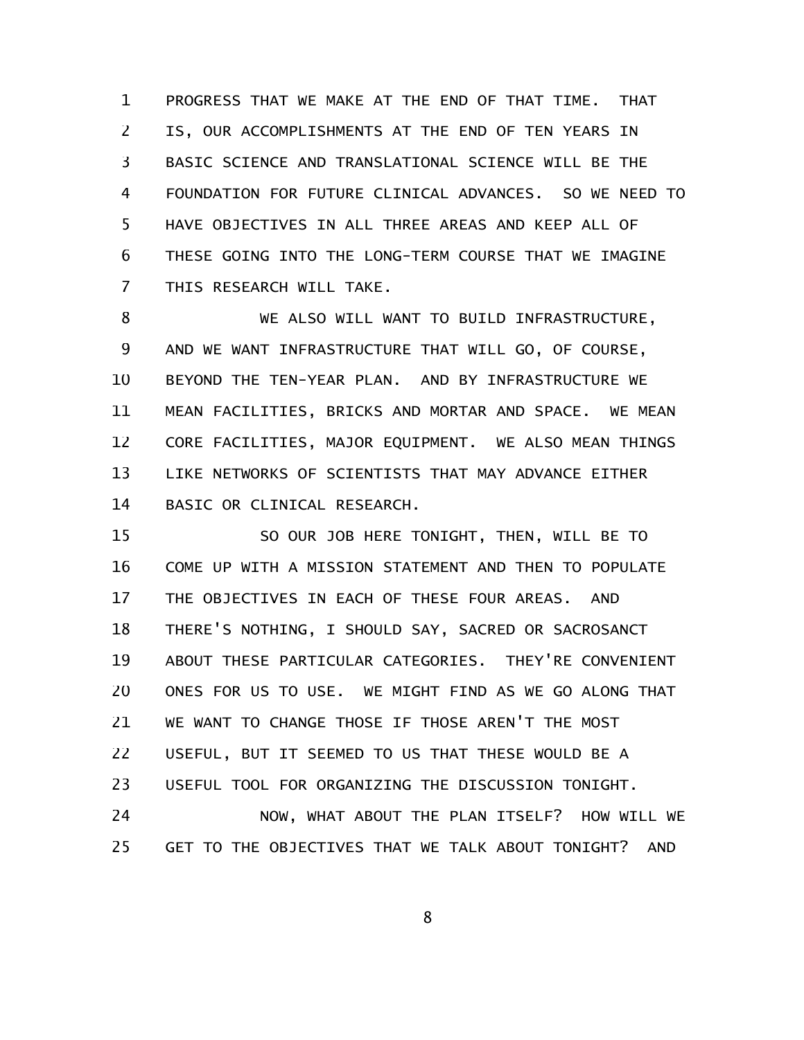PROGRESS THAT WE MAKE AT THE END OF THAT TIME. THAT IS, OUR ACCOMPLISHMENTS AT THE END OF TEN YEARS IN BASIC SCIENCE AND TRANSLATIONAL SCIENCE WILL BE THE FOUNDATION FOR FUTURE CLINICAL ADVANCES. SO WE NEED TO HAVE OBJECTIVES IN ALL THREE AREAS AND KEEP ALL OF THESE GOING INTO THE LONG-TERM COURSE THAT WE IMAGINE THIS RESEARCH WILL TAKE.

WE ALSO WILL WANT TO BUILD INFRASTRUCTURE, AND WE WANT INFRASTRUCTURE THAT WILL GO, OF COURSE, BEYOND THE TEN-YEAR PLAN. AND BY INFRASTRUCTURE WE MEAN FACILITIES, BRICKS AND MORTAR AND SPACE. WE MEAN CORE FACILITIES, MAJOR EQUIPMENT. WE ALSO MEAN THINGS LIKE NETWORKS OF SCIENTISTS THAT MAY ADVANCE EITHER BASIC OR CLINICAL RESEARCH.

SO OUR JOB HERE TONIGHT, THEN, WILL BE TO COME UP WITH A MISSION STATEMENT AND THEN TO POPULATE THE OBJECTIVES IN EACH OF THESE FOUR AREAS. AND THERE'S NOTHING, I SHOULD SAY, SACRED OR SACROSANCT ABOUT THESE PARTICULAR CATEGORIES. THEY'RE CONVENIENT ONES FOR US TO USE. WE MIGHT FIND AS WE GO ALONG THAT WE WANT TO CHANGE THOSE IF THOSE AREN'T THE MOST USEFUL, BUT IT SEEMED TO US THAT THESE WOULD BE A USEFUL TOOL FOR ORGANIZING THE DISCUSSION TONIGHT.

NOW, WHAT ABOUT THE PLAN ITSELF? HOW WILL WE GET TO THE OBJECTIVES THAT WE TALK ABOUT TONIGHT? AND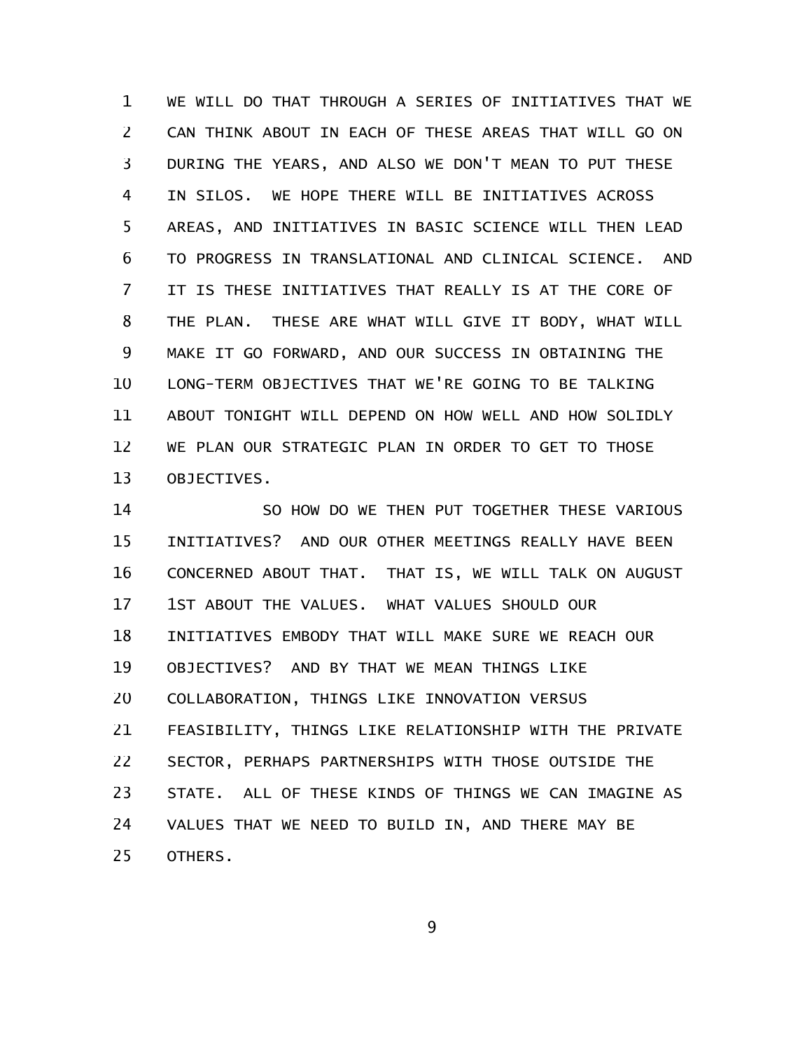WE WILL DO THAT THROUGH A SERIES OF INITIATIVES THAT WE CAN THINK ABOUT IN EACH OF THESE AREAS THAT WILL GO ON DURING THE YEARS, AND ALSO WE DON'T MEAN TO PUT THESE IN SILOS. WE HOPE THERE WILL BE INITIATIVES ACROSS AREAS, AND INITIATIVES IN BASIC SCIENCE WILL THEN LEAD TO PROGRESS IN TRANSLATIONAL AND CLINICAL SCIENCE. AND IT IS THESE INITIATIVES THAT REALLY IS AT THE CORE OF THE PLAN. THESE ARE WHAT WILL GIVE IT BODY, WHAT WILL MAKE IT GO FORWARD, AND OUR SUCCESS IN OBTAINING THE LONG-TERM OBJECTIVES THAT WE'RE GOING TO BE TALKING ABOUT TONIGHT WILL DEPEND ON HOW WELL AND HOW SOLIDLY WE PLAN OUR STRATEGIC PLAN IN ORDER TO GET TO THOSE OBJECTIVES.

SO HOW DO WE THEN PUT TOGETHER THESE VARIOUS INITIATIVES? AND OUR OTHER MEETINGS REALLY HAVE BEEN CONCERNED ABOUT THAT. THAT IS, WE WILL TALK ON AUGUST 1ST ABOUT THE VALUES. WHAT VALUES SHOULD OUR INITIATIVES EMBODY THAT WILL MAKE SURE WE REACH OUR OBJECTIVES? AND BY THAT WE MEAN THINGS LIKE COLLABORATION, THINGS LIKE INNOVATION VERSUS FEASIBILITY, THINGS LIKE RELATIONSHIP WITH THE PRIVATE SECTOR, PERHAPS PARTNERSHIPS WITH THOSE OUTSIDE THE STATE. ALL OF THESE KINDS OF THINGS WE CAN IMAGINE AS VALUES THAT WE NEED TO BUILD IN, AND THERE MAY BE OTHERS.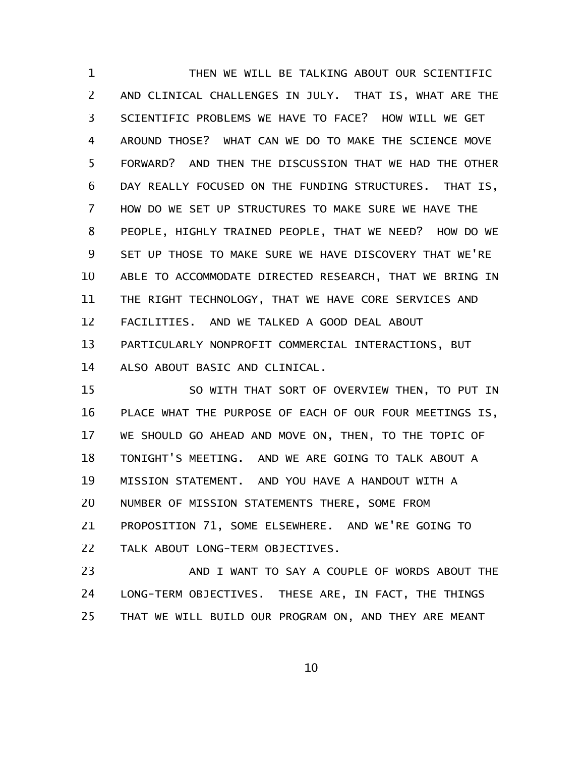THEN WE WILL BE TALKING ABOUT OUR SCIENTIFIC AND CLINICAL CHALLENGES IN JULY. THAT IS, WHAT ARE THE SCIENTIFIC PROBLEMS WE HAVE TO FACE? HOW WILL WE GET AROUND THOSE? WHAT CAN WE DO TO MAKE THE SCIENCE MOVE FORWARD? AND THEN THE DISCUSSION THAT WE HAD THE OTHER DAY REALLY FOCUSED ON THE FUNDING STRUCTURES. THAT IS, HOW DO WE SET UP STRUCTURES TO MAKE SURE WE HAVE THE PEOPLE, HIGHLY TRAINED PEOPLE, THAT WE NEED? HOW DO WE SET UP THOSE TO MAKE SURE WE HAVE DISCOVERY THAT WE'RE ABLE TO ACCOMMODATE DIRECTED RESEARCH, THAT WE BRING IN THE RIGHT TECHNOLOGY, THAT WE HAVE CORE SERVICES AND FACILITIES. AND WE TALKED A GOOD DEAL ABOUT PARTICULARLY NONPROFIT COMMERCIAL INTERACTIONS, BUT ALSO ABOUT BASIC AND CLINICAL.

SO WITH THAT SORT OF OVERVIEW THEN, TO PUT IN PLACE WHAT THE PURPOSE OF EACH OF OUR FOUR MEETINGS IS, WE SHOULD GO AHEAD AND MOVE ON, THEN, TO THE TOPIC OF TONIGHT'S MEETING. AND WE ARE GOING TO TALK ABOUT A MISSION STATEMENT. AND YOU HAVE A HANDOUT WITH A NUMBER OF MISSION STATEMENTS THERE, SOME FROM PROPOSITION 71, SOME ELSEWHERE. AND WE'RE GOING TO TALK ABOUT LONG-TERM OBJECTIVES.

AND I WANT TO SAY A COUPLE OF WORDS ABOUT THE LONG-TERM OBJECTIVES. THESE ARE, IN FACT, THE THINGS THAT WE WILL BUILD OUR PROGRAM ON, AND THEY ARE MEANT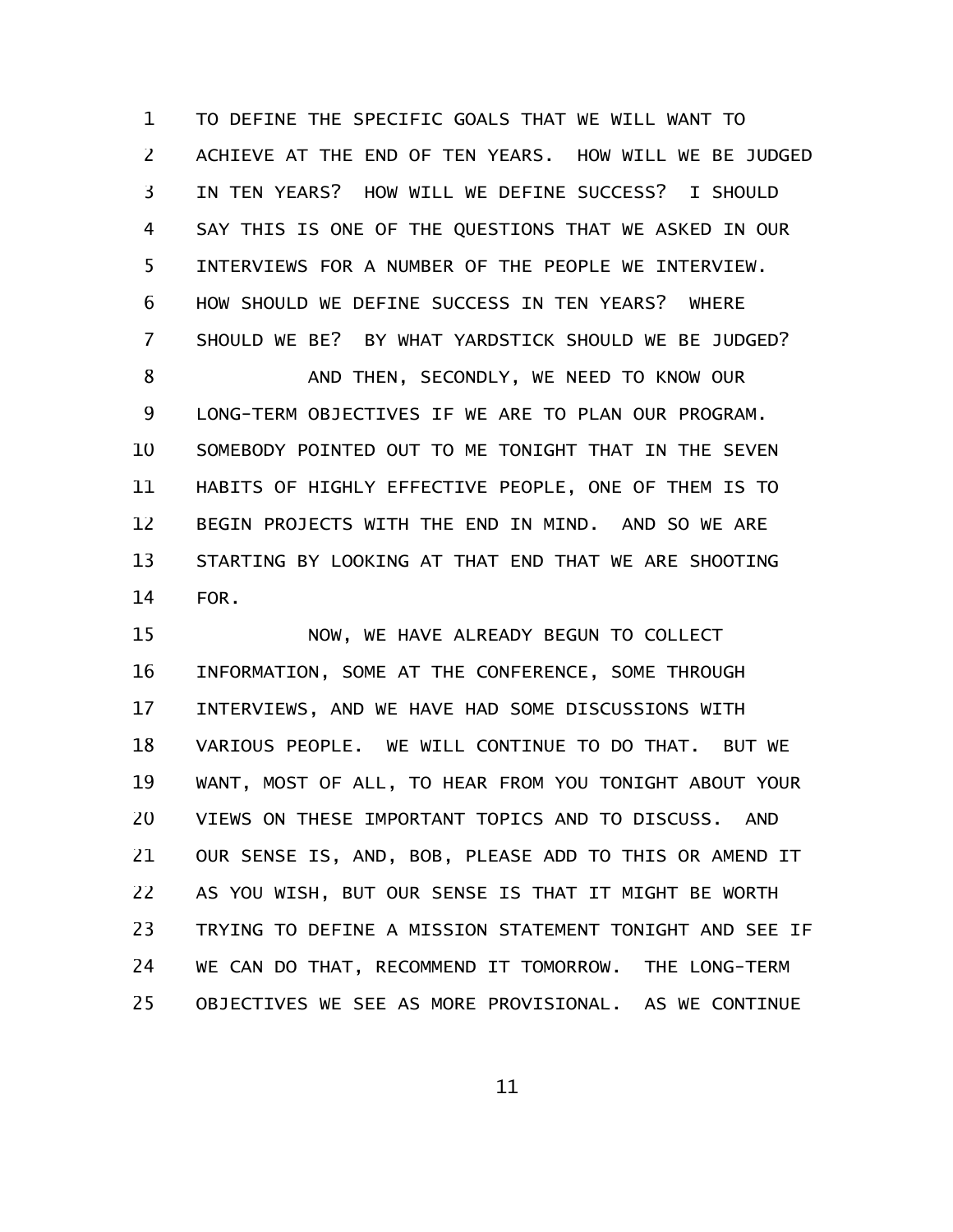TO DEFINE THE SPECIFIC GOALS THAT WE WILL WANT TO ACHIEVE AT THE END OF TEN YEARS. HOW WILL WE BE JUDGED IN TEN YEARS? HOW WILL WE DEFINE SUCCESS? I SHOULD SAY THIS IS ONE OF THE QUESTIONS THAT WE ASKED IN OUR INTERVIEWS FOR A NUMBER OF THE PEOPLE WE INTERVIEW. HOW SHOULD WE DEFINE SUCCESS IN TEN YEARS? WHERE SHOULD WE BE? BY WHAT YARDSTICK SHOULD WE BE JUDGED?

AND THEN, SECONDLY, WE NEED TO KNOW OUR LONG-TERM OBJECTIVES IF WE ARE TO PLAN OUR PROGRAM. SOMEBODY POINTED OUT TO ME TONIGHT THAT IN THE SEVEN HABITS OF HIGHLY EFFECTIVE PEOPLE, ONE OF THEM IS TO BEGIN PROJECTS WITH THE END IN MIND. AND SO WE ARE STARTING BY LOOKING AT THAT END THAT WE ARE SHOOTING FOR.

NOW, WE HAVE ALREADY BEGUN TO COLLECT INFORMATION, SOME AT THE CONFERENCE, SOME THROUGH INTERVIEWS, AND WE HAVE HAD SOME DISCUSSIONS WITH VARIOUS PEOPLE. WE WILL CONTINUE TO DO THAT. BUT WE WANT, MOST OF ALL, TO HEAR FROM YOU TONIGHT ABOUT YOUR VIEWS ON THESE IMPORTANT TOPICS AND TO DISCUSS. AND OUR SENSE IS, AND, BOB, PLEASE ADD TO THIS OR AMEND IT AS YOU WISH, BUT OUR SENSE IS THAT IT MIGHT BE WORTH TRYING TO DEFINE A MISSION STATEMENT TONIGHT AND SEE IF WE CAN DO THAT, RECOMMEND IT TOMORROW. THE LONG-TERM OBJECTIVES WE SEE AS MORE PROVISIONAL. AS WE CONTINUE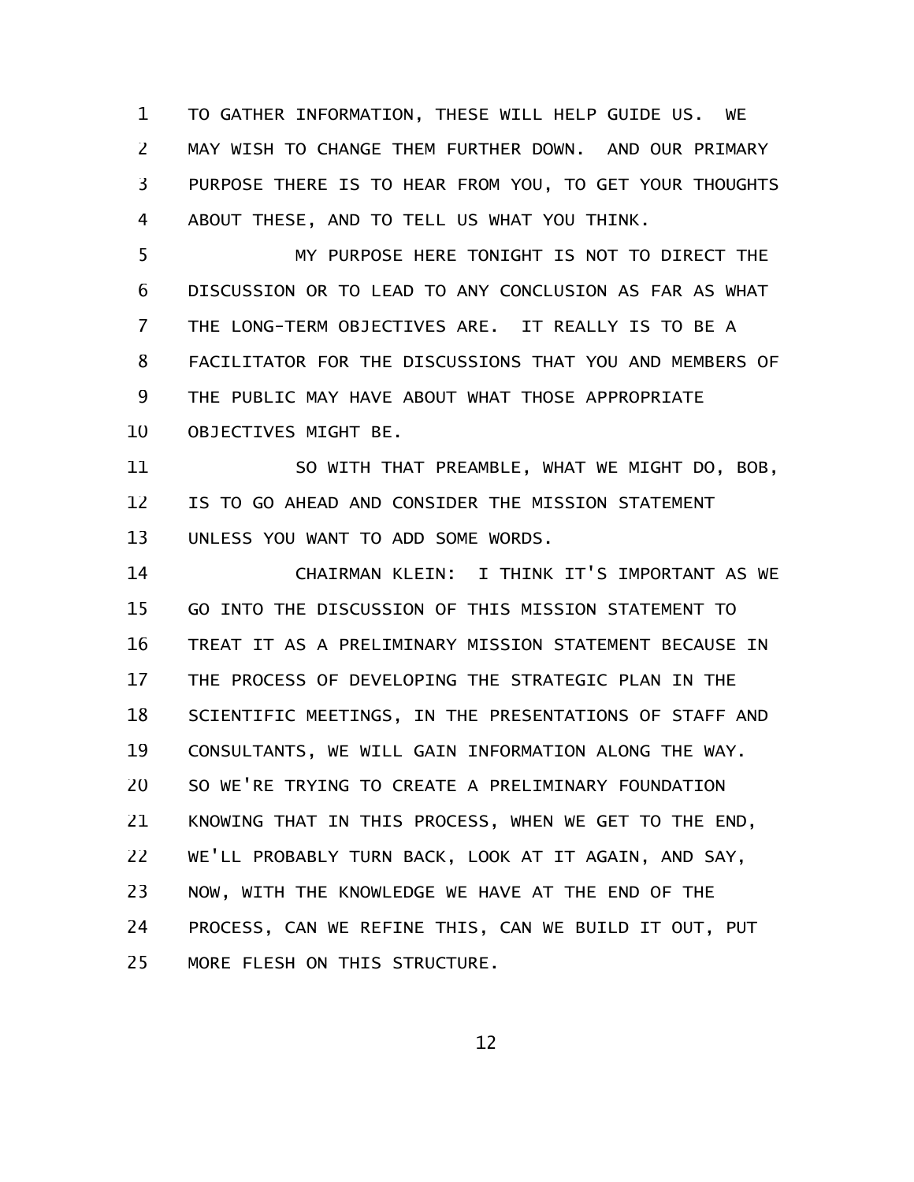TO GATHER INFORMATION, THESE WILL HELP GUIDE US. WE MAY WISH TO CHANGE THEM FURTHER DOWN. AND OUR PRIMARY PURPOSE THERE IS TO HEAR FROM YOU, TO GET YOUR THOUGHTS ABOUT THESE, AND TO TELL US WHAT YOU THINK.

MY PURPOSE HERE TONIGHT IS NOT TO DIRECT THE DISCUSSION OR TO LEAD TO ANY CONCLUSION AS FAR AS WHAT THE LONG-TERM OBJECTIVES ARE. IT REALLY IS TO BE A FACILITATOR FOR THE DISCUSSIONS THAT YOU AND MEMBERS OF THE PUBLIC MAY HAVE ABOUT WHAT THOSE APPROPRIATE OBJECTIVES MIGHT BE.

SO WITH THAT PREAMBLE, WHAT WE MIGHT DO, BOB, IS TO GO AHEAD AND CONSIDER THE MISSION STATEMENT UNLESS YOU WANT TO ADD SOME WORDS.

CHAIRMAN KLEIN: I THINK IT'S IMPORTANT AS WE GO INTO THE DISCUSSION OF THIS MISSION STATEMENT TO TREAT IT AS A PRELIMINARY MISSION STATEMENT BECAUSE IN THE PROCESS OF DEVELOPING THE STRATEGIC PLAN IN THE SCIENTIFIC MEETINGS, IN THE PRESENTATIONS OF STAFF AND CONSULTANTS, WE WILL GAIN INFORMATION ALONG THE WAY. SO WE'RE TRYING TO CREATE A PRELIMINARY FOUNDATION KNOWING THAT IN THIS PROCESS, WHEN WE GET TO THE END, WE'LL PROBABLY TURN BACK, LOOK AT IT AGAIN, AND SAY, NOW, WITH THE KNOWLEDGE WE HAVE AT THE END OF THE PROCESS, CAN WE REFINE THIS, CAN WE BUILD IT OUT, PUT MORE FLESH ON THIS STRUCTURE.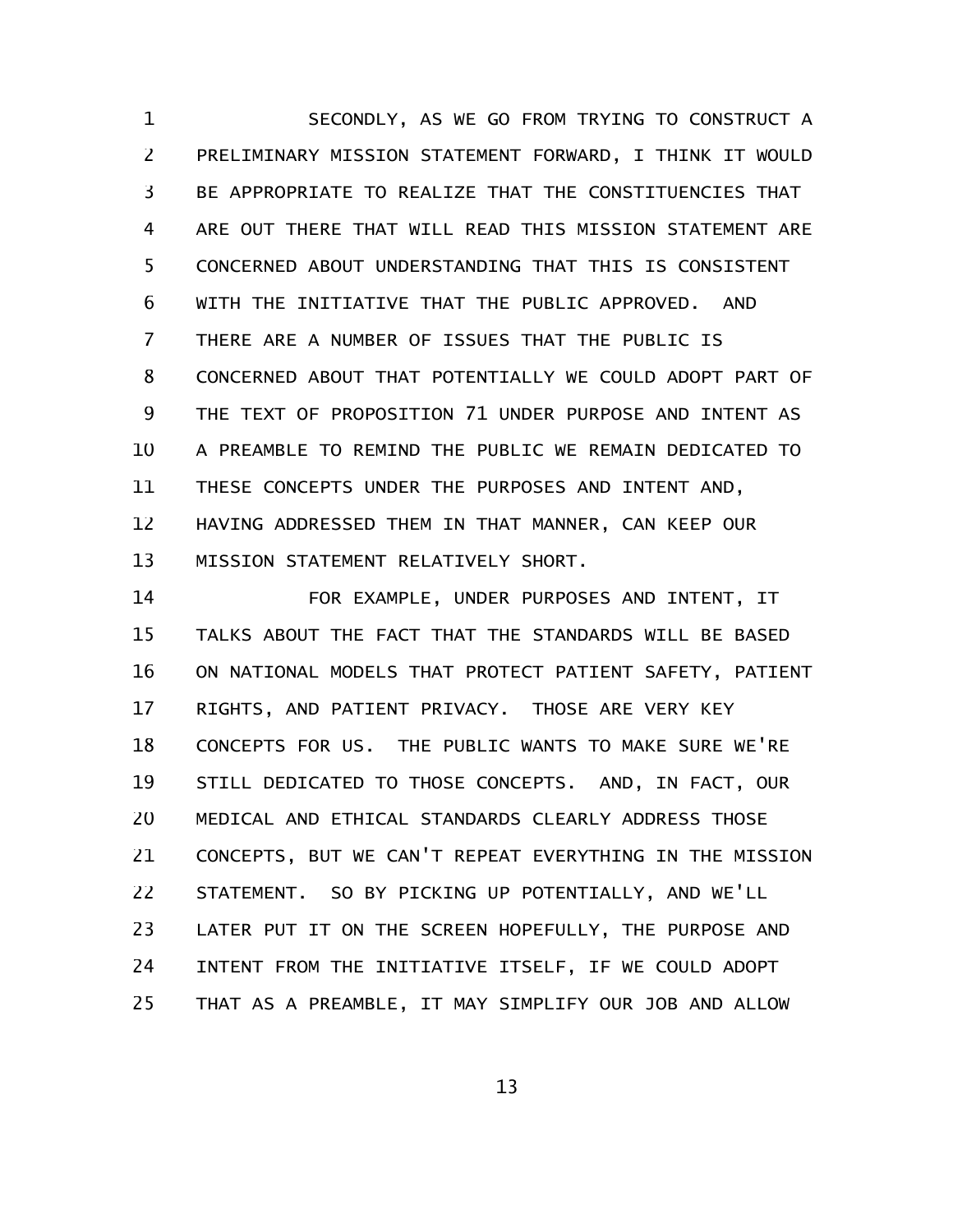SECONDLY, AS WE GO FROM TRYING TO CONSTRUCT A PRELIMINARY MISSION STATEMENT FORWARD, I THINK IT WOULD BE APPROPRIATE TO REALIZE THAT THE CONSTITUENCIES THAT ARE OUT THERE THAT WILL READ THIS MISSION STATEMENT ARE CONCERNED ABOUT UNDERSTANDING THAT THIS IS CONSISTENT WITH THE INITIATIVE THAT THE PUBLIC APPROVED. AND THERE ARE A NUMBER OF ISSUES THAT THE PUBLIC IS CONCERNED ABOUT THAT POTENTIALLY WE COULD ADOPT PART OF THE TEXT OF PROPOSITION 71 UNDER PURPOSE AND INTENT AS A PREAMBLE TO REMIND THE PUBLIC WE REMAIN DEDICATED TO THESE CONCEPTS UNDER THE PURPOSES AND INTENT AND, HAVING ADDRESSED THEM IN THAT MANNER, CAN KEEP OUR MISSION STATEMENT RELATIVELY SHORT.

FOR EXAMPLE, UNDER PURPOSES AND INTENT, IT TALKS ABOUT THE FACT THAT THE STANDARDS WILL BE BASED ON NATIONAL MODELS THAT PROTECT PATIENT SAFETY, PATIENT RIGHTS, AND PATIENT PRIVACY. THOSE ARE VERY KEY CONCEPTS FOR US. THE PUBLIC WANTS TO MAKE SURE WE'RE STILL DEDICATED TO THOSE CONCEPTS. AND, IN FACT, OUR MEDICAL AND ETHICAL STANDARDS CLEARLY ADDRESS THOSE CONCEPTS, BUT WE CAN'T REPEAT EVERYTHING IN THE MISSION STATEMENT. SO BY PICKING UP POTENTIALLY, AND WE'LL LATER PUT IT ON THE SCREEN HOPEFULLY, THE PURPOSE AND INTENT FROM THE INITIATIVE ITSELF, IF WE COULD ADOPT THAT AS A PREAMBLE, IT MAY SIMPLIFY OUR JOB AND ALLOW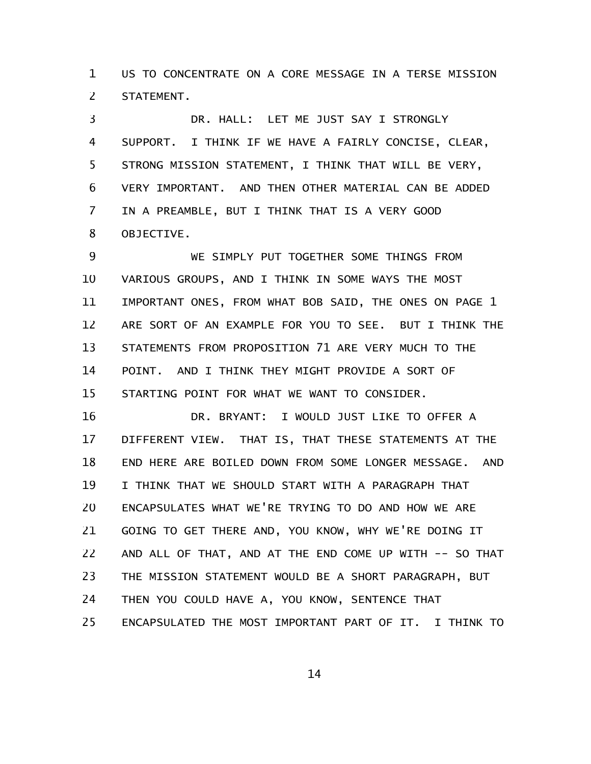US TO CONCENTRATE ON A CORE MESSAGE IN A TERSE MISSION STATEMENT.

DR. HALL: LET ME JUST SAY I STRONGLY SUPPORT. I THINK IF WE HAVE A FAIRLY CONCISE, CLEAR, STRONG MISSION STATEMENT, I THINK THAT WILL BE VERY, VERY IMPORTANT. AND THEN OTHER MATERIAL CAN BE ADDED IN A PREAMBLE, BUT I THINK THAT IS A VERY GOOD OBJECTIVE.

WE SIMPLY PUT TOGETHER SOME THINGS FROM VARIOUS GROUPS, AND I THINK IN SOME WAYS THE MOST IMPORTANT ONES, FROM WHAT BOB SAID, THE ONES ON PAGE 1 ARE SORT OF AN EXAMPLE FOR YOU TO SEE. BUT I THINK THE STATEMENTS FROM PROPOSITION 71 ARE VERY MUCH TO THE POINT. AND I THINK THEY MIGHT PROVIDE A SORT OF STARTING POINT FOR WHAT WE WANT TO CONSIDER.

DR. BRYANT: I WOULD JUST LIKE TO OFFER A DIFFERENT VIEW. THAT IS, THAT THESE STATEMENTS AT THE END HERE ARE BOILED DOWN FROM SOME LONGER MESSAGE. AND I THINK THAT WE SHOULD START WITH A PARAGRAPH THAT ENCAPSULATES WHAT WE'RE TRYING TO DO AND HOW WE ARE GOING TO GET THERE AND, YOU KNOW, WHY WE'RE DOING IT AND ALL OF THAT, AND AT THE END COME UP WITH -- SO THAT THE MISSION STATEMENT WOULD BE A SHORT PARAGRAPH, BUT THEN YOU COULD HAVE A, YOU KNOW, SENTENCE THAT ENCAPSULATED THE MOST IMPORTANT PART OF IT. I THINK TO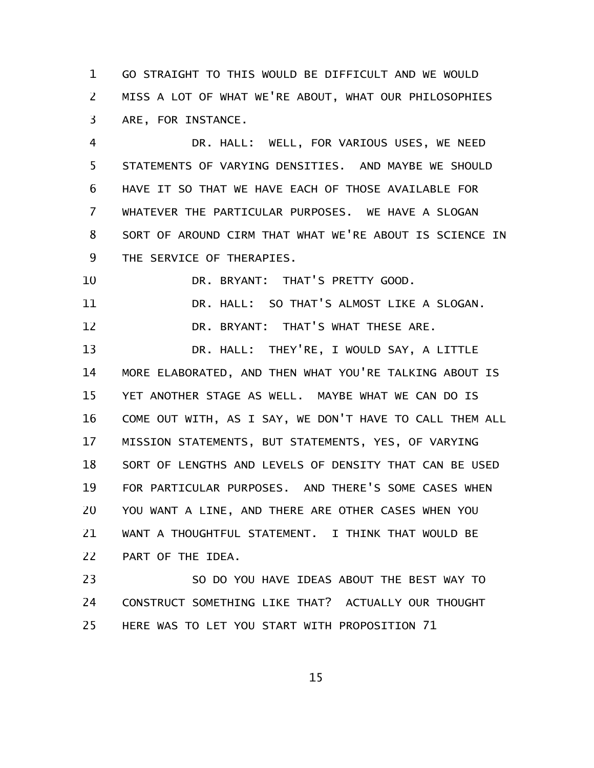GO STRAIGHT TO THIS WOULD BE DIFFICULT AND WE WOULD MISS A LOT OF WHAT WE'RE ABOUT, WHAT OUR PHILOSOPHIES ARE, FOR INSTANCE.

DR. HALL: WELL, FOR VARIOUS USES, WE NEED STATEMENTS OF VARYING DENSITIES. AND MAYBE WE SHOULD HAVE IT SO THAT WE HAVE EACH OF THOSE AVAILABLE FOR WHATEVER THE PARTICULAR PURPOSES. WE HAVE A SLOGAN SORT OF AROUND CIRM THAT WHAT WE'RE ABOUT IS SCIENCE IN THE SERVICE OF THERAPIES.

DR. BRYANT: THAT'S PRETTY GOOD.

DR. HALL: SO THAT'S ALMOST LIKE A SLOGAN.

DR. BRYANT: THAT'S WHAT THESE ARE.

DR. HALL: THEY'RE, I WOULD SAY, A LITTLE MORE ELABORATED, AND THEN WHAT YOU'RE TALKING ABOUT IS YET ANOTHER STAGE AS WELL. MAYBE WHAT WE CAN DO IS COME OUT WITH, AS I SAY, WE DON'T HAVE TO CALL THEM ALL MISSION STATEMENTS, BUT STATEMENTS, YES, OF VARYING SORT OF LENGTHS AND LEVELS OF DENSITY THAT CAN BE USED FOR PARTICULAR PURPOSES. AND THERE'S SOME CASES WHEN YOU WANT A LINE, AND THERE ARE OTHER CASES WHEN YOU WANT A THOUGHTFUL STATEMENT. I THINK THAT WOULD BE PART OF THE IDEA.

SO DO YOU HAVE IDEAS ABOUT THE BEST WAY TO CONSTRUCT SOMETHING LIKE THAT? ACTUALLY OUR THOUGHT HERE WAS TO LET YOU START WITH PROPOSITION 71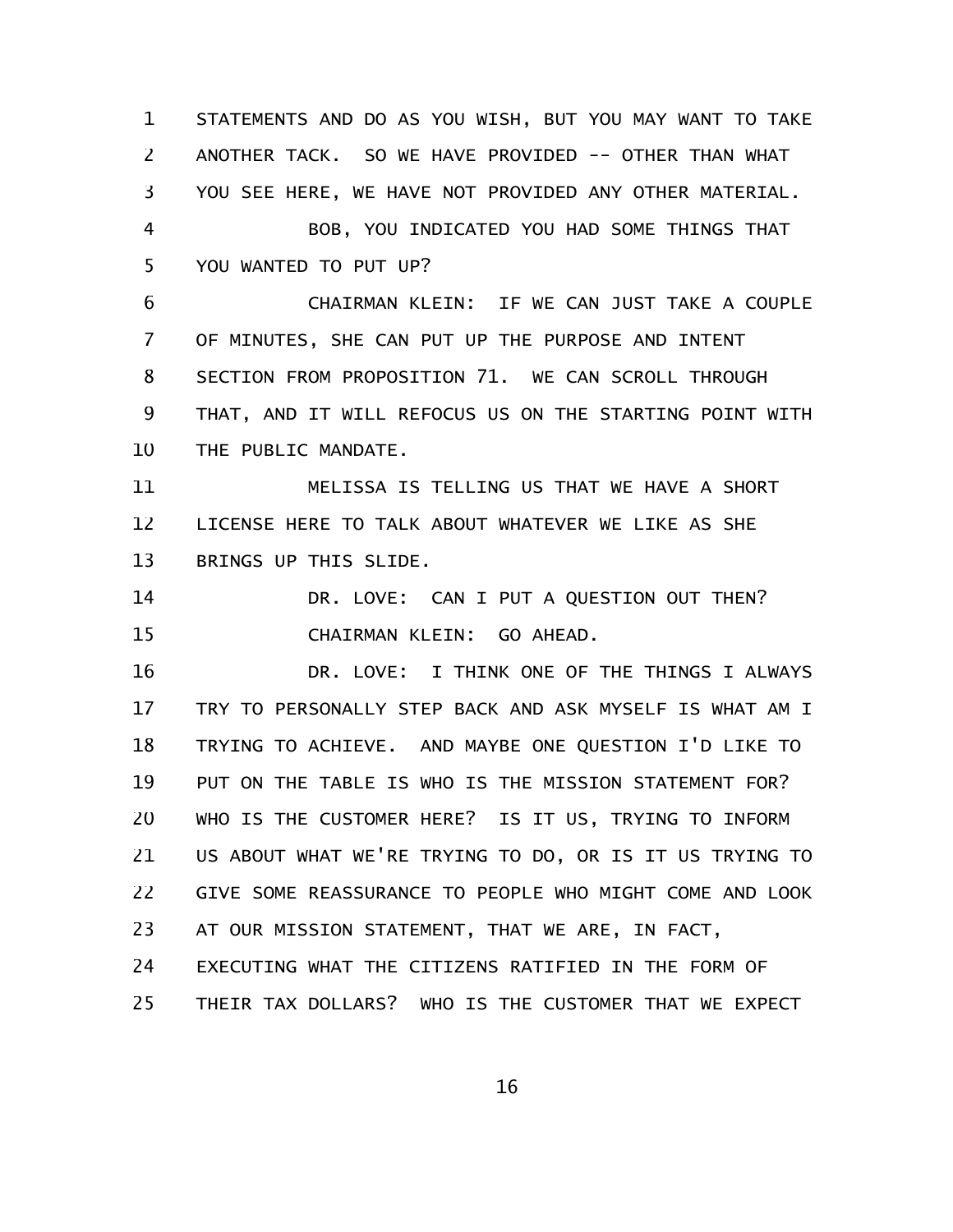STATEMENTS AND DO AS YOU WISH, BUT YOU MAY WANT TO TAKE ANOTHER TACK. SO WE HAVE PROVIDED -- OTHER THAN WHAT YOU SEE HERE, WE HAVE NOT PROVIDED ANY OTHER MATERIAL.

BOB, YOU INDICATED YOU HAD SOME THINGS THAT YOU WANTED TO PUT UP?

CHAIRMAN KLEIN: IF WE CAN JUST TAKE A COUPLE OF MINUTES, SHE CAN PUT UP THE PURPOSE AND INTENT SECTION FROM PROPOSITION 71. WE CAN SCROLL THROUGH THAT, AND IT WILL REFOCUS US ON THE STARTING POINT WITH THE PUBLIC MANDATE.

MELISSA IS TELLING US THAT WE HAVE A SHORT LICENSE HERE TO TALK ABOUT WHATEVER WE LIKE AS SHE BRINGS UP THIS SLIDE.

DR. LOVE: CAN I PUT A QUESTION OUT THEN?

CHAIRMAN KLEIN: GO AHEAD.

DR. LOVE: I THINK ONE OF THE THINGS I ALWAYS TRY TO PERSONALLY STEP BACK AND ASK MYSELF IS WHAT AM I TRYING TO ACHIEVE. AND MAYBE ONE QUESTION I'D LIKE TO PUT ON THE TABLE IS WHO IS THE MISSION STATEMENT FOR? WHO IS THE CUSTOMER HERE? IS IT US, TRYING TO INFORM US ABOUT WHAT WE'RE TRYING TO DO, OR IS IT US TRYING TO GIVE SOME REASSURANCE TO PEOPLE WHO MIGHT COME AND LOOK AT OUR MISSION STATEMENT, THAT WE ARE, IN FACT, EXECUTING WHAT THE CITIZENS RATIFIED IN THE FORM OF THEIR TAX DOLLARS? WHO IS THE CUSTOMER THAT WE EXPECT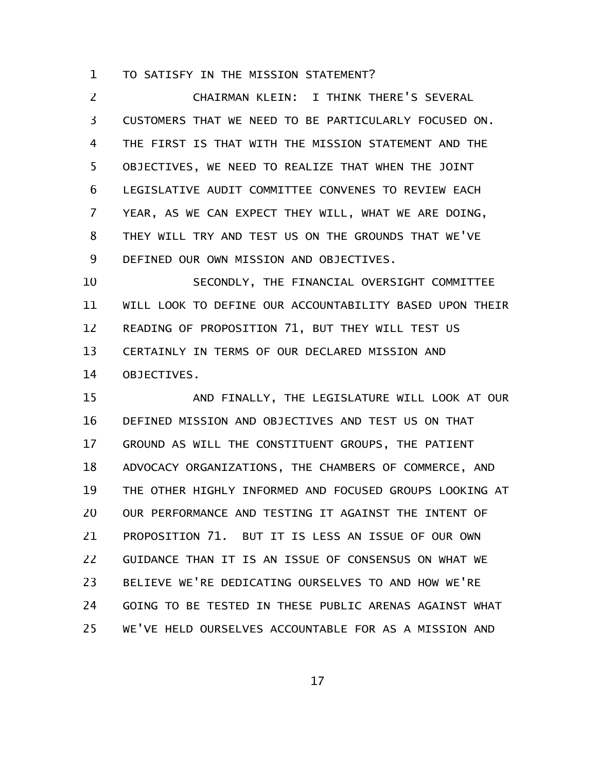TO SATISFY IN THE MISSION STATEMENT?

CHAIRMAN KLEIN: I THINK THERE'S SEVERAL CUSTOMERS THAT WE NEED TO BE PARTICULARLY FOCUSED ON. THE FIRST IS THAT WITH THE MISSION STATEMENT AND THE OBJECTIVES, WE NEED TO REALIZE THAT WHEN THE JOINT LEGISLATIVE AUDIT COMMITTEE CONVENES TO REVIEW EACH YEAR, AS WE CAN EXPECT THEY WILL, WHAT WE ARE DOING, THEY WILL TRY AND TEST US ON THE GROUNDS THAT WE'VE DEFINED OUR OWN MISSION AND OBJECTIVES.

SECONDLY, THE FINANCIAL OVERSIGHT COMMITTEE WILL LOOK TO DEFINE OUR ACCOUNTABILITY BASED UPON THEIR READING OF PROPOSITION 71, BUT THEY WILL TEST US CERTAINLY IN TERMS OF OUR DECLARED MISSION AND OBJECTIVES.

AND FINALLY, THE LEGISLATURE WILL LOOK AT OUR DEFINED MISSION AND OBJECTIVES AND TEST US ON THAT GROUND AS WILL THE CONSTITUENT GROUPS, THE PATIENT ADVOCACY ORGANIZATIONS, THE CHAMBERS OF COMMERCE, AND THE OTHER HIGHLY INFORMED AND FOCUSED GROUPS LOOKING AT OUR PERFORMANCE AND TESTING IT AGAINST THE INTENT OF PROPOSITION 71. BUT IT IS LESS AN ISSUE OF OUR OWN GUIDANCE THAN IT IS AN ISSUE OF CONSENSUS ON WHAT WE BELIEVE WE'RE DEDICATING OURSELVES TO AND HOW WE'RE GOING TO BE TESTED IN THESE PUBLIC ARENAS AGAINST WHAT WE'VE HELD OURSELVES ACCOUNTABLE FOR AS A MISSION AND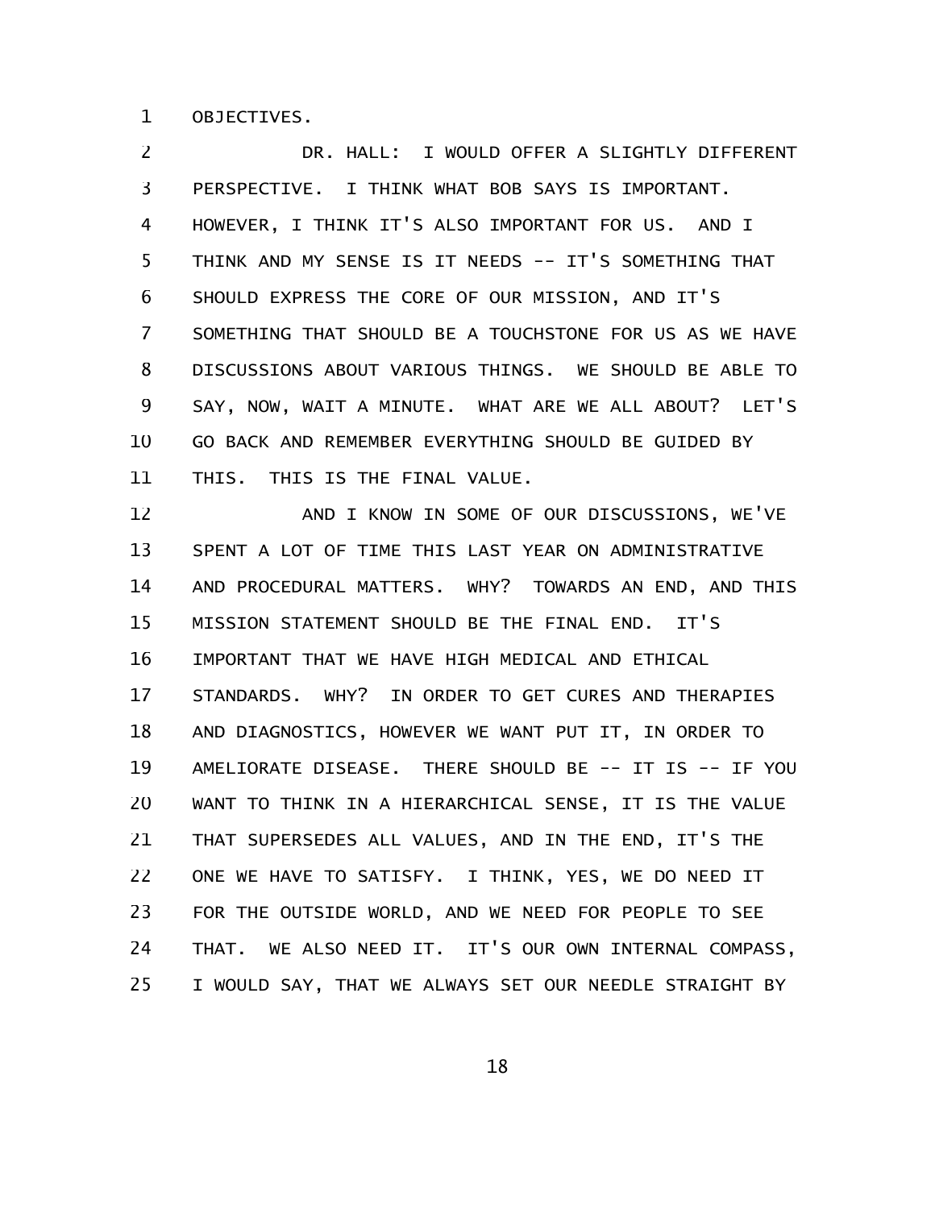OBJECTIVES.

DR. HALL: I WOULD OFFER A SLIGHTLY DIFFERENT PERSPECTIVE. I THINK WHAT BOB SAYS IS IMPORTANT. HOWEVER, I THINK IT'S ALSO IMPORTANT FOR US. AND I THINK AND MY SENSE IS IT NEEDS -- IT'S SOMETHING THAT SHOULD EXPRESS THE CORE OF OUR MISSION, AND IT'S SOMETHING THAT SHOULD BE A TOUCHSTONE FOR US AS WE HAVE DISCUSSIONS ABOUT VARIOUS THINGS. WE SHOULD BE ABLE TO SAY, NOW, WAIT A MINUTE. WHAT ARE WE ALL ABOUT? LET'S GO BACK AND REMEMBER EVERYTHING SHOULD BE GUIDED BY THIS. THIS IS THE FINAL VALUE.

AND I KNOW IN SOME OF OUR DISCUSSIONS, WE'VE SPENT A LOT OF TIME THIS LAST YEAR ON ADMINISTRATIVE AND PROCEDURAL MATTERS. WHY? TOWARDS AN END, AND THIS MISSION STATEMENT SHOULD BE THE FINAL END. IT'S IMPORTANT THAT WE HAVE HIGH MEDICAL AND ETHICAL STANDARDS. WHY? IN ORDER TO GET CURES AND THERAPIES AND DIAGNOSTICS, HOWEVER WE WANT PUT IT, IN ORDER TO AMELIORATE DISEASE. THERE SHOULD BE -- IT IS -- IF YOU WANT TO THINK IN A HIERARCHICAL SENSE, IT IS THE VALUE THAT SUPERSEDES ALL VALUES, AND IN THE END, IT'S THE ONE WE HAVE TO SATISFY. I THINK, YES, WE DO NEED IT FOR THE OUTSIDE WORLD, AND WE NEED FOR PEOPLE TO SEE THAT. WE ALSO NEED IT. IT'S OUR OWN INTERNAL COMPASS, I WOULD SAY, THAT WE ALWAYS SET OUR NEEDLE STRAIGHT BY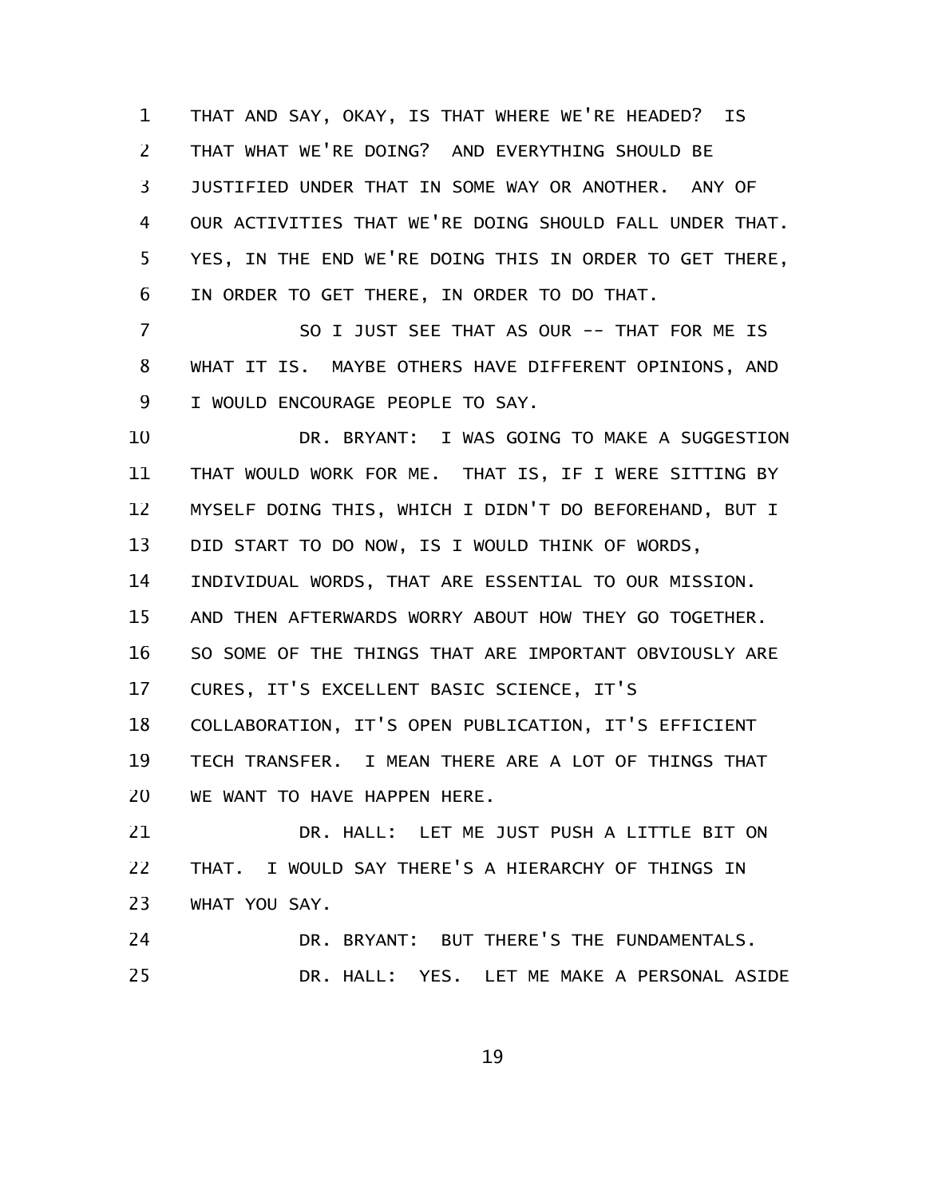THAT AND SAY, OKAY, IS THAT WHERE WE'RE HEADED? IS THAT WHAT WE'RE DOING? AND EVERYTHING SHOULD BE JUSTIFIED UNDER THAT IN SOME WAY OR ANOTHER. ANY OF OUR ACTIVITIES THAT WE'RE DOING SHOULD FALL UNDER THAT. YES, IN THE END WE'RE DOING THIS IN ORDER TO GET THERE, IN ORDER TO GET THERE, IN ORDER TO DO THAT.

SO I JUST SEE THAT AS OUR -- THAT FOR ME IS WHAT IT IS. MAYBE OTHERS HAVE DIFFERENT OPINIONS, AND I WOULD ENCOURAGE PEOPLE TO SAY.

DR. BRYANT: I WAS GOING TO MAKE A SUGGESTION THAT WOULD WORK FOR ME. THAT IS, IF I WERE SITTING BY MYSELF DOING THIS, WHICH I DIDN'T DO BEFOREHAND, BUT I DID START TO DO NOW, IS I WOULD THINK OF WORDS, INDIVIDUAL WORDS, THAT ARE ESSENTIAL TO OUR MISSION. AND THEN AFTERWARDS WORRY ABOUT HOW THEY GO TOGETHER. SO SOME OF THE THINGS THAT ARE IMPORTANT OBVIOUSLY ARE CURES, IT'S EXCELLENT BASIC SCIENCE, IT'S COLLABORATION, IT'S OPEN PUBLICATION, IT'S EFFICIENT TECH TRANSFER. I MEAN THERE ARE A LOT OF THINGS THAT WE WANT TO HAVE HAPPEN HERE.

DR. HALL: LET ME JUST PUSH A LITTLE BIT ON THAT. I WOULD SAY THERE'S A HIERARCHY OF THINGS IN WHAT YOU SAY.

DR. BRYANT: BUT THERE'S THE FUNDAMENTALS.

DR. HALL: YES. LET ME MAKE A PERSONAL ASIDE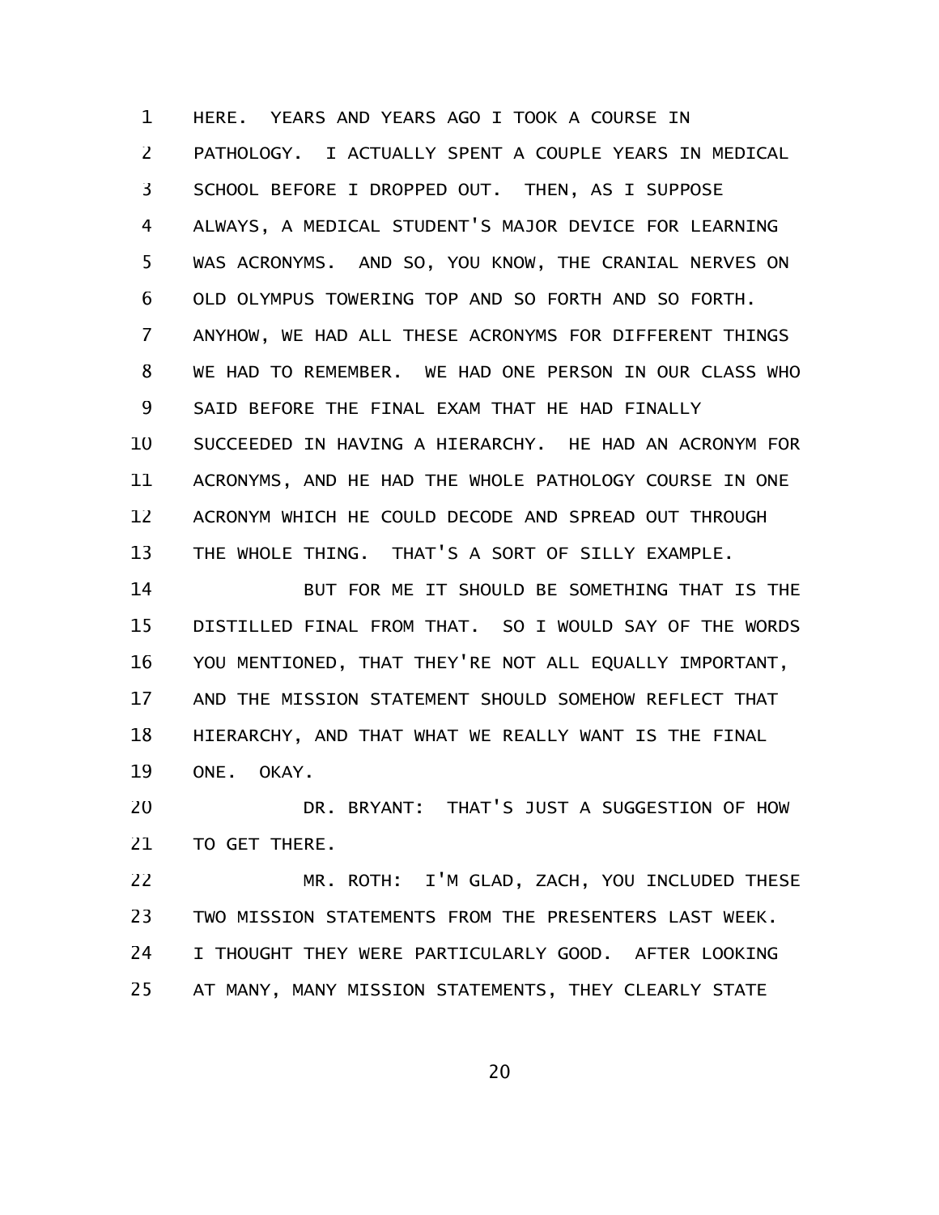HERE. YEARS AND YEARS AGO I TOOK A COURSE IN PATHOLOGY. I ACTUALLY SPENT A COUPLE YEARS IN MEDICAL SCHOOL BEFORE I DROPPED OUT. THEN, AS I SUPPOSE ALWAYS, A MEDICAL STUDENT'S MAJOR DEVICE FOR LEARNING WAS ACRONYMS. AND SO, YOU KNOW, THE CRANIAL NERVES ON OLD OLYMPUS TOWERING TOP AND SO FORTH AND SO FORTH. ANYHOW, WE HAD ALL THESE ACRONYMS FOR DIFFERENT THINGS WE HAD TO REMEMBER. WE HAD ONE PERSON IN OUR CLASS WHO SAID BEFORE THE FINAL EXAM THAT HE HAD FINALLY SUCCEEDED IN HAVING A HIERARCHY. HE HAD AN ACRONYM FOR ACRONYMS, AND HE HAD THE WHOLE PATHOLOGY COURSE IN ONE ACRONYM WHICH HE COULD DECODE AND SPREAD OUT THROUGH THE WHOLE THING. THAT'S A SORT OF SILLY EXAMPLE.

BUT FOR ME IT SHOULD BE SOMETHING THAT IS THE DISTILLED FINAL FROM THAT. SO I WOULD SAY OF THE WORDS YOU MENTIONED, THAT THEY'RE NOT ALL EQUALLY IMPORTANT, AND THE MISSION STATEMENT SHOULD SOMEHOW REFLECT THAT HIERARCHY, AND THAT WHAT WE REALLY WANT IS THE FINAL ONE. OKAY.

DR. BRYANT: THAT'S JUST A SUGGESTION OF HOW TO GET THERE.

MR. ROTH: I'M GLAD, ZACH, YOU INCLUDED THESE TWO MISSION STATEMENTS FROM THE PRESENTERS LAST WEEK. I THOUGHT THEY WERE PARTICULARLY GOOD. AFTER LOOKING AT MANY, MANY MISSION STATEMENTS, THEY CLEARLY STATE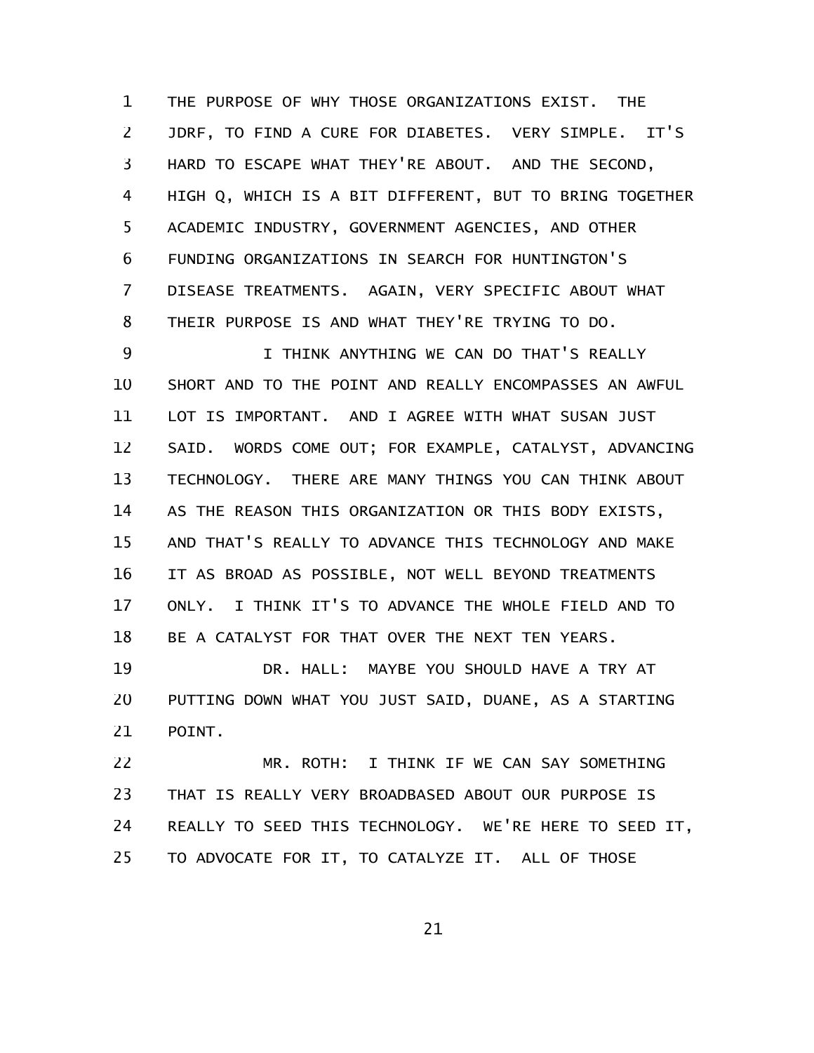THE PURPOSE OF WHY THOSE ORGANIZATIONS EXIST. THE JDRF, TO FIND A CURE FOR DIABETES. VERY SIMPLE. IT'S HARD TO ESCAPE WHAT THEY'RE ABOUT. AND THE SECOND, HIGH Q, WHICH IS A BIT DIFFERENT, BUT TO BRING TOGETHER ACADEMIC INDUSTRY, GOVERNMENT AGENCIES, AND OTHER FUNDING ORGANIZATIONS IN SEARCH FOR HUNTINGTON'S DISEASE TREATMENTS. AGAIN, VERY SPECIFIC ABOUT WHAT THEIR PURPOSE IS AND WHAT THEY'RE TRYING TO DO.

I THINK ANYTHING WE CAN DO THAT'S REALLY SHORT AND TO THE POINT AND REALLY ENCOMPASSES AN AWFUL LOT IS IMPORTANT. AND I AGREE WITH WHAT SUSAN JUST SAID. WORDS COME OUT; FOR EXAMPLE, CATALYST, ADVANCING TECHNOLOGY. THERE ARE MANY THINGS YOU CAN THINK ABOUT AS THE REASON THIS ORGANIZATION OR THIS BODY EXISTS, AND THAT'S REALLY TO ADVANCE THIS TECHNOLOGY AND MAKE IT AS BROAD AS POSSIBLE, NOT WELL BEYOND TREATMENTS ONLY. I THINK IT'S TO ADVANCE THE WHOLE FIELD AND TO BE A CATALYST FOR THAT OVER THE NEXT TEN YEARS.

DR. HALL: MAYBE YOU SHOULD HAVE A TRY AT PUTTING DOWN WHAT YOU JUST SAID, DUANE, AS A STARTING POINT.

MR. ROTH: I THINK IF WE CAN SAY SOMETHING THAT IS REALLY VERY BROADBASED ABOUT OUR PURPOSE IS REALLY TO SEED THIS TECHNOLOGY. WE'RE HERE TO SEED IT, TO ADVOCATE FOR IT, TO CATALYZE IT. ALL OF THOSE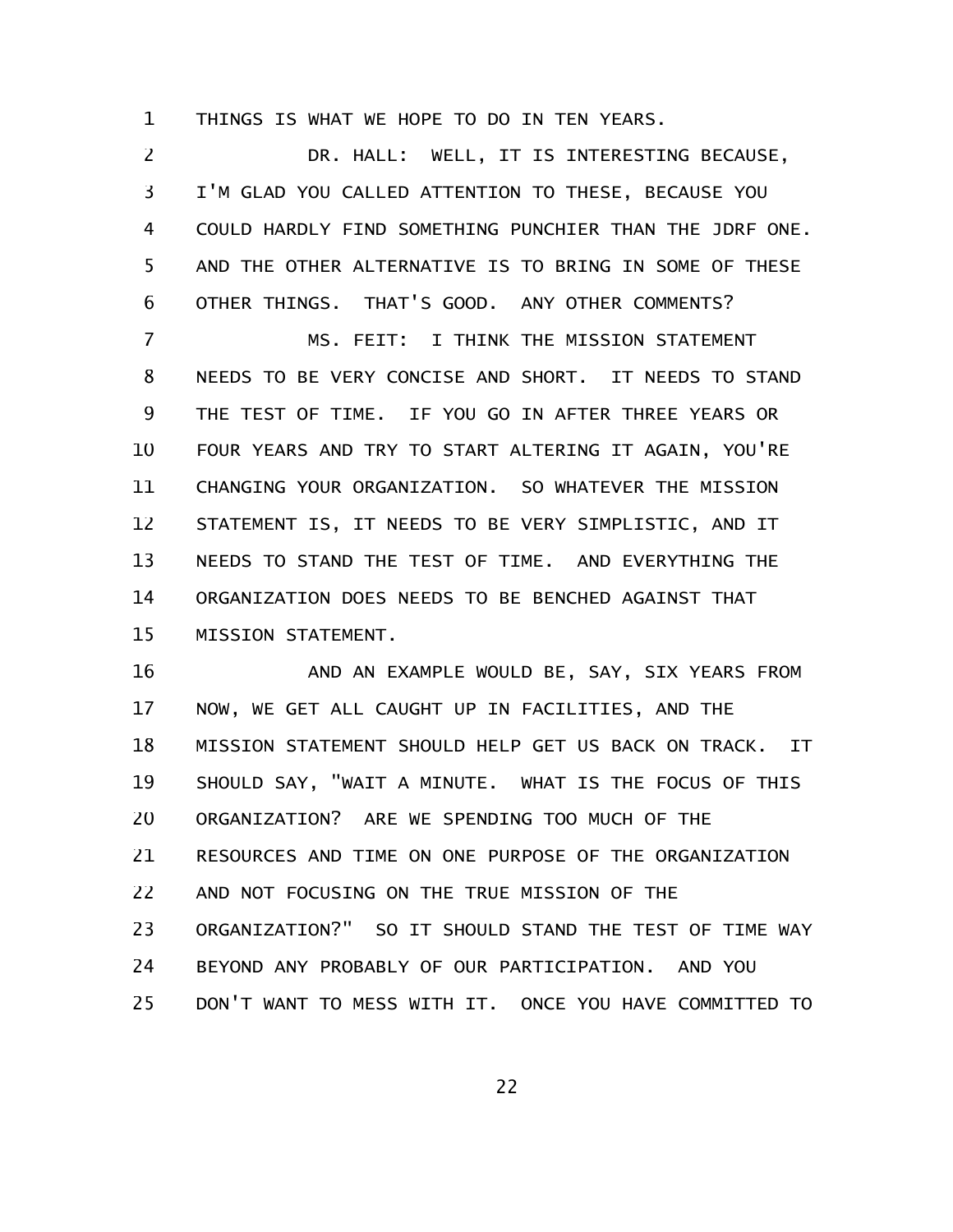THINGS IS WHAT WE HOPE TO DO IN TEN YEARS.

DR. HALL: WELL, IT IS INTERESTING BECAUSE, I'M GLAD YOU CALLED ATTENTION TO THESE, BECAUSE YOU COULD HARDLY FIND SOMETHING PUNCHIER THAN THE JDRF ONE. AND THE OTHER ALTERNATIVE IS TO BRING IN SOME OF THESE OTHER THINGS. THAT'S GOOD. ANY OTHER COMMENTS?

MS. FEIT: I THINK THE MISSION STATEMENT NEEDS TO BE VERY CONCISE AND SHORT. IT NEEDS TO STAND THE TEST OF TIME. IF YOU GO IN AFTER THREE YEARS OR FOUR YEARS AND TRY TO START ALTERING IT AGAIN, YOU'RE CHANGING YOUR ORGANIZATION. SO WHATEVER THE MISSION STATEMENT IS, IT NEEDS TO BE VERY SIMPLISTIC, AND IT NEEDS TO STAND THE TEST OF TIME. AND EVERYTHING THE ORGANIZATION DOES NEEDS TO BE BENCHED AGAINST THAT MISSION STATEMENT.

AND AN EXAMPLE WOULD BE, SAY, SIX YEARS FROM NOW, WE GET ALL CAUGHT UP IN FACILITIES, AND THE MISSION STATEMENT SHOULD HELP GET US BACK ON TRACK. IT SHOULD SAY, "WAIT A MINUTE. WHAT IS THE FOCUS OF THIS ORGANIZATION? ARE WE SPENDING TOO MUCH OF THE RESOURCES AND TIME ON ONE PURPOSE OF THE ORGANIZATION AND NOT FOCUSING ON THE TRUE MISSION OF THE ORGANIZATION?" SO IT SHOULD STAND THE TEST OF TIME WAY BEYOND ANY PROBABLY OF OUR PARTICIPATION. AND YOU DON'T WANT TO MESS WITH IT. ONCE YOU HAVE COMMITTED TO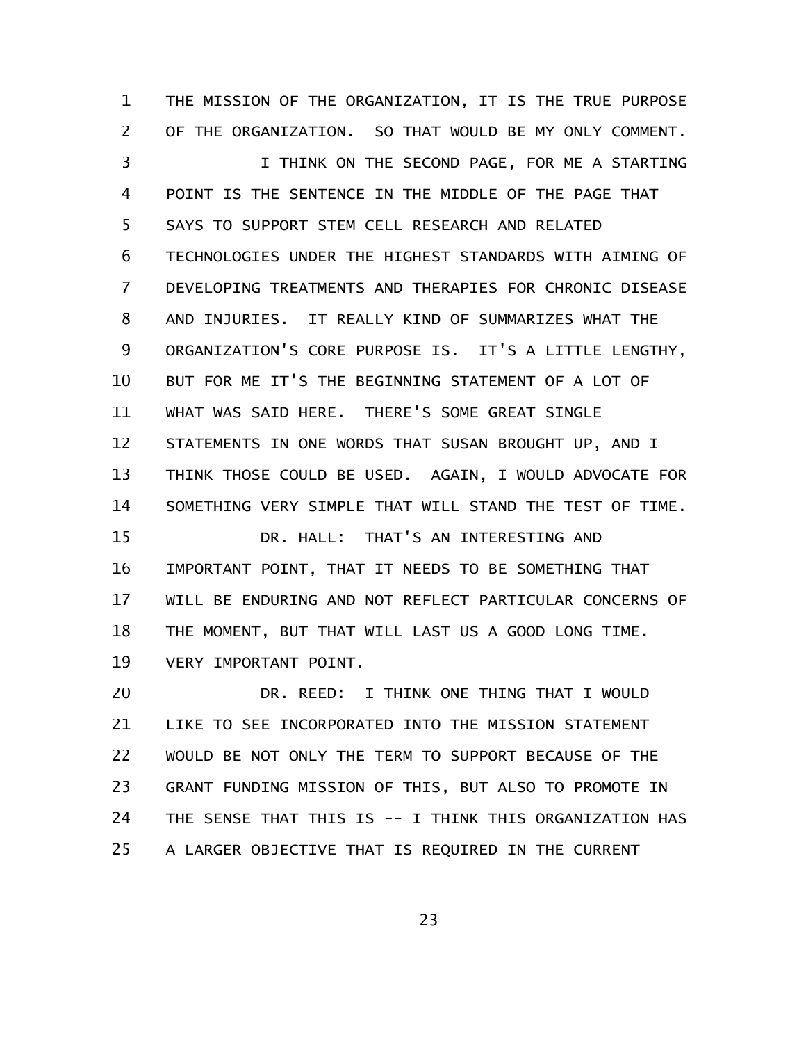THE MISSION OF THE ORGANIZATION, IT IS THE TRUE PURPOSE OF THE ORGANIZATION. SO THAT WOULD BE MY ONLY COMMENT.

I THINK ON THE SECOND PAGE, FOR ME A STARTING POINT IS THE SENTENCE IN THE MIDDLE OF THE PAGE THAT SAYS TO SUPPORT STEM CELL RESEARCH AND RELATED TECHNOLOGIES UNDER THE HIGHEST STANDARDS WITH AIMING OF DEVELOPING TREATMENTS AND THERAPIES FOR CHRONIC DISEASE AND INJURIES. IT REALLY KIND OF SUMMARIZES WHAT THE ORGANIZATION'S CORE PURPOSE IS. IT'S A LITTLE LENGTHY, BUT FOR ME IT'S THE BEGINNING STATEMENT OF A LOT OF WHAT WAS SAID HERE. THERE'S SOME GREAT SINGLE STATEMENTS IN ONE WORDS THAT SUSAN BROUGHT UP, AND I THINK THOSE COULD BE USED. AGAIN, I WOULD ADVOCATE FOR SOMETHING VERY SIMPLE THAT WILL STAND THE TEST OF TIME.

DR. HALL: THAT'S AN INTERESTING AND IMPORTANT POINT, THAT IT NEEDS TO BE SOMETHING THAT WILL BE ENDURING AND NOT REFLECT PARTICULAR CONCERNS OF THE MOMENT, BUT THAT WILL LAST US A GOOD LONG TIME. VERY IMPORTANT POINT.

DR. REED: I THINK ONE THING THAT I WOULD LIKE TO SEE INCORPORATED INTO THE MISSION STATEMENT WOULD BE NOT ONLY THE TERM TO SUPPORT BECAUSE OF THE GRANT FUNDING MISSION OF THIS, BUT ALSO TO PROMOTE IN THE SENSE THAT THIS IS -- I THINK THIS ORGANIZATION HAS A LARGER OBJECTIVE THAT IS REQUIRED IN THE CURRENT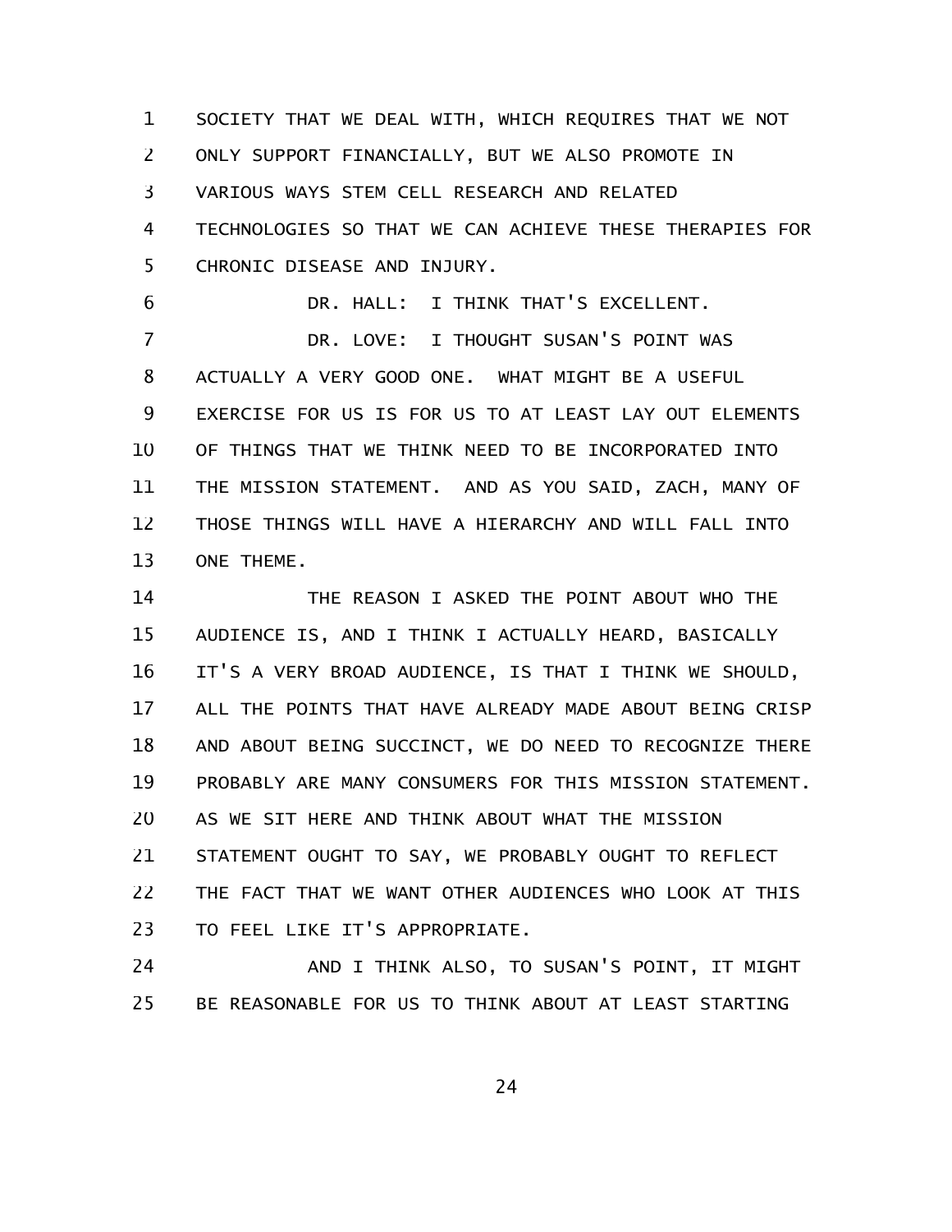SOCIETY THAT WE DEAL WITH, WHICH REQUIRES THAT WE NOT ONLY SUPPORT FINANCIALLY, BUT WE ALSO PROMOTE IN VARIOUS WAYS STEM CELL RESEARCH AND RELATED TECHNOLOGIES SO THAT WE CAN ACHIEVE THESE THERAPIES FOR CHRONIC DISEASE AND INJURY.

DR. HALL: I THINK THAT'S EXCELLENT.

DR. LOVE: I THOUGHT SUSAN'S POINT WAS ACTUALLY A VERY GOOD ONE. WHAT MIGHT BE A USEFUL EXERCISE FOR US IS FOR US TO AT LEAST LAY OUT ELEMENTS OF THINGS THAT WE THINK NEED TO BE INCORPORATED INTO THE MISSION STATEMENT. AND AS YOU SAID, ZACH, MANY OF THOSE THINGS WILL HAVE A HIERARCHY AND WILL FALL INTO ONE THEME.

THE REASON I ASKED THE POINT ABOUT WHO THE AUDIENCE IS, AND I THINK I ACTUALLY HEARD, BASICALLY IT'S A VERY BROAD AUDIENCE, IS THAT I THINK WE SHOULD, ALL THE POINTS THAT HAVE ALREADY MADE ABOUT BEING CRISP AND ABOUT BEING SUCCINCT, WE DO NEED TO RECOGNIZE THERE PROBABLY ARE MANY CONSUMERS FOR THIS MISSION STATEMENT. AS WE SIT HERE AND THINK ABOUT WHAT THE MISSION STATEMENT OUGHT TO SAY, WE PROBABLY OUGHT TO REFLECT THE FACT THAT WE WANT OTHER AUDIENCES WHO LOOK AT THIS TO FEEL LIKE IT'S APPROPRIATE.

AND I THINK ALSO, TO SUSAN'S POINT, IT MIGHT BE REASONABLE FOR US TO THINK ABOUT AT LEAST STARTING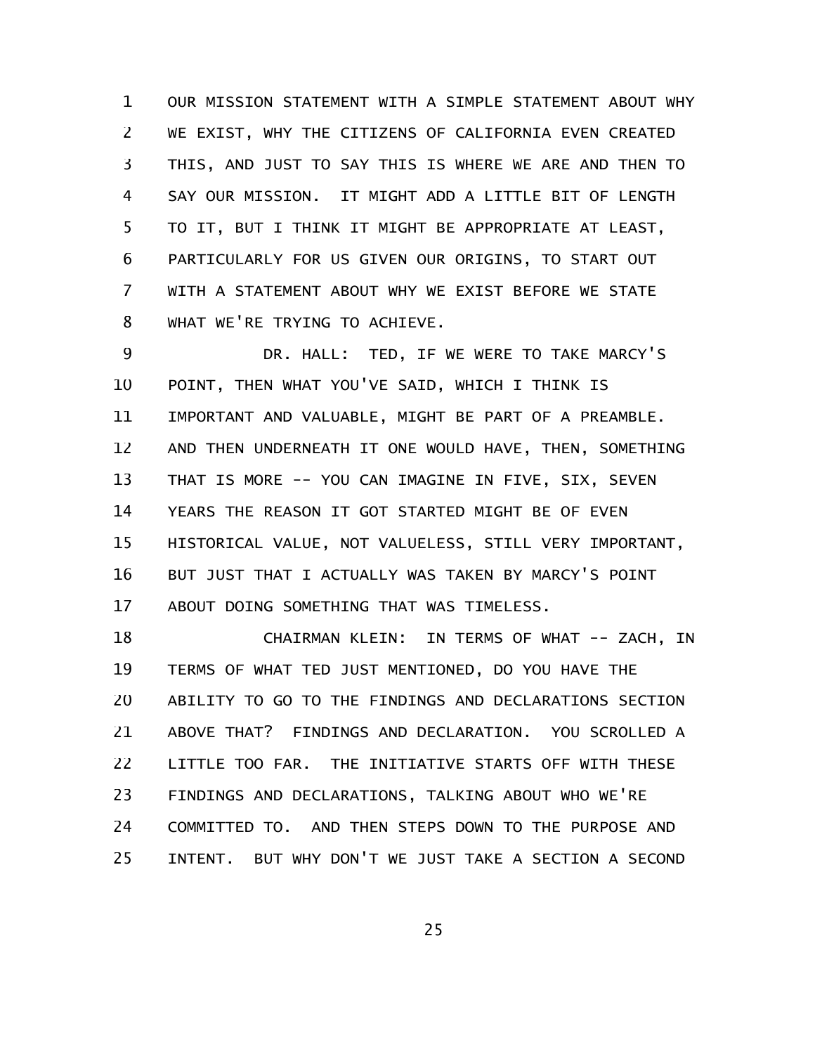OUR MISSION STATEMENT WITH A SIMPLE STATEMENT ABOUT WHY WE EXIST, WHY THE CITIZENS OF CALIFORNIA EVEN CREATED THIS, AND JUST TO SAY THIS IS WHERE WE ARE AND THEN TO SAY OUR MISSION. IT MIGHT ADD A LITTLE BIT OF LENGTH TO IT, BUT I THINK IT MIGHT BE APPROPRIATE AT LEAST, PARTICULARLY FOR US GIVEN OUR ORIGINS, TO START OUT WITH A STATEMENT ABOUT WHY WE EXIST BEFORE WE STATE WHAT WE'RE TRYING TO ACHIEVE.

DR. HALL: TED, IF WE WERE TO TAKE MARCY'S POINT, THEN WHAT YOU'VE SAID, WHICH I THINK IS IMPORTANT AND VALUABLE, MIGHT BE PART OF A PREAMBLE. AND THEN UNDERNEATH IT ONE WOULD HAVE, THEN, SOMETHING THAT IS MORE -- YOU CAN IMAGINE IN FIVE, SIX, SEVEN YEARS THE REASON IT GOT STARTED MIGHT BE OF EVEN HISTORICAL VALUE, NOT VALUELESS, STILL VERY IMPORTANT, BUT JUST THAT I ACTUALLY WAS TAKEN BY MARCY'S POINT ABOUT DOING SOMETHING THAT WAS TIMELESS.

CHAIRMAN KLEIN: IN TERMS OF WHAT -- ZACH, IN TERMS OF WHAT TED JUST MENTIONED, DO YOU HAVE THE ABILITY TO GO TO THE FINDINGS AND DECLARATIONS SECTION ABOVE THAT? FINDINGS AND DECLARATION. YOU SCROLLED A LITTLE TOO FAR. THE INITIATIVE STARTS OFF WITH THESE FINDINGS AND DECLARATIONS, TALKING ABOUT WHO WE'RE COMMITTED TO. AND THEN STEPS DOWN TO THE PURPOSE AND INTENT. BUT WHY DON'T WE JUST TAKE A SECTION A SECOND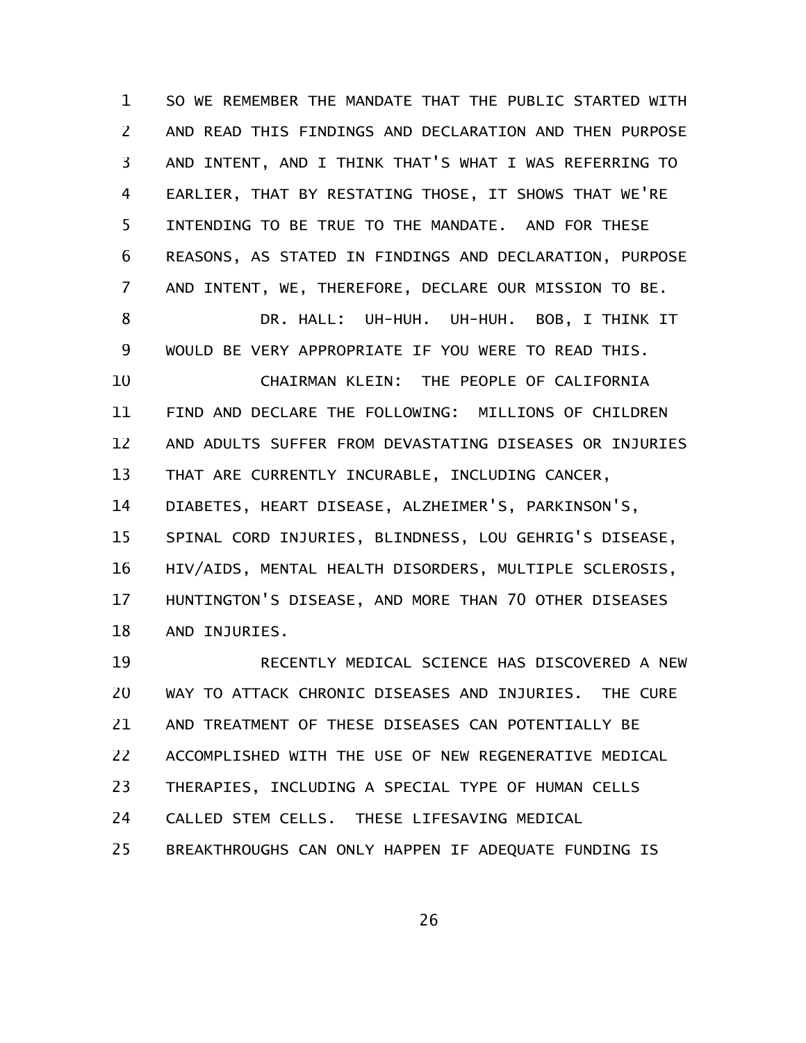SO WE REMEMBER THE MANDATE THAT THE PUBLIC STARTED WITH AND READ THIS FINDINGS AND DECLARATION AND THEN PURPOSE AND INTENT, AND I THINK THAT'S WHAT I WAS REFERRING TO EARLIER, THAT BY RESTATING THOSE, IT SHOWS THAT WE'RE INTENDING TO BE TRUE TO THE MANDATE. AND FOR THESE REASONS, AS STATED IN FINDINGS AND DECLARATION, PURPOSE AND INTENT, WE, THEREFORE, DECLARE OUR MISSION TO BE.

DR. HALL: UH-HUH. UH-HUH. BOB, I THINK IT WOULD BE VERY APPROPRIATE IF YOU WERE TO READ THIS.

CHAIRMAN KLEIN: THE PEOPLE OF CALIFORNIA FIND AND DECLARE THE FOLLOWING: MILLIONS OF CHILDREN AND ADULTS SUFFER FROM DEVASTATING DISEASES OR INJURIES THAT ARE CURRENTLY INCURABLE, INCLUDING CANCER, DIABETES, HEART DISEASE, ALZHEIMER'S, PARKINSON'S, SPINAL CORD INJURIES, BLINDNESS, LOU GEHRIG'S DISEASE, HIV/AIDS, MENTAL HEALTH DISORDERS, MULTIPLE SCLEROSIS, HUNTINGTON'S DISEASE, AND MORE THAN 70 OTHER DISEASES AND INJURIES.

RECENTLY MEDICAL SCIENCE HAS DISCOVERED A NEW WAY TO ATTACK CHRONIC DISEASES AND INJURIES. THE CURE AND TREATMENT OF THESE DISEASES CAN POTENTIALLY BE ACCOMPLISHED WITH THE USE OF NEW REGENERATIVE MEDICAL THERAPIES, INCLUDING A SPECIAL TYPE OF HUMAN CELLS CALLED STEM CELLS. THESE LIFESAVING MEDICAL BREAKTHROUGHS CAN ONLY HAPPEN IF ADEQUATE FUNDING IS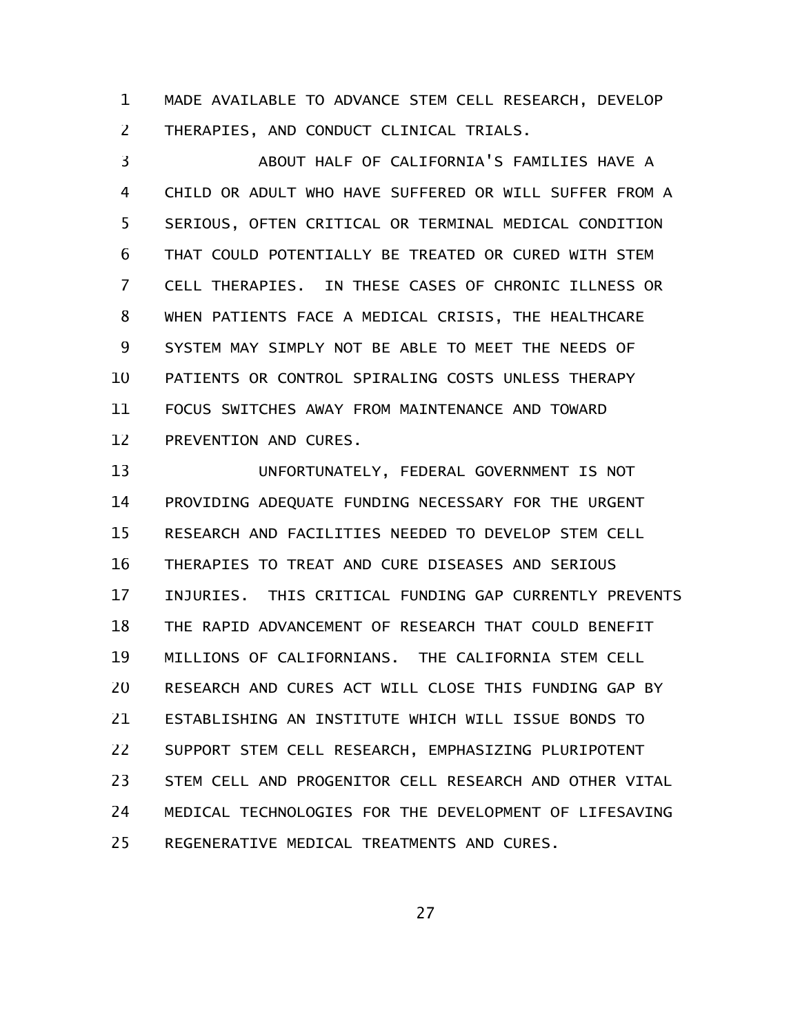MADE AVAILABLE TO ADVANCE STEM CELL RESEARCH, DEVELOP THERAPIES, AND CONDUCT CLINICAL TRIALS.

ABOUT HALF OF CALIFORNIA'S FAMILIES HAVE A CHILD OR ADULT WHO HAVE SUFFERED OR WILL SUFFER FROM A SERIOUS, OFTEN CRITICAL OR TERMINAL MEDICAL CONDITION THAT COULD POTENTIALLY BE TREATED OR CURED WITH STEM CELL THERAPIES. IN THESE CASES OF CHRONIC ILLNESS OR WHEN PATIENTS FACE A MEDICAL CRISIS, THE HEALTHCARE SYSTEM MAY SIMPLY NOT BE ABLE TO MEET THE NEEDS OF PATIENTS OR CONTROL SPIRALING COSTS UNLESS THERAPY FOCUS SWITCHES AWAY FROM MAINTENANCE AND TOWARD PREVENTION AND CURES.

UNFORTUNATELY, FEDERAL GOVERNMENT IS NOT PROVIDING ADEQUATE FUNDING NECESSARY FOR THE URGENT RESEARCH AND FACILITIES NEEDED TO DEVELOP STEM CELL THERAPIES TO TREAT AND CURE DISEASES AND SERIOUS INJURIES. THIS CRITICAL FUNDING GAP CURRENTLY PREVENTS THE RAPID ADVANCEMENT OF RESEARCH THAT COULD BENEFIT MILLIONS OF CALIFORNIANS. THE CALIFORNIA STEM CELL RESEARCH AND CURES ACT WILL CLOSE THIS FUNDING GAP BY ESTABLISHING AN INSTITUTE WHICH WILL ISSUE BONDS TO SUPPORT STEM CELL RESEARCH, EMPHASIZING PLURIPOTENT STEM CELL AND PROGENITOR CELL RESEARCH AND OTHER VITAL MEDICAL TECHNOLOGIES FOR THE DEVELOPMENT OF LIFESAVING REGENERATIVE MEDICAL TREATMENTS AND CURES.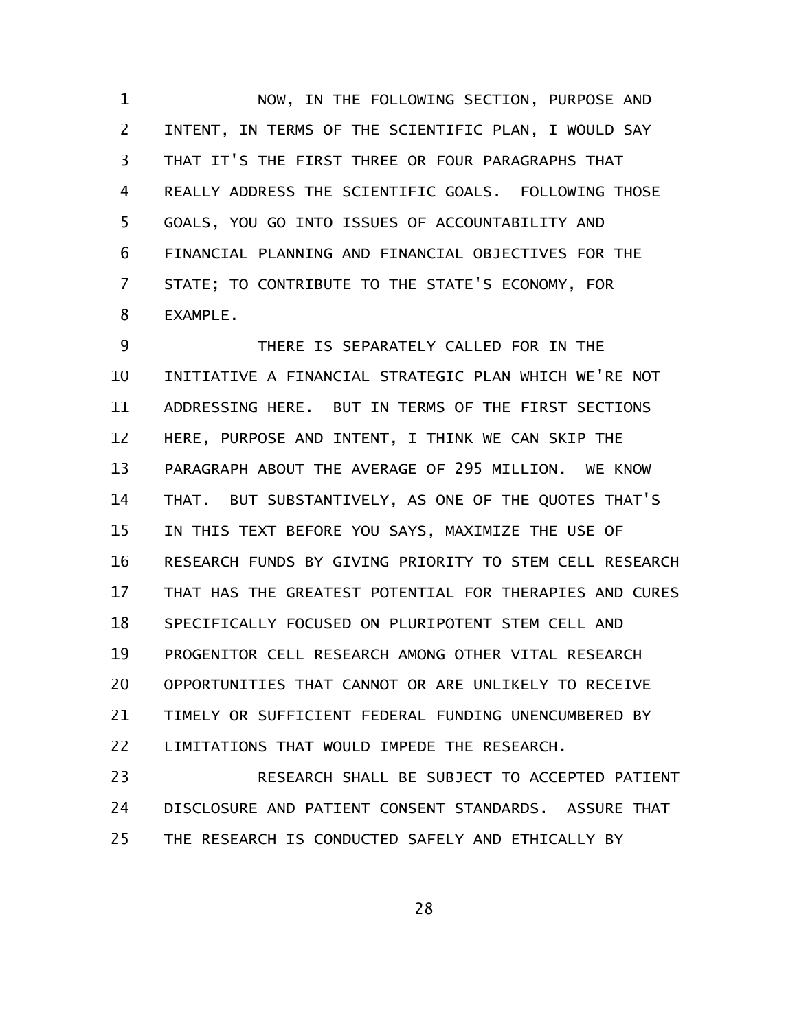NOW, IN THE FOLLOWING SECTION, PURPOSE AND INTENT, IN TERMS OF THE SCIENTIFIC PLAN, I WOULD SAY THAT IT'S THE FIRST THREE OR FOUR PARAGRAPHS THAT REALLY ADDRESS THE SCIENTIFIC GOALS. FOLLOWING THOSE GOALS, YOU GO INTO ISSUES OF ACCOUNTABILITY AND FINANCIAL PLANNING AND FINANCIAL OBJECTIVES FOR THE STATE; TO CONTRIBUTE TO THE STATE'S ECONOMY, FOR EXAMPLE.

THERE IS SEPARATELY CALLED FOR IN THE INITIATIVE A FINANCIAL STRATEGIC PLAN WHICH WE'RE NOT ADDRESSING HERE. BUT IN TERMS OF THE FIRST SECTIONS HERE, PURPOSE AND INTENT, I THINK WE CAN SKIP THE PARAGRAPH ABOUT THE AVERAGE OF 295 MILLION. WE KNOW THAT. BUT SUBSTANTIVELY, AS ONE OF THE QUOTES THAT'S IN THIS TEXT BEFORE YOU SAYS, MAXIMIZE THE USE OF RESEARCH FUNDS BY GIVING PRIORITY TO STEM CELL RESEARCH THAT HAS THE GREATEST POTENTIAL FOR THERAPIES AND CURES SPECIFICALLY FOCUSED ON PLURIPOTENT STEM CELL AND PROGENITOR CELL RESEARCH AMONG OTHER VITAL RESEARCH OPPORTUNITIES THAT CANNOT OR ARE UNLIKELY TO RECEIVE TIMELY OR SUFFICIENT FEDERAL FUNDING UNENCUMBERED BY LIMITATIONS THAT WOULD IMPEDE THE RESEARCH.

RESEARCH SHALL BE SUBJECT TO ACCEPTED PATIENT DISCLOSURE AND PATIENT CONSENT STANDARDS. ASSURE THAT THE RESEARCH IS CONDUCTED SAFELY AND ETHICALLY BY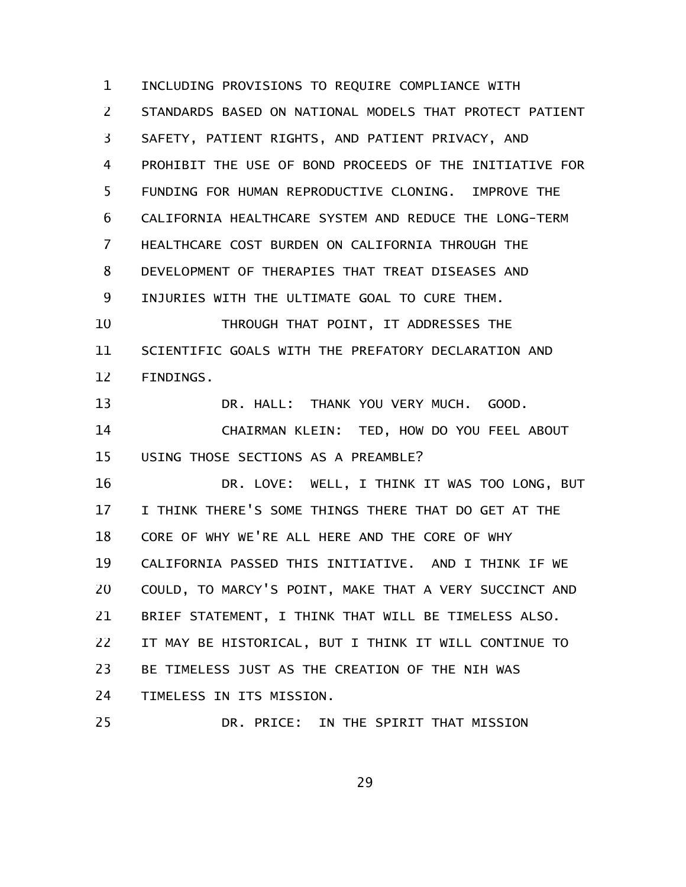INCLUDING PROVISIONS TO REQUIRE COMPLIANCE WITH STANDARDS BASED ON NATIONAL MODELS THAT PROTECT PATIENT SAFETY, PATIENT RIGHTS, AND PATIENT PRIVACY, AND PROHIBIT THE USE OF BOND PROCEEDS OF THE INITIATIVE FOR FUNDING FOR HUMAN REPRODUCTIVE CLONING. IMPROVE THE CALIFORNIA HEALTHCARE SYSTEM AND REDUCE THE LONG-TERM HEALTHCARE COST BURDEN ON CALIFORNIA THROUGH THE DEVELOPMENT OF THERAPIES THAT TREAT DISEASES AND INJURIES WITH THE ULTIMATE GOAL TO CURE THEM.

THROUGH THAT POINT, IT ADDRESSES THE SCIENTIFIC GOALS WITH THE PREFATORY DECLARATION AND FINDINGS.

DR. HALL: THANK YOU VERY MUCH. GOOD.

CHAIRMAN KLEIN: TED, HOW DO YOU FEEL ABOUT USING THOSE SECTIONS AS A PREAMBLE?

DR. LOVE: WELL, I THINK IT WAS TOO LONG, BUT I THINK THERE'S SOME THINGS THERE THAT DO GET AT THE CORE OF WHY WE'RE ALL HERE AND THE CORE OF WHY CALIFORNIA PASSED THIS INITIATIVE. AND I THINK IF WE COULD, TO MARCY'S POINT, MAKE THAT A VERY SUCCINCT AND BRIEF STATEMENT, I THINK THAT WILL BE TIMELESS ALSO. IT MAY BE HISTORICAL, BUT I THINK IT WILL CONTINUE TO BE TIMELESS JUST AS THE CREATION OF THE NIH WAS TIMELESS IN ITS MISSION.

DR. PRICE: IN THE SPIRIT THAT MISSION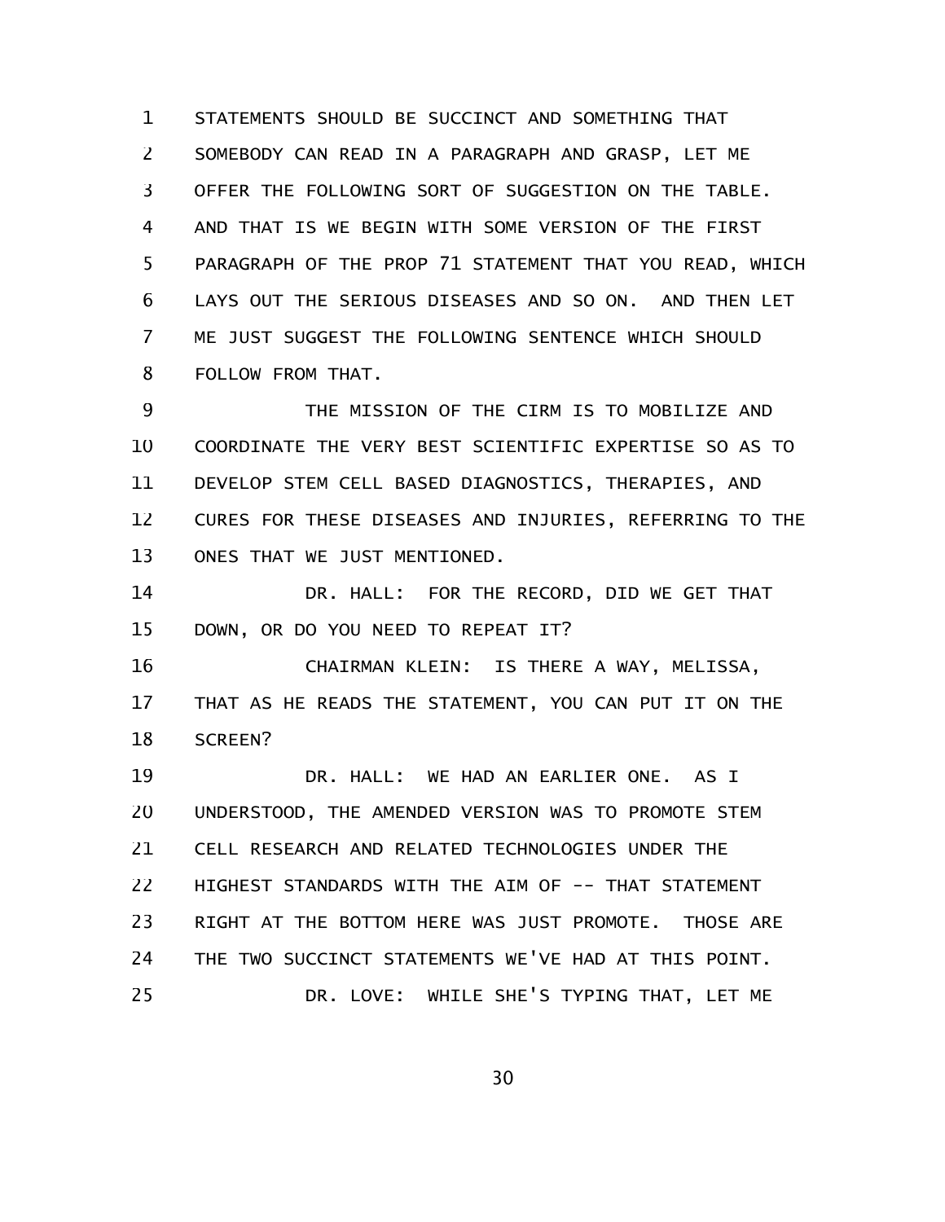STATEMENTS SHOULD BE SUCCINCT AND SOMETHING THAT SOMEBODY CAN READ IN A PARAGRAPH AND GRASP, LET ME OFFER THE FOLLOWING SORT OF SUGGESTION ON THE TABLE. AND THAT IS WE BEGIN WITH SOME VERSION OF THE FIRST PARAGRAPH OF THE PROP 71 STATEMENT THAT YOU READ, WHICH LAYS OUT THE SERIOUS DISEASES AND SO ON. AND THEN LET ME JUST SUGGEST THE FOLLOWING SENTENCE WHICH SHOULD FOLLOW FROM THAT.

THE MISSION OF THE CIRM IS TO MOBILIZE AND COORDINATE THE VERY BEST SCIENTIFIC EXPERTISE SO AS TO DEVELOP STEM CELL BASED DIAGNOSTICS, THERAPIES, AND CURES FOR THESE DISEASES AND INJURIES, REFERRING TO THE ONES THAT WE JUST MENTIONED.

DR. HALL: FOR THE RECORD, DID WE GET THAT DOWN, OR DO YOU NEED TO REPEAT IT?

CHAIRMAN KLEIN: IS THERE A WAY, MELISSA, THAT AS HE READS THE STATEMENT, YOU CAN PUT IT ON THE SCREEN?

DR. HALL: WE HAD AN EARLIER ONE. AS I UNDERSTOOD, THE AMENDED VERSION WAS TO PROMOTE STEM CELL RESEARCH AND RELATED TECHNOLOGIES UNDER THE HIGHEST STANDARDS WITH THE AIM OF -- THAT STATEMENT RIGHT AT THE BOTTOM HERE WAS JUST PROMOTE. THOSE ARE THE TWO SUCCINCT STATEMENTS WE'VE HAD AT THIS POINT.

DR. LOVE: WHILE SHE'S TYPING THAT, LET ME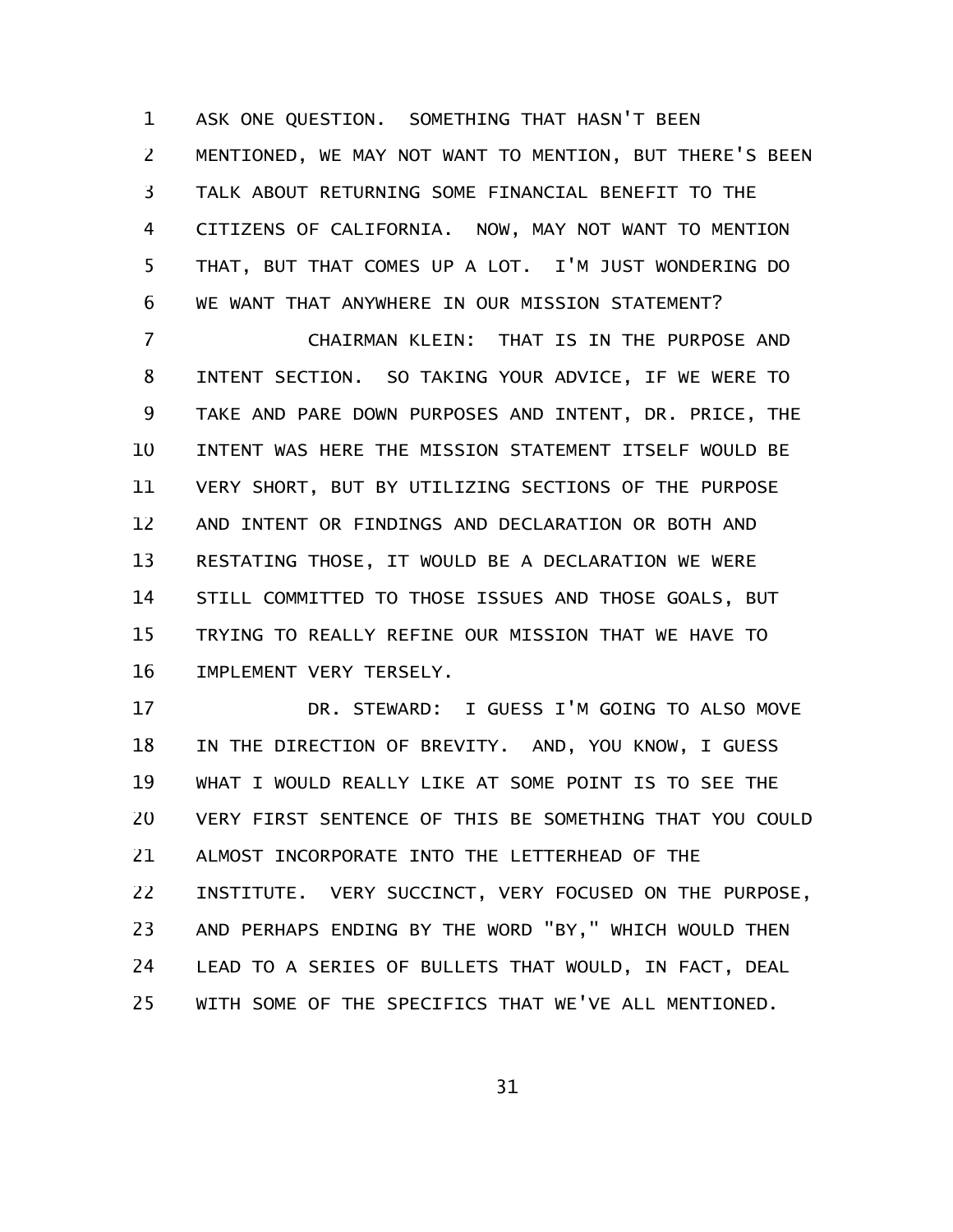ASK ONE QUESTION. SOMETHING THAT HASN'T BEEN MENTIONED, WE MAY NOT WANT TO MENTION, BUT THERE'S BEEN TALK ABOUT RETURNING SOME FINANCIAL BENEFIT TO THE CITIZENS OF CALIFORNIA. NOW, MAY NOT WANT TO MENTION THAT, BUT THAT COMES UP A LOT. I'M JUST WONDERING DO WE WANT THAT ANYWHERE IN OUR MISSION STATEMENT?

CHAIRMAN KLEIN: THAT IS IN THE PURPOSE AND INTENT SECTION. SO TAKING YOUR ADVICE, IF WE WERE TO TAKE AND PARE DOWN PURPOSES AND INTENT, DR. PRICE, THE INTENT WAS HERE THE MISSION STATEMENT ITSELF WOULD BE VERY SHORT, BUT BY UTILIZING SECTIONS OF THE PURPOSE AND INTENT OR FINDINGS AND DECLARATION OR BOTH AND RESTATING THOSE, IT WOULD BE A DECLARATION WE WERE STILL COMMITTED TO THOSE ISSUES AND THOSE GOALS, BUT TRYING TO REALLY REFINE OUR MISSION THAT WE HAVE TO IMPLEMENT VERY TERSELY.

DR. STEWARD: I GUESS I'M GOING TO ALSO MOVE IN THE DIRECTION OF BREVITY. AND, YOU KNOW, I GUESS WHAT I WOULD REALLY LIKE AT SOME POINT IS TO SEE THE VERY FIRST SENTENCE OF THIS BE SOMETHING THAT YOU COULD ALMOST INCORPORATE INTO THE LETTERHEAD OF THE INSTITUTE. VERY SUCCINCT, VERY FOCUSED ON THE PURPOSE, AND PERHAPS ENDING BY THE WORD "BY," WHICH WOULD THEN LEAD TO A SERIES OF BULLETS THAT WOULD, IN FACT, DEAL WITH SOME OF THE SPECIFICS THAT WE'VE ALL MENTIONED.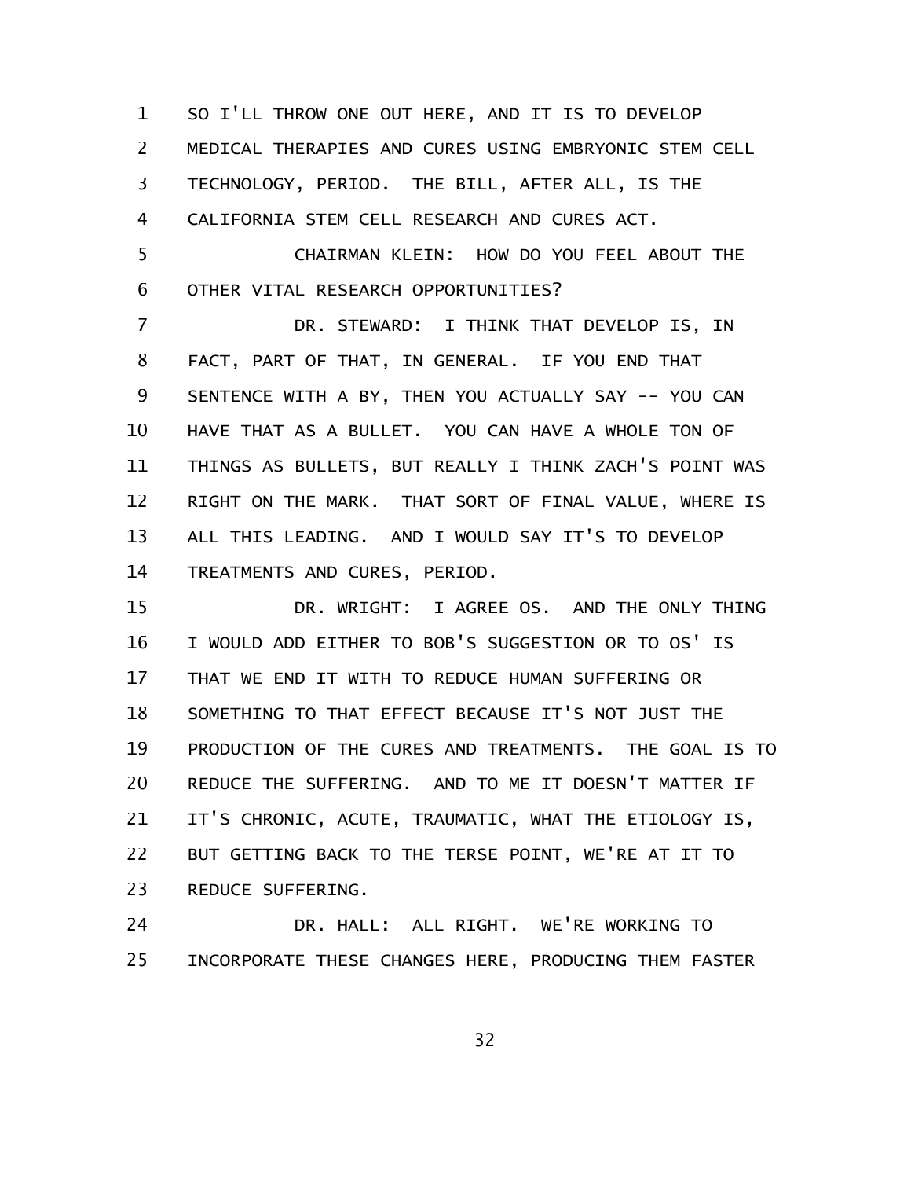SO I'LL THROW ONE OUT HERE, AND IT IS TO DEVELOP MEDICAL THERAPIES AND CURES USING EMBRYONIC STEM CELL TECHNOLOGY, PERIOD. THE BILL, AFTER ALL, IS THE CALIFORNIA STEM CELL RESEARCH AND CURES ACT.

CHAIRMAN KLEIN: HOW DO YOU FEEL ABOUT THE OTHER VITAL RESEARCH OPPORTUNITIES?

DR. STEWARD: I THINK THAT DEVELOP IS, IN FACT, PART OF THAT, IN GENERAL. IF YOU END THAT SENTENCE WITH A BY, THEN YOU ACTUALLY SAY -- YOU CAN HAVE THAT AS A BULLET. YOU CAN HAVE A WHOLE TON OF THINGS AS BULLETS, BUT REALLY I THINK ZACH'S POINT WAS RIGHT ON THE MARK. THAT SORT OF FINAL VALUE, WHERE IS ALL THIS LEADING. AND I WOULD SAY IT'S TO DEVELOP TREATMENTS AND CURES, PERIOD.

DR. WRIGHT: I AGREE OS. AND THE ONLY THING I WOULD ADD EITHER TO BOB'S SUGGESTION OR TO OS' IS THAT WE END IT WITH TO REDUCE HUMAN SUFFERING OR SOMETHING TO THAT EFFECT BECAUSE IT'S NOT JUST THE PRODUCTION OF THE CURES AND TREATMENTS. THE GOAL IS TO REDUCE THE SUFFERING. AND TO ME IT DOESN'T MATTER IF IT'S CHRONIC, ACUTE, TRAUMATIC, WHAT THE ETIOLOGY IS, BUT GETTING BACK TO THE TERSE POINT, WE'RE AT IT TO REDUCE SUFFERING.

DR. HALL: ALL RIGHT. WE'RE WORKING TO INCORPORATE THESE CHANGES HERE, PRODUCING THEM FASTER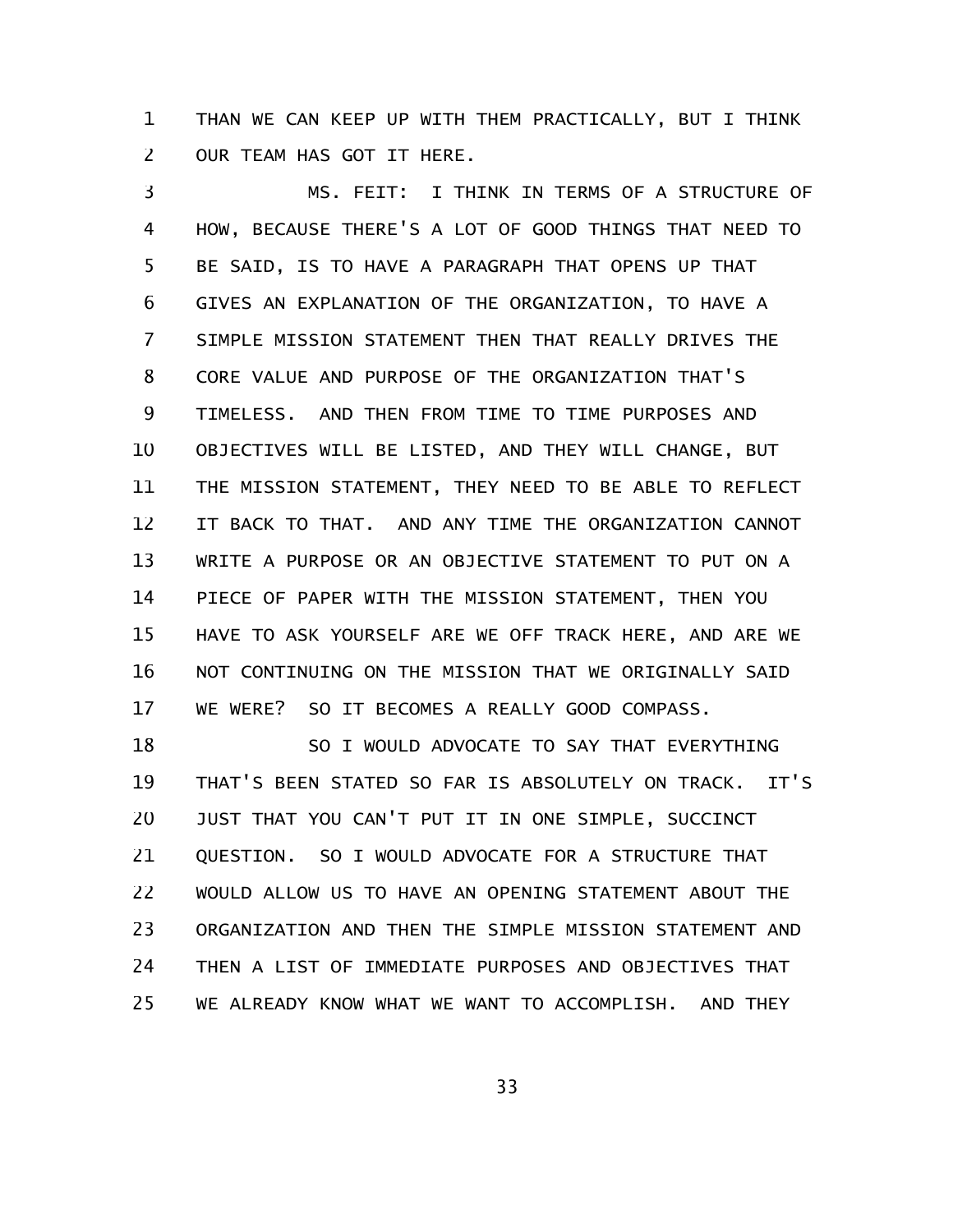THAN WE CAN KEEP UP WITH THEM PRACTICALLY, BUT I THINK OUR TEAM HAS GOT IT HERE.

MS. FEIT: I THINK IN TERMS OF A STRUCTURE OF HOW, BECAUSE THERE'S A LOT OF GOOD THINGS THAT NEED TO BE SAID, IS TO HAVE A PARAGRAPH THAT OPENS UP THAT GIVES AN EXPLANATION OF THE ORGANIZATION, TO HAVE A SIMPLE MISSION STATEMENT THEN THAT REALLY DRIVES THE CORE VALUE AND PURPOSE OF THE ORGANIZATION THAT'S TIMELESS. AND THEN FROM TIME TO TIME PURPOSES AND OBJECTIVES WILL BE LISTED, AND THEY WILL CHANGE, BUT THE MISSION STATEMENT, THEY NEED TO BE ABLE TO REFLECT IT BACK TO THAT. AND ANY TIME THE ORGANIZATION CANNOT WRITE A PURPOSE OR AN OBJECTIVE STATEMENT TO PUT ON A PIECE OF PAPER WITH THE MISSION STATEMENT, THEN YOU HAVE TO ASK YOURSELF ARE WE OFF TRACK HERE, AND ARE WE NOT CONTINUING ON THE MISSION THAT WE ORIGINALLY SAID WE WERE? SO IT BECOMES A REALLY GOOD COMPASS.

SO I WOULD ADVOCATE TO SAY THAT EVERYTHING THAT'S BEEN STATED SO FAR IS ABSOLUTELY ON TRACK. IT'S JUST THAT YOU CAN'T PUT IT IN ONE SIMPLE, SUCCINCT QUESTION. SO I WOULD ADVOCATE FOR A STRUCTURE THAT WOULD ALLOW US TO HAVE AN OPENING STATEMENT ABOUT THE ORGANIZATION AND THEN THE SIMPLE MISSION STATEMENT AND THEN A LIST OF IMMEDIATE PURPOSES AND OBJECTIVES THAT WE ALREADY KNOW WHAT WE WANT TO ACCOMPLISH. AND THEY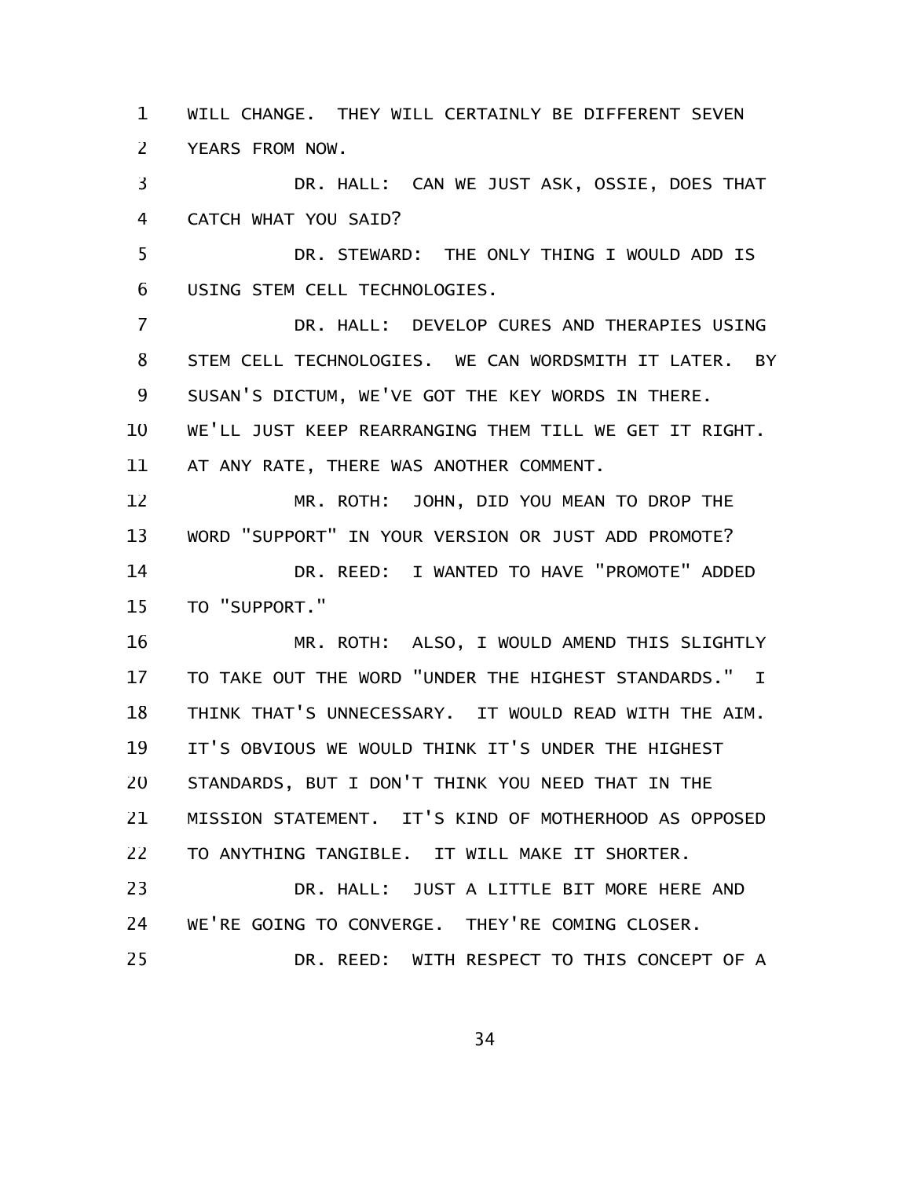WILL CHANGE. THEY WILL CERTAINLY BE DIFFERENT SEVEN YEARS FROM NOW.

DR. HALL: CAN WE JUST ASK, OSSIE, DOES THAT CATCH WHAT YOU SAID?

DR. STEWARD: THE ONLY THING I WOULD ADD IS USING STEM CELL TECHNOLOGIES.

DR. HALL: DEVELOP CURES AND THERAPIES USING STEM CELL TECHNOLOGIES. WE CAN WORDSMITH IT LATER. BY SUSAN'S DICTUM, WE'VE GOT THE KEY WORDS IN THERE. WE'LL JUST KEEP REARRANGING THEM TILL WE GET IT RIGHT. AT ANY RATE, THERE WAS ANOTHER COMMENT.

MR. ROTH: JOHN, DID YOU MEAN TO DROP THE WORD "SUPPORT" IN YOUR VERSION OR JUST ADD PROMOTE?

DR. REED: I WANTED TO HAVE "PROMOTE" ADDED TO "SUPPORT."

MR. ROTH: ALSO, I WOULD AMEND THIS SLIGHTLY TO TAKE OUT THE WORD "UNDER THE HIGHEST STANDARDS." I THINK THAT'S UNNECESSARY. IT WOULD READ WITH THE AIM. IT'S OBVIOUS WE WOULD THINK IT'S UNDER THE HIGHEST STANDARDS, BUT I DON'T THINK YOU NEED THAT IN THE MISSION STATEMENT. IT'S KIND OF MOTHERHOOD AS OPPOSED TO ANYTHING TANGIBLE. IT WILL MAKE IT SHORTER.

DR. HALL: JUST A LITTLE BIT MORE HERE AND WE'RE GOING TO CONVERGE. THEY'RE COMING CLOSER.

DR. REED: WITH RESPECT TO THIS CONCEPT OF A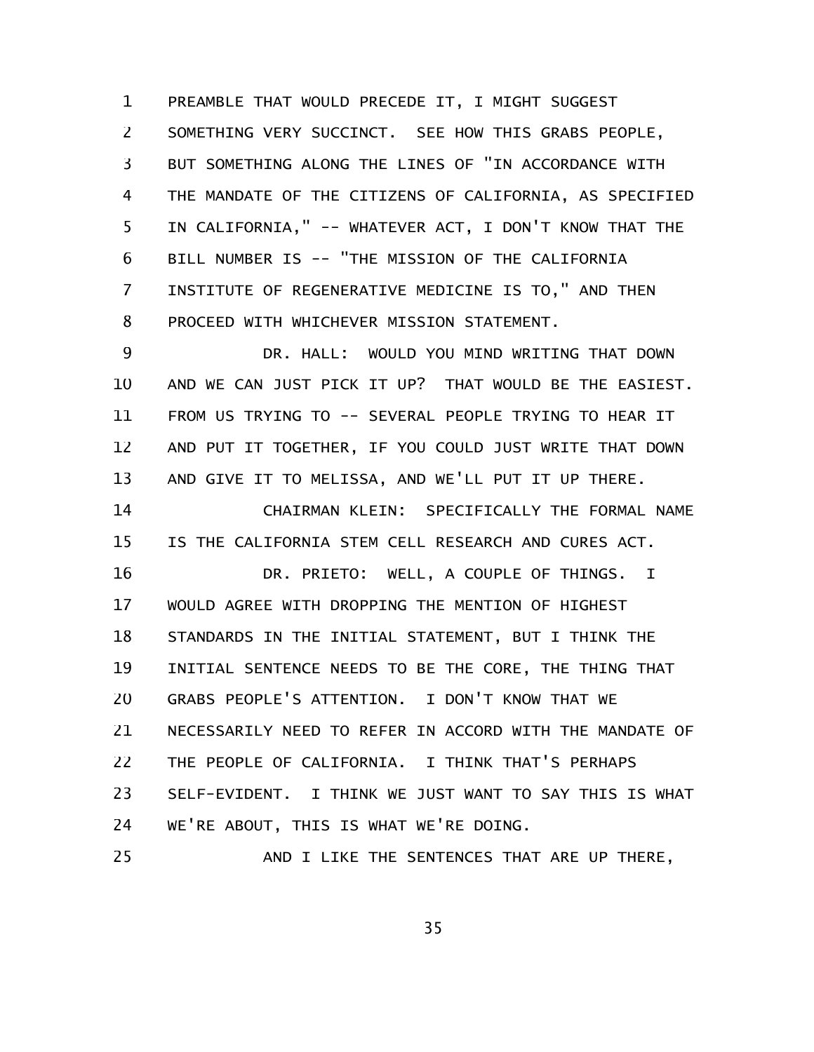PREAMBLE THAT WOULD PRECEDE IT, I MIGHT SUGGEST SOMETHING VERY SUCCINCT. SEE HOW THIS GRABS PEOPLE, BUT SOMETHING ALONG THE LINES OF "IN ACCORDANCE WITH THE MANDATE OF THE CITIZENS OF CALIFORNIA, AS SPECIFIED IN CALIFORNIA," -- WHATEVER ACT, I DON'T KNOW THAT THE BILL NUMBER IS -- "THE MISSION OF THE CALIFORNIA INSTITUTE OF REGENERATIVE MEDICINE IS TO," AND THEN PROCEED WITH WHICHEVER MISSION STATEMENT.

DR. HALL: WOULD YOU MIND WRITING THAT DOWN AND WE CAN JUST PICK IT UP? THAT WOULD BE THE EASIEST. FROM US TRYING TO -- SEVERAL PEOPLE TRYING TO HEAR IT AND PUT IT TOGETHER, IF YOU COULD JUST WRITE THAT DOWN AND GIVE IT TO MELISSA, AND WE'LL PUT IT UP THERE.

CHAIRMAN KLEIN: SPECIFICALLY THE FORMAL NAME IS THE CALIFORNIA STEM CELL RESEARCH AND CURES ACT.

DR. PRIETO: WELL, A COUPLE OF THINGS. I WOULD AGREE WITH DROPPING THE MENTION OF HIGHEST STANDARDS IN THE INITIAL STATEMENT, BUT I THINK THE INITIAL SENTENCE NEEDS TO BE THE CORE, THE THING THAT GRABS PEOPLE'S ATTENTION. I DON'T KNOW THAT WE NECESSARILY NEED TO REFER IN ACCORD WITH THE MANDATE OF THE PEOPLE OF CALIFORNIA. I THINK THAT'S PERHAPS SELF-EVIDENT. I THINK WE JUST WANT TO SAY THIS IS WHAT WE'RE ABOUT, THIS IS WHAT WE'RE DOING.

AND I LIKE THE SENTENCES THAT ARE UP THERE,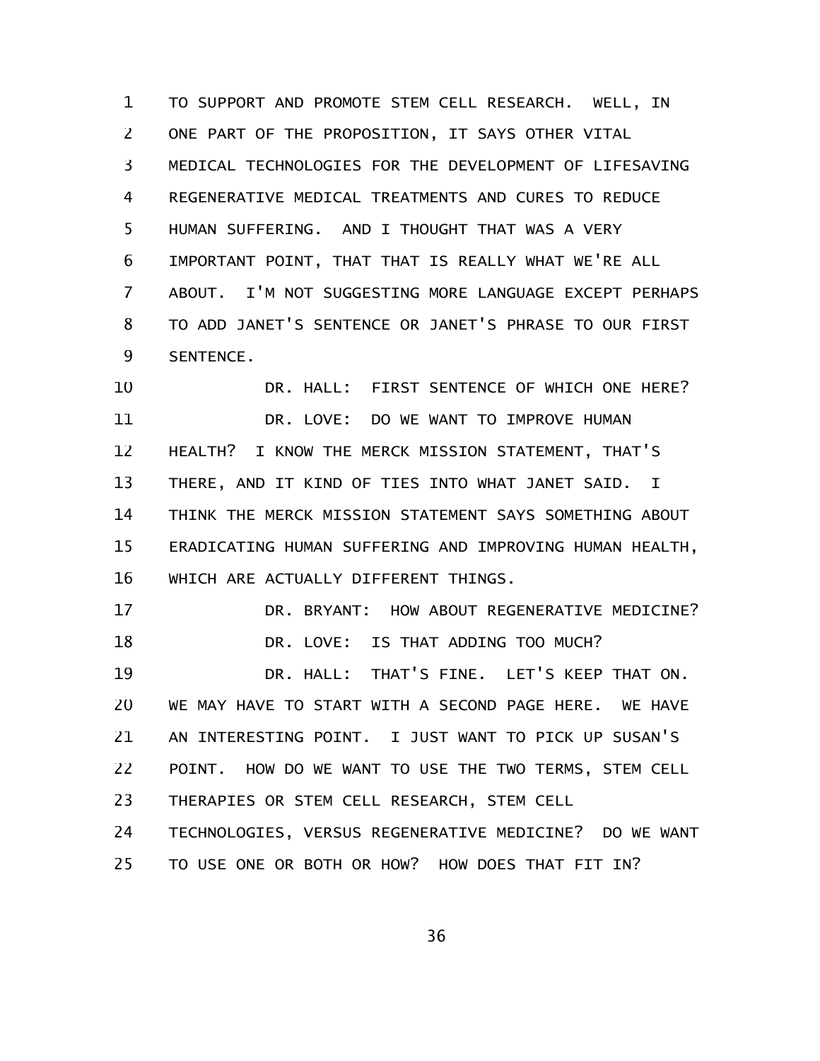TO SUPPORT AND PROMOTE STEM CELL RESEARCH. WELL, IN ONE PART OF THE PROPOSITION, IT SAYS OTHER VITAL MEDICAL TECHNOLOGIES FOR THE DEVELOPMENT OF LIFESAVING REGENERATIVE MEDICAL TREATMENTS AND CURES TO REDUCE HUMAN SUFFERING. AND I THOUGHT THAT WAS A VERY IMPORTANT POINT, THAT THAT IS REALLY WHAT WE'RE ALL ABOUT. I'M NOT SUGGESTING MORE LANGUAGE EXCEPT PERHAPS TO ADD JANET'S SENTENCE OR JANET'S PHRASE TO OUR FIRST SENTENCE.

DR. HALL: FIRST SENTENCE OF WHICH ONE HERE?

DR. LOVE: DO WE WANT TO IMPROVE HUMAN HEALTH? I KNOW THE MERCK MISSION STATEMENT, THAT'S THERE, AND IT KIND OF TIES INTO WHAT JANET SAID. I THINK THE MERCK MISSION STATEMENT SAYS SOMETHING ABOUT ERADICATING HUMAN SUFFERING AND IMPROVING HUMAN HEALTH, WHICH ARE ACTUALLY DIFFERENT THINGS.

DR. BRYANT: HOW ABOUT REGENERATIVE MEDICINE?

DR. LOVE: IS THAT ADDING TOO MUCH?

DR. HALL: THAT'S FINE. LET'S KEEP THAT ON. WE MAY HAVE TO START WITH A SECOND PAGE HERE. WE HAVE AN INTERESTING POINT. I JUST WANT TO PICK UP SUSAN'S POINT. HOW DO WE WANT TO USE THE TWO TERMS, STEM CELL THERAPIES OR STEM CELL RESEARCH, STEM CELL TECHNOLOGIES, VERSUS REGENERATIVE MEDICINE? DO WE WANT TO USE ONE OR BOTH OR HOW? HOW DOES THAT FIT IN?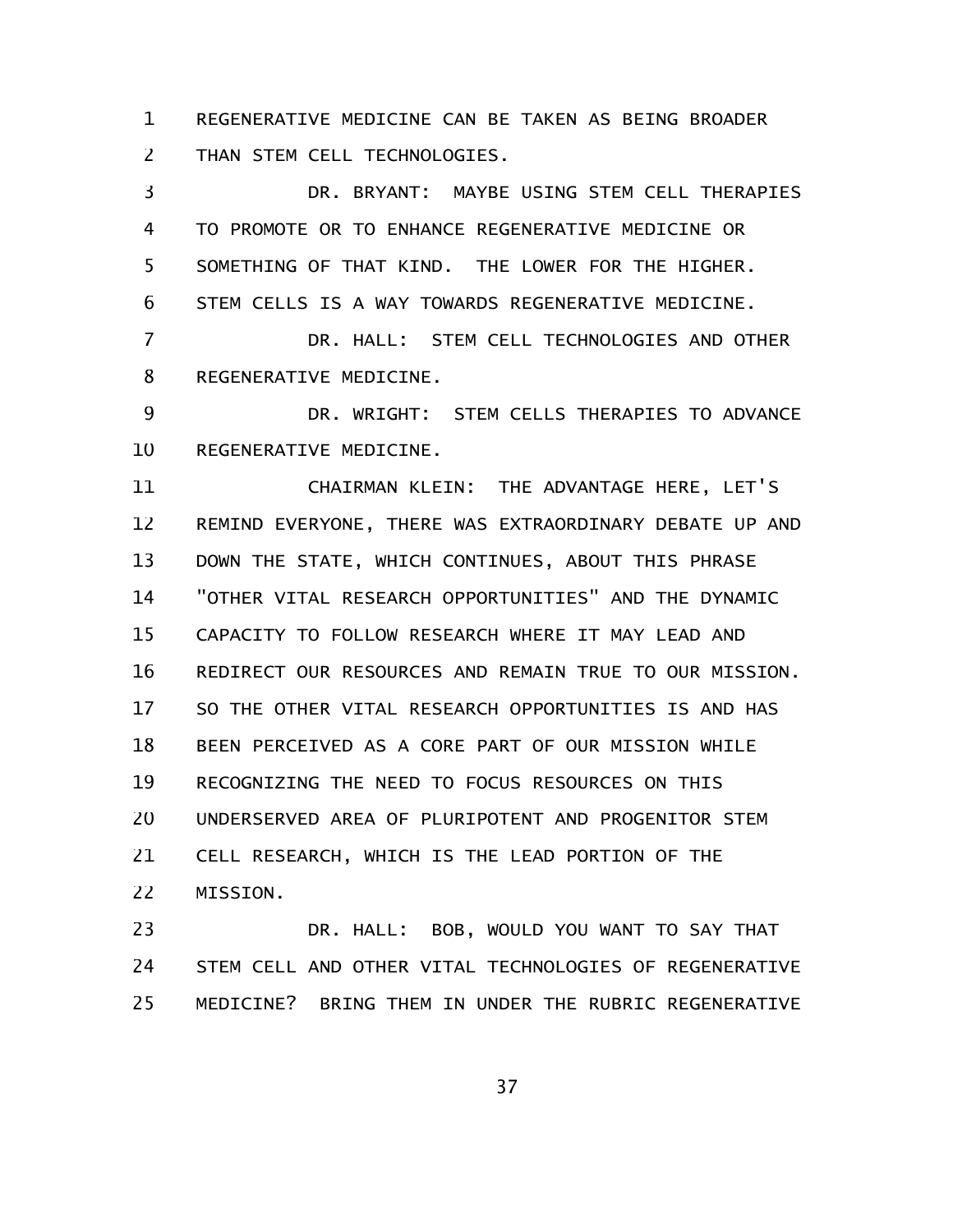REGENERATIVE MEDICINE CAN BE TAKEN AS BEING BROADER THAN STEM CELL TECHNOLOGIES.

DR. BRYANT: MAYBE USING STEM CELL THERAPIES TO PROMOTE OR TO ENHANCE REGENERATIVE MEDICINE OR SOMETHING OF THAT KIND. THE LOWER FOR THE HIGHER. STEM CELLS IS A WAY TOWARDS REGENERATIVE MEDICINE.

DR. HALL: STEM CELL TECHNOLOGIES AND OTHER REGENERATIVE MEDICINE.

DR. WRIGHT: STEM CELLS THERAPIES TO ADVANCE REGENERATIVE MEDICINE.

CHAIRMAN KLEIN: THE ADVANTAGE HERE, LET'S REMIND EVERYONE, THERE WAS EXTRAORDINARY DEBATE UP AND DOWN THE STATE, WHICH CONTINUES, ABOUT THIS PHRASE "OTHER VITAL RESEARCH OPPORTUNITIES" AND THE DYNAMIC CAPACITY TO FOLLOW RESEARCH WHERE IT MAY LEAD AND REDIRECT OUR RESOURCES AND REMAIN TRUE TO OUR MISSION. SO THE OTHER VITAL RESEARCH OPPORTUNITIES IS AND HAS BEEN PERCEIVED AS A CORE PART OF OUR MISSION WHILE RECOGNIZING THE NEED TO FOCUS RESOURCES ON THIS UNDERSERVED AREA OF PLURIPOTENT AND PROGENITOR STEM CELL RESEARCH, WHICH IS THE LEAD PORTION OF THE MISSION.

DR. HALL: BOB, WOULD YOU WANT TO SAY THAT STEM CELL AND OTHER VITAL TECHNOLOGIES OF REGENERATIVE MEDICINE? BRING THEM IN UNDER THE RUBRIC REGENERATIVE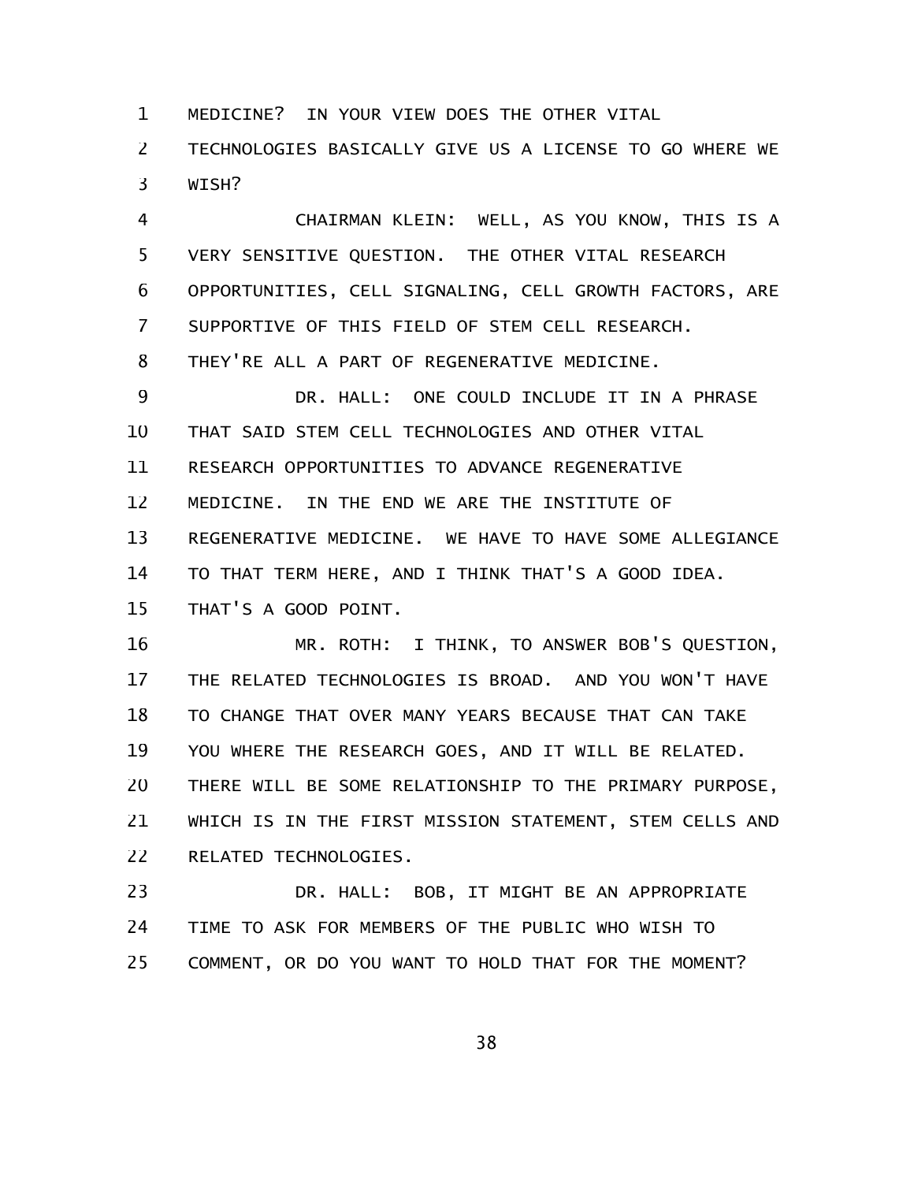MEDICINE? IN YOUR VIEW DOES THE OTHER VITAL TECHNOLOGIES BASICALLY GIVE US A LICENSE TO GO WHERE WE WISH?

CHAIRMAN KLEIN: WELL, AS YOU KNOW, THIS IS A VERY SENSITIVE QUESTION. THE OTHER VITAL RESEARCH OPPORTUNITIES, CELL SIGNALING, CELL GROWTH FACTORS, ARE SUPPORTIVE OF THIS FIELD OF STEM CELL RESEARCH. THEY'RE ALL A PART OF REGENERATIVE MEDICINE.

DR. HALL: ONE COULD INCLUDE IT IN A PHRASE THAT SAID STEM CELL TECHNOLOGIES AND OTHER VITAL RESEARCH OPPORTUNITIES TO ADVANCE REGENERATIVE MEDICINE. IN THE END WE ARE THE INSTITUTE OF REGENERATIVE MEDICINE. WE HAVE TO HAVE SOME ALLEGIANCE TO THAT TERM HERE, AND I THINK THAT'S A GOOD IDEA. THAT'S A GOOD POINT.

MR. ROTH: I THINK, TO ANSWER BOB'S QUESTION, THE RELATED TECHNOLOGIES IS BROAD. AND YOU WON'T HAVE TO CHANGE THAT OVER MANY YEARS BECAUSE THAT CAN TAKE YOU WHERE THE RESEARCH GOES, AND IT WILL BE RELATED. THERE WILL BE SOME RELATIONSHIP TO THE PRIMARY PURPOSE, WHICH IS IN THE FIRST MISSION STATEMENT, STEM CELLS AND RELATED TECHNOLOGIES.

DR. HALL: BOB, IT MIGHT BE AN APPROPRIATE TIME TO ASK FOR MEMBERS OF THE PUBLIC WHO WISH TO COMMENT, OR DO YOU WANT TO HOLD THAT FOR THE MOMENT?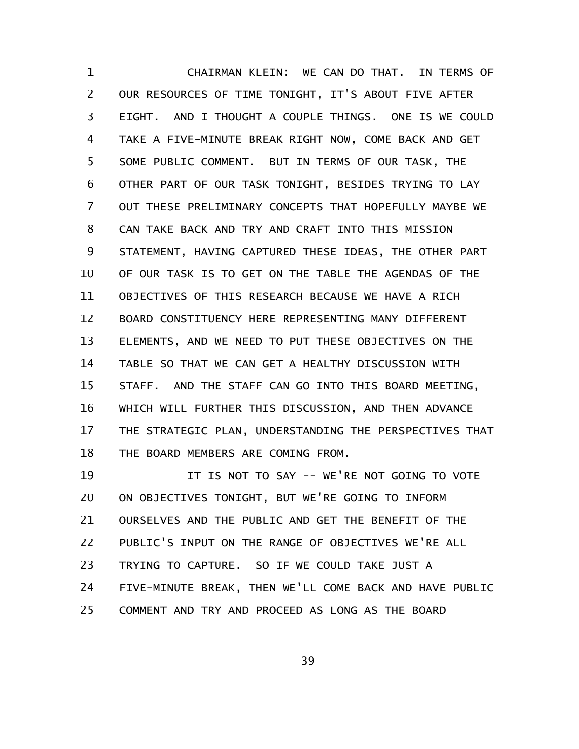CHAIRMAN KLEIN: WE CAN DO THAT. IN TERMS OF OUR RESOURCES OF TIME TONIGHT, IT'S ABOUT FIVE AFTER EIGHT. AND I THOUGHT A COUPLE THINGS. ONE IS WE COULD TAKE A FIVE-MINUTE BREAK RIGHT NOW, COME BACK AND GET SOME PUBLIC COMMENT. BUT IN TERMS OF OUR TASK, THE OTHER PART OF OUR TASK TONIGHT, BESIDES TRYING TO LAY OUT THESE PRELIMINARY CONCEPTS THAT HOPEFULLY MAYBE WE CAN TAKE BACK AND TRY AND CRAFT INTO THIS MISSION STATEMENT, HAVING CAPTURED THESE IDEAS, THE OTHER PART OF OUR TASK IS TO GET ON THE TABLE THE AGENDAS OF THE OBJECTIVES OF THIS RESEARCH BECAUSE WE HAVE A RICH BOARD CONSTITUENCY HERE REPRESENTING MANY DIFFERENT ELEMENTS, AND WE NEED TO PUT THESE OBJECTIVES ON THE TABLE SO THAT WE CAN GET A HEALTHY DISCUSSION WITH STAFF. AND THE STAFF CAN GO INTO THIS BOARD MEETING, WHICH WILL FURTHER THIS DISCUSSION, AND THEN ADVANCE THE STRATEGIC PLAN, UNDERSTANDING THE PERSPECTIVES THAT THE BOARD MEMBERS ARE COMING FROM.

IT IS NOT TO SAY -- WE'RE NOT GOING TO VOTE ON OBJECTIVES TONIGHT, BUT WE'RE GOING TO INFORM OURSELVES AND THE PUBLIC AND GET THE BENEFIT OF THE PUBLIC'S INPUT ON THE RANGE OF OBJECTIVES WE'RE ALL TRYING TO CAPTURE. SO IF WE COULD TAKE JUST A FIVE-MINUTE BREAK, THEN WE'LL COME BACK AND HAVE PUBLIC COMMENT AND TRY AND PROCEED AS LONG AS THE BOARD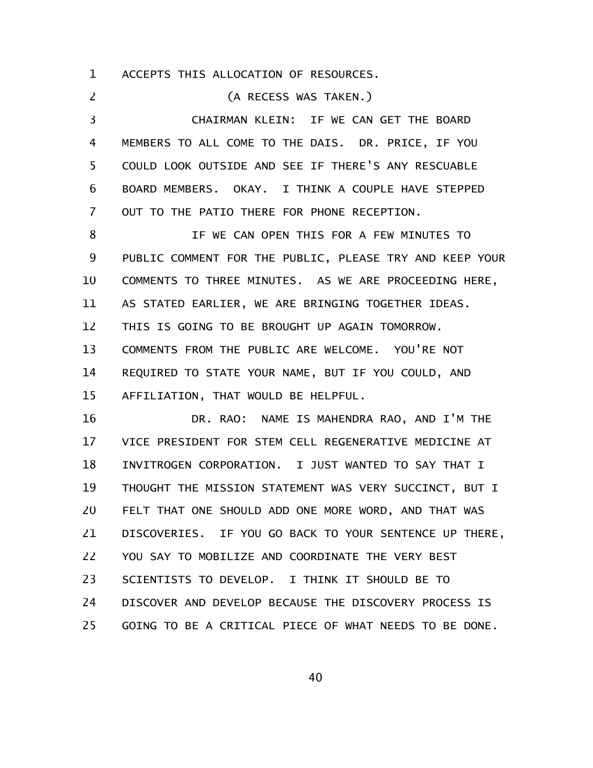ACCEPTS THIS ALLOCATION OF RESOURCES.

(A RECESS WAS TAKEN.)

CHAIRMAN KLEIN: IF WE CAN GET THE BOARD MEMBERS TO ALL COME TO THE DAIS. DR. PRICE, IF YOU COULD LOOK OUTSIDE AND SEE IF THERE'S ANY RESCUABLE BOARD MEMBERS. OKAY. I THINK A COUPLE HAVE STEPPED OUT TO THE PATIO THERE FOR PHONE RECEPTION.

IF WE CAN OPEN THIS FOR A FEW MINUTES TO PUBLIC COMMENT FOR THE PUBLIC, PLEASE TRY AND KEEP YOUR COMMENTS TO THREE MINUTES. AS WE ARE PROCEEDING HERE, AS STATED EARLIER, WE ARE BRINGING TOGETHER IDEAS. THIS IS GOING TO BE BROUGHT UP AGAIN TOMORROW. COMMENTS FROM THE PUBLIC ARE WELCOME. YOU'RE NOT REQUIRED TO STATE YOUR NAME, BUT IF YOU COULD, AND AFFILIATION, THAT WOULD BE HELPFUL.

DR. RAO: NAME IS MAHENDRA RAO, AND I'M THE VICE PRESIDENT FOR STEM CELL REGENERATIVE MEDICINE AT INVITROGEN CORPORATION. I JUST WANTED TO SAY THAT I THOUGHT THE MISSION STATEMENT WAS VERY SUCCINCT, BUT I FELT THAT ONE SHOULD ADD ONE MORE WORD, AND THAT WAS DISCOVERIES. IF YOU GO BACK TO YOUR SENTENCE UP THERE, YOU SAY TO MOBILIZE AND COORDINATE THE VERY BEST SCIENTISTS TO DEVELOP. I THINK IT SHOULD BE TO DISCOVER AND DEVELOP BECAUSE THE DISCOVERY PROCESS IS GOING TO BE A CRITICAL PIECE OF WHAT NEEDS TO BE DONE.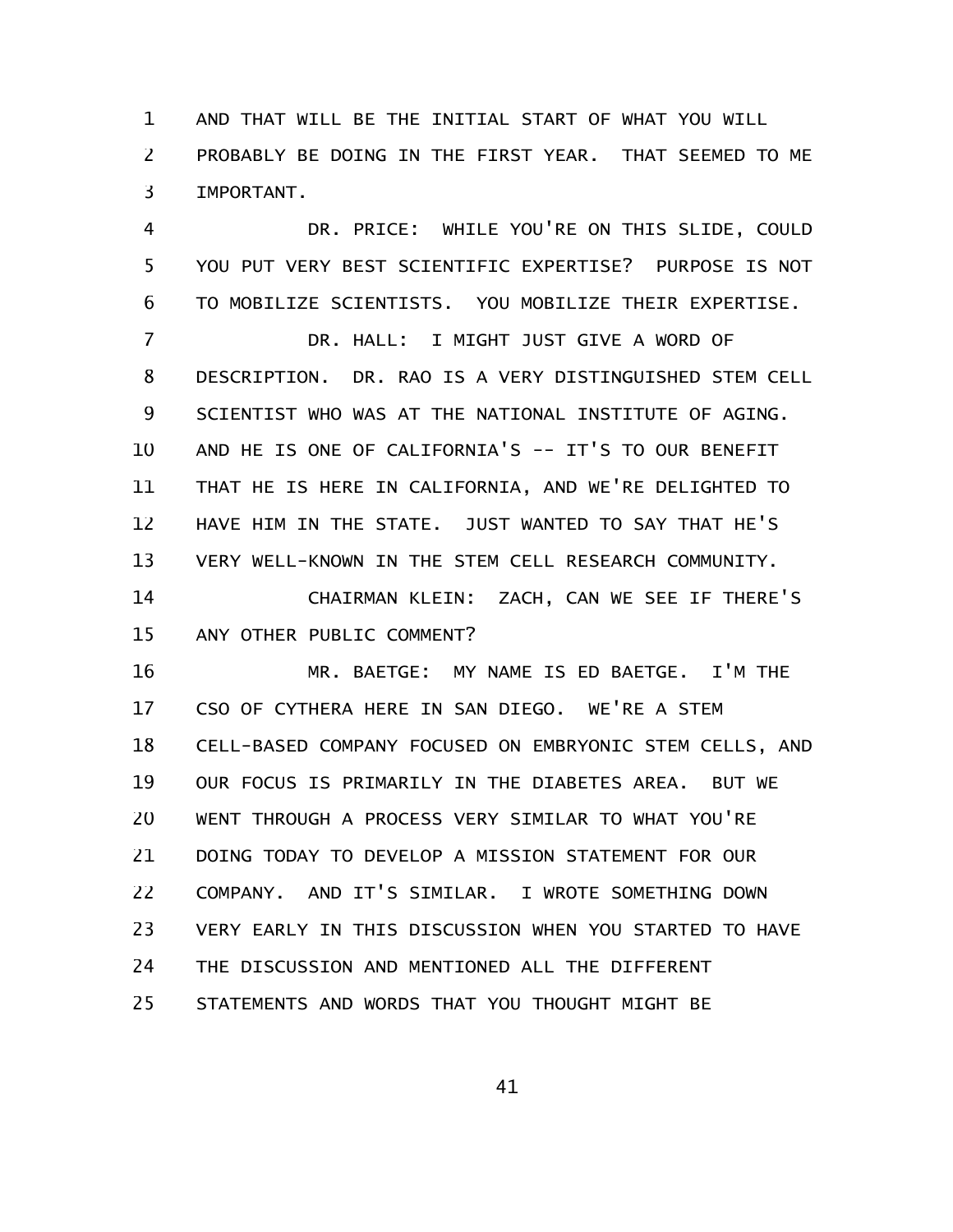AND THAT WILL BE THE INITIAL START OF WHAT YOU WILL PROBABLY BE DOING IN THE FIRST YEAR. THAT SEEMED TO ME IMPORTANT.

DR. PRICE: WHILE YOU'RE ON THIS SLIDE, COULD YOU PUT VERY BEST SCIENTIFIC EXPERTISE? PURPOSE IS NOT TO MOBILIZE SCIENTISTS. YOU MOBILIZE THEIR EXPERTISE.

DR. HALL: I MIGHT JUST GIVE A WORD OF DESCRIPTION. DR. RAO IS A VERY DISTINGUISHED STEM CELL SCIENTIST WHO WAS AT THE NATIONAL INSTITUTE OF AGING. AND HE IS ONE OF CALIFORNIA'S -- IT'S TO OUR BENEFIT THAT HE IS HERE IN CALIFORNIA, AND WE'RE DELIGHTED TO HAVE HIM IN THE STATE. JUST WANTED TO SAY THAT HE'S VERY WELL-KNOWN IN THE STEM CELL RESEARCH COMMUNITY.

CHAIRMAN KLEIN: ZACH, CAN WE SEE IF THERE'S ANY OTHER PUBLIC COMMENT?

MR. BAETGE: MY NAME IS ED BAETGE. I'M THE CSO OF CYTHERA HERE IN SAN DIEGO. WE'RE A STEM CELL-BASED COMPANY FOCUSED ON EMBRYONIC STEM CELLS, AND OUR FOCUS IS PRIMARILY IN THE DIABETES AREA. BUT WE WENT THROUGH A PROCESS VERY SIMILAR TO WHAT YOU'RE DOING TODAY TO DEVELOP A MISSION STATEMENT FOR OUR COMPANY. AND IT'S SIMILAR. I WROTE SOMETHING DOWN VERY EARLY IN THIS DISCUSSION WHEN YOU STARTED TO HAVE THE DISCUSSION AND MENTIONED ALL THE DIFFERENT STATEMENTS AND WORDS THAT YOU THOUGHT MIGHT BE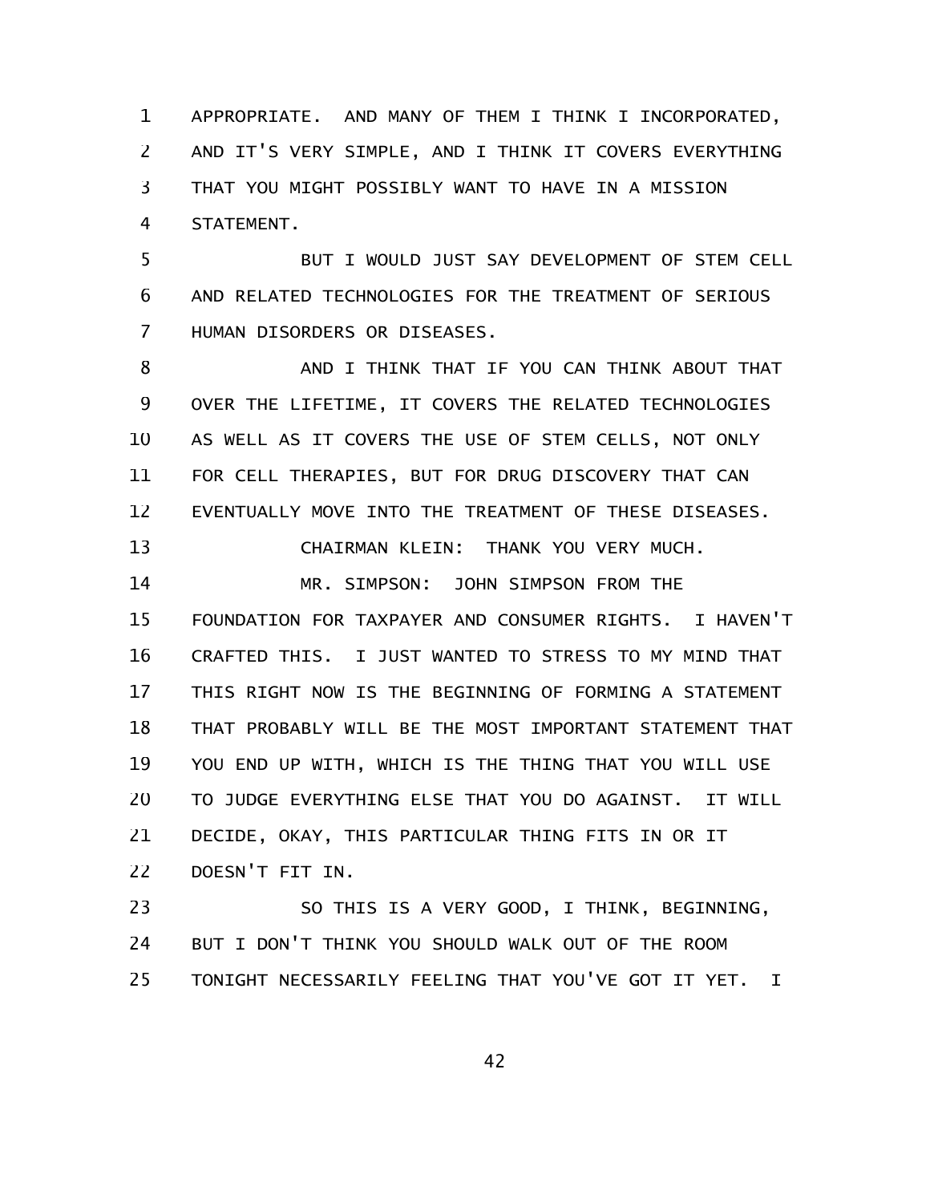APPROPRIATE. AND MANY OF THEM I THINK I INCORPORATED, AND IT'S VERY SIMPLE, AND I THINK IT COVERS EVERYTHING THAT YOU MIGHT POSSIBLY WANT TO HAVE IN A MISSION STATEMENT.

BUT I WOULD JUST SAY DEVELOPMENT OF STEM CELL AND RELATED TECHNOLOGIES FOR THE TREATMENT OF SERIOUS HUMAN DISORDERS OR DISEASES.

AND I THINK THAT IF YOU CAN THINK ABOUT THAT OVER THE LIFETIME, IT COVERS THE RELATED TECHNOLOGIES AS WELL AS IT COVERS THE USE OF STEM CELLS, NOT ONLY FOR CELL THERAPIES, BUT FOR DRUG DISCOVERY THAT CAN EVENTUALLY MOVE INTO THE TREATMENT OF THESE DISEASES.

CHAIRMAN KLEIN: THANK YOU VERY MUCH.

MR. SIMPSON: JOHN SIMPSON FROM THE FOUNDATION FOR TAXPAYER AND CONSUMER RIGHTS. I HAVEN'T CRAFTED THIS. I JUST WANTED TO STRESS TO MY MIND THAT THIS RIGHT NOW IS THE BEGINNING OF FORMING A STATEMENT THAT PROBABLY WILL BE THE MOST IMPORTANT STATEMENT THAT YOU END UP WITH, WHICH IS THE THING THAT YOU WILL USE TO JUDGE EVERYTHING ELSE THAT YOU DO AGAINST. IT WILL DECIDE, OKAY, THIS PARTICULAR THING FITS IN OR IT DOESN'T FIT IN.

SO THIS IS A VERY GOOD, I THINK, BEGINNING, BUT I DON'T THINK YOU SHOULD WALK OUT OF THE ROOM TONIGHT NECESSARILY FEELING THAT YOU'VE GOT IT YET. I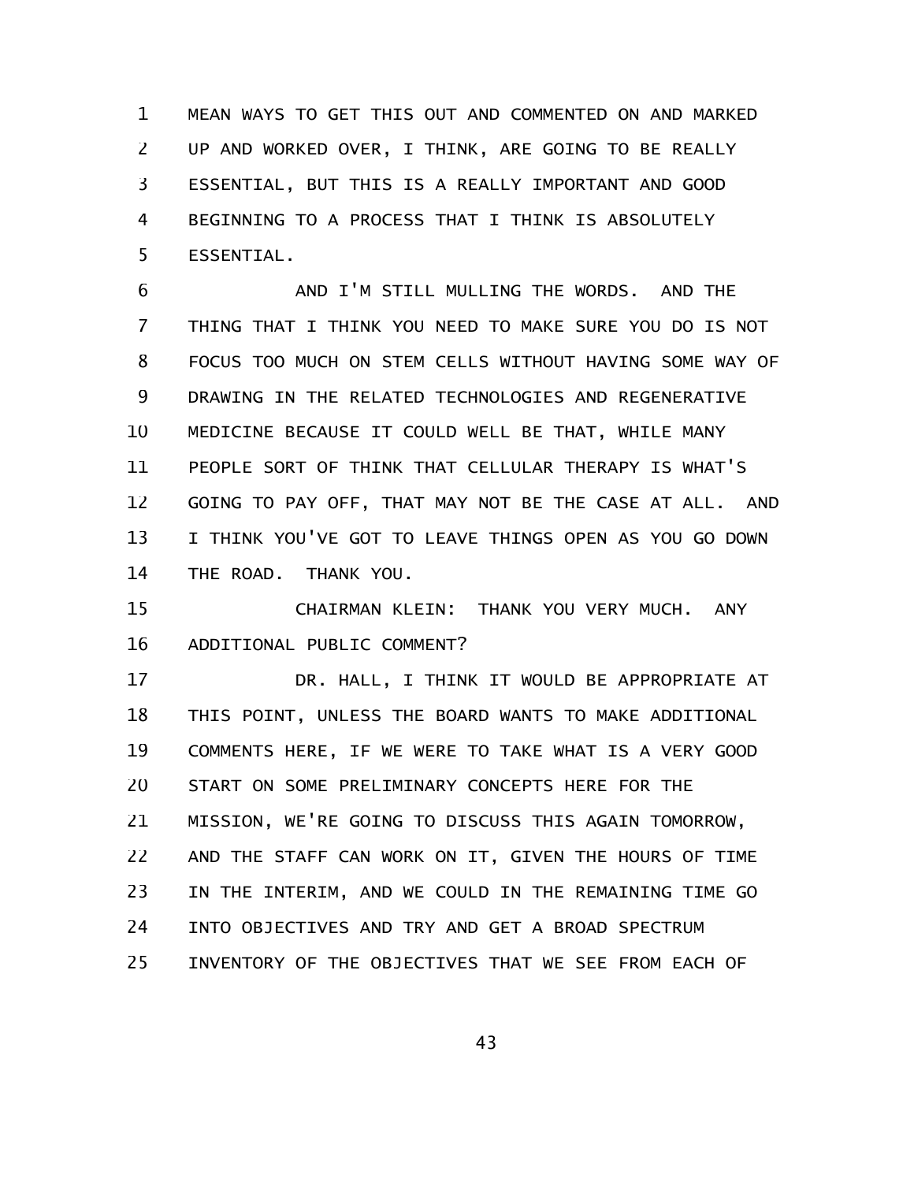MEAN WAYS TO GET THIS OUT AND COMMENTED ON AND MARKED UP AND WORKED OVER, I THINK, ARE GOING TO BE REALLY ESSENTIAL, BUT THIS IS A REALLY IMPORTANT AND GOOD BEGINNING TO A PROCESS THAT I THINK IS ABSOLUTELY ESSENTIAL.

AND I'M STILL MULLING THE WORDS. AND THE THING THAT I THINK YOU NEED TO MAKE SURE YOU DO IS NOT FOCUS TOO MUCH ON STEM CELLS WITHOUT HAVING SOME WAY OF DRAWING IN THE RELATED TECHNOLOGIES AND REGENERATIVE MEDICINE BECAUSE IT COULD WELL BE THAT, WHILE MANY PEOPLE SORT OF THINK THAT CELLULAR THERAPY IS WHAT'S GOING TO PAY OFF, THAT MAY NOT BE THE CASE AT ALL. AND I THINK YOU'VE GOT TO LEAVE THINGS OPEN AS YOU GO DOWN THE ROAD. THANK YOU.

CHAIRMAN KLEIN: THANK YOU VERY MUCH. ANY ADDITIONAL PUBLIC COMMENT?

DR. HALL, I THINK IT WOULD BE APPROPRIATE AT THIS POINT, UNLESS THE BOARD WANTS TO MAKE ADDITIONAL COMMENTS HERE, IF WE WERE TO TAKE WHAT IS A VERY GOOD START ON SOME PRELIMINARY CONCEPTS HERE FOR THE MISSION, WE'RE GOING TO DISCUSS THIS AGAIN TOMORROW, AND THE STAFF CAN WORK ON IT, GIVEN THE HOURS OF TIME IN THE INTERIM, AND WE COULD IN THE REMAINING TIME GO INTO OBJECTIVES AND TRY AND GET A BROAD SPECTRUM INVENTORY OF THE OBJECTIVES THAT WE SEE FROM EACH OF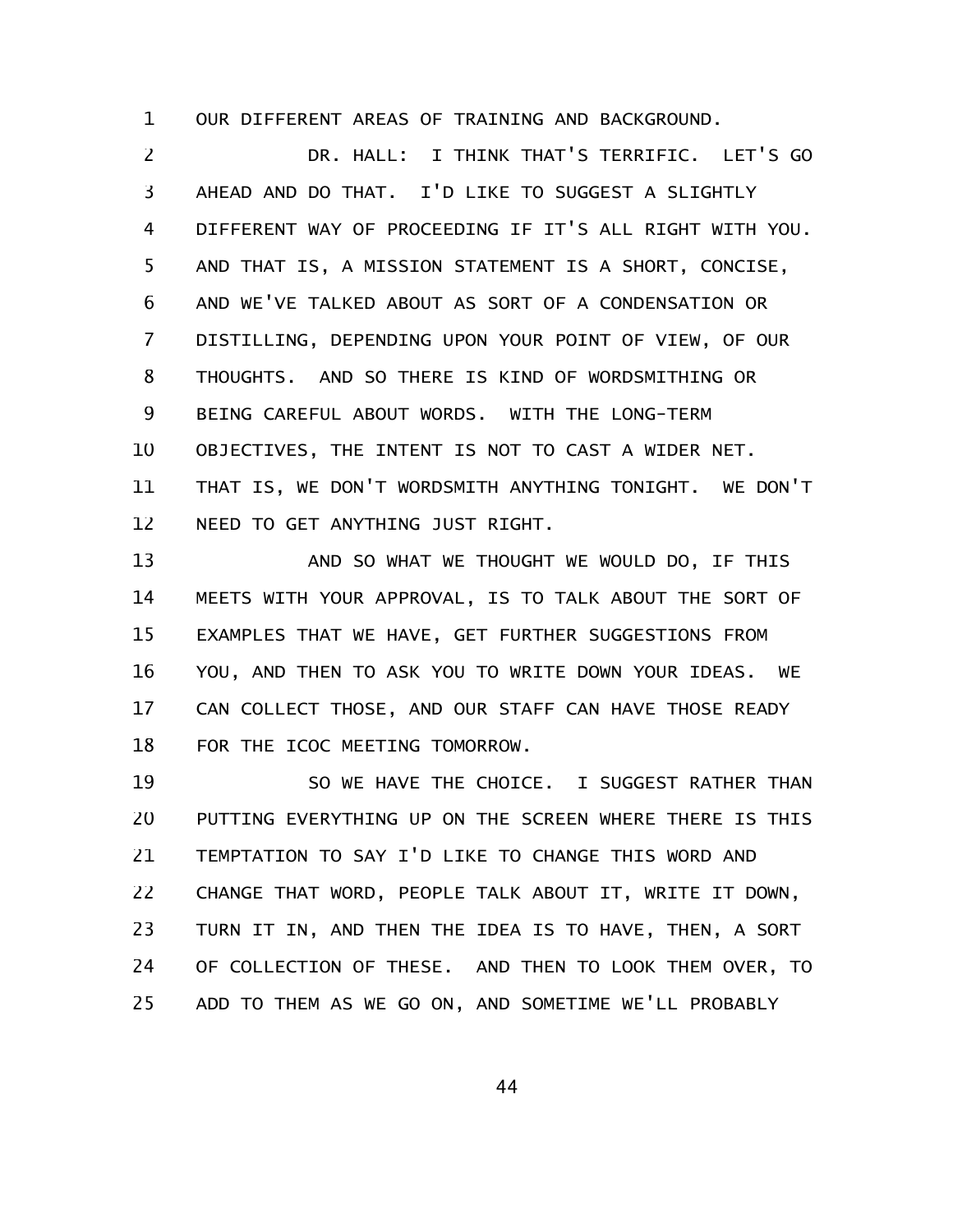OUR DIFFERENT AREAS OF TRAINING AND BACKGROUND.

DR. HALL: I THINK THAT'S TERRIFIC. LET'S GO AHEAD AND DO THAT. I'D LIKE TO SUGGEST A SLIGHTLY DIFFERENT WAY OF PROCEEDING IF IT'S ALL RIGHT WITH YOU. AND THAT IS, A MISSION STATEMENT IS A SHORT, CONCISE, AND WE'VE TALKED ABOUT AS SORT OF A CONDENSATION OR DISTILLING, DEPENDING UPON YOUR POINT OF VIEW, OF OUR THOUGHTS. AND SO THERE IS KIND OF WORDSMITHING OR BEING CAREFUL ABOUT WORDS. WITH THE LONG-TERM OBJECTIVES, THE INTENT IS NOT TO CAST A WIDER NET. THAT IS, WE DON'T WORDSMITH ANYTHING TONIGHT. WE DON'T NEED TO GET ANYTHING JUST RIGHT.

AND SO WHAT WE THOUGHT WE WOULD DO, IF THIS MEETS WITH YOUR APPROVAL, IS TO TALK ABOUT THE SORT OF EXAMPLES THAT WE HAVE, GET FURTHER SUGGESTIONS FROM YOU, AND THEN TO ASK YOU TO WRITE DOWN YOUR IDEAS. WE CAN COLLECT THOSE, AND OUR STAFF CAN HAVE THOSE READY FOR THE ICOC MEETING TOMORROW.

SO WE HAVE THE CHOICE. I SUGGEST RATHER THAN PUTTING EVERYTHING UP ON THE SCREEN WHERE THERE IS THIS TEMPTATION TO SAY I'D LIKE TO CHANGE THIS WORD AND CHANGE THAT WORD, PEOPLE TALK ABOUT IT, WRITE IT DOWN, TURN IT IN, AND THEN THE IDEA IS TO HAVE, THEN, A SORT OF COLLECTION OF THESE. AND THEN TO LOOK THEM OVER, TO ADD TO THEM AS WE GO ON, AND SOMETIME WE'LL PROBABLY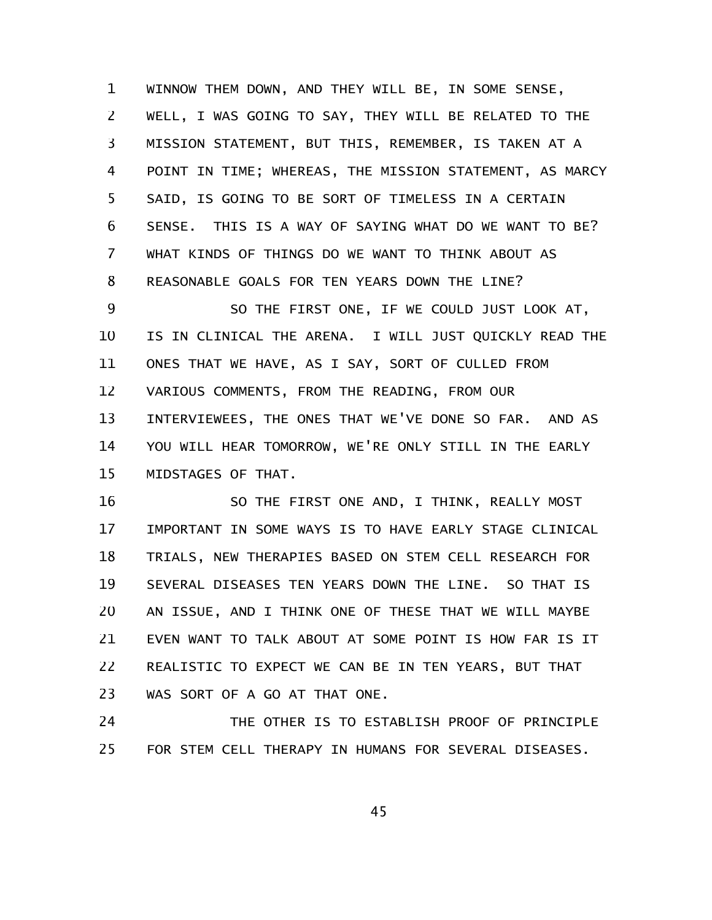WINNOW THEM DOWN, AND THEY WILL BE, IN SOME SENSE, WELL, I WAS GOING TO SAY, THEY WILL BE RELATED TO THE MISSION STATEMENT, BUT THIS, REMEMBER, IS TAKEN AT A POINT IN TIME; WHEREAS, THE MISSION STATEMENT, AS MARCY SAID, IS GOING TO BE SORT OF TIMELESS IN A CERTAIN SENSE. THIS IS A WAY OF SAYING WHAT DO WE WANT TO BE? WHAT KINDS OF THINGS DO WE WANT TO THINK ABOUT AS REASONABLE GOALS FOR TEN YEARS DOWN THE LINE?

SO THE FIRST ONE, IF WE COULD JUST LOOK AT, IS IN CLINICAL THE ARENA. I WILL JUST QUICKLY READ THE ONES THAT WE HAVE, AS I SAY, SORT OF CULLED FROM VARIOUS COMMENTS, FROM THE READING, FROM OUR INTERVIEWEES, THE ONES THAT WE'VE DONE SO FAR. AND AS YOU WILL HEAR TOMORROW, WE'RE ONLY STILL IN THE EARLY MIDSTAGES OF THAT.

SO THE FIRST ONE AND, I THINK, REALLY MOST IMPORTANT IN SOME WAYS IS TO HAVE EARLY STAGE CLINICAL TRIALS, NEW THERAPIES BASED ON STEM CELL RESEARCH FOR SEVERAL DISEASES TEN YEARS DOWN THE LINE. SO THAT IS AN ISSUE, AND I THINK ONE OF THESE THAT WE WILL MAYBE EVEN WANT TO TALK ABOUT AT SOME POINT IS HOW FAR IS IT REALISTIC TO EXPECT WE CAN BE IN TEN YEARS, BUT THAT WAS SORT OF A GO AT THAT ONE.

THE OTHER IS TO ESTABLISH PROOF OF PRINCIPLE FOR STEM CELL THERAPY IN HUMANS FOR SEVERAL DISEASES.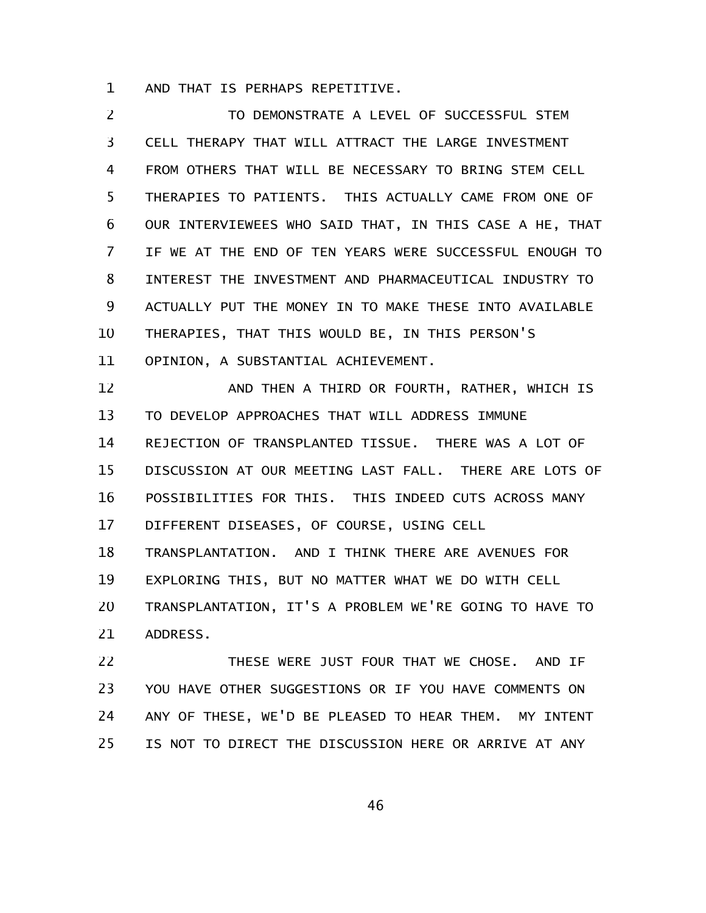AND THAT IS PERHAPS REPETITIVE.

TO DEMONSTRATE A LEVEL OF SUCCESSFUL STEM CELL THERAPY THAT WILL ATTRACT THE LARGE INVESTMENT FROM OTHERS THAT WILL BE NECESSARY TO BRING STEM CELL THERAPIES TO PATIENTS. THIS ACTUALLY CAME FROM ONE OF OUR INTERVIEWEES WHO SAID THAT, IN THIS CASE A HE, THAT IF WE AT THE END OF TEN YEARS WERE SUCCESSFUL ENOUGH TO INTEREST THE INVESTMENT AND PHARMACEUTICAL INDUSTRY TO ACTUALLY PUT THE MONEY IN TO MAKE THESE INTO AVAILABLE THERAPIES, THAT THIS WOULD BE, IN THIS PERSON'S OPINION, A SUBSTANTIAL ACHIEVEMENT.

AND THEN A THIRD OR FOURTH, RATHER, WHICH IS TO DEVELOP APPROACHES THAT WILL ADDRESS IMMUNE REJECTION OF TRANSPLANTED TISSUE. THERE WAS A LOT OF DISCUSSION AT OUR MEETING LAST FALL. THERE ARE LOTS OF POSSIBILITIES FOR THIS. THIS INDEED CUTS ACROSS MANY DIFFERENT DISEASES, OF COURSE, USING CELL TRANSPLANTATION. AND I THINK THERE ARE AVENUES FOR EXPLORING THIS, BUT NO MATTER WHAT WE DO WITH CELL TRANSPLANTATION, IT'S A PROBLEM WE'RE GOING TO HAVE TO ADDRESS.

THESE WERE JUST FOUR THAT WE CHOSE. AND IF YOU HAVE OTHER SUGGESTIONS OR IF YOU HAVE COMMENTS ON ANY OF THESE, WE'D BE PLEASED TO HEAR THEM. MY INTENT IS NOT TO DIRECT THE DISCUSSION HERE OR ARRIVE AT ANY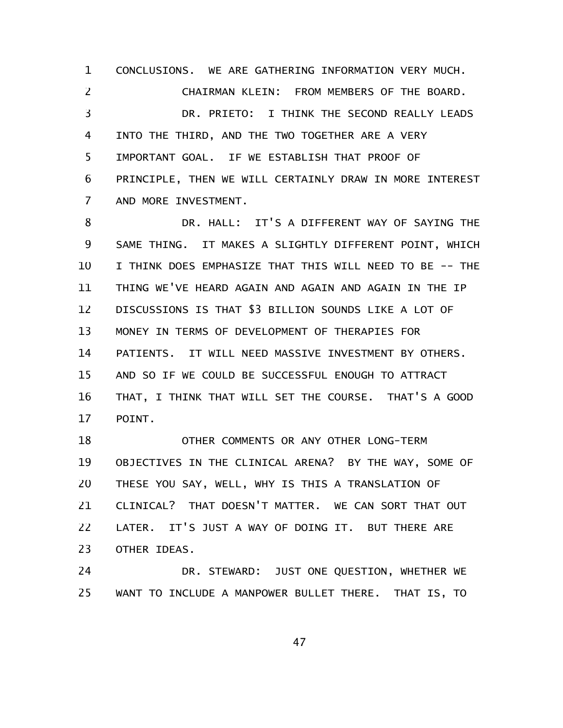CONCLUSIONS. WE ARE GATHERING INFORMATION VERY MUCH.

CHAIRMAN KLEIN: FROM MEMBERS OF THE BOARD.

DR. PRIETO: I THINK THE SECOND REALLY LEADS INTO THE THIRD, AND THE TWO TOGETHER ARE A VERY IMPORTANT GOAL. IF WE ESTABLISH THAT PROOF OF PRINCIPLE, THEN WE WILL CERTAINLY DRAW IN MORE INTEREST AND MORE INVESTMENT.

DR. HALL: IT'S A DIFFERENT WAY OF SAYING THE SAME THING. IT MAKES A SLIGHTLY DIFFERENT POINT, WHICH I THINK DOES EMPHASIZE THAT THIS WILL NEED TO BE -- THE THING WE'VE HEARD AGAIN AND AGAIN AND AGAIN IN THE IP DISCUSSIONS IS THAT $3 BILLION SOUNDS LIKE A LOT OF MONEY IN TERMS OF DEVELOPMENT OF THERAPIES FOR PATIENTS. IT WILL NEED MASSIVE INVESTMENT BY OTHERS. AND SO IF WE COULD BE SUCCESSFUL ENOUGH TO ATTRACT THAT, I THINK THAT WILL SET THE COURSE. THAT'S A GOOD POINT.

OTHER COMMENTS OR ANY OTHER LONG-TERM OBJECTIVES IN THE CLINICAL ARENA? BY THE WAY, SOME OF THESE YOU SAY, WELL, WHY IS THIS A TRANSLATION OF CLINICAL? THAT DOESN'T MATTER. WE CAN SORT THAT OUT LATER. IT'S JUST A WAY OF DOING IT. BUT THERE ARE OTHER IDEAS.

DR. STEWARD: JUST ONE QUESTION, WHETHER WE WANT TO INCLUDE A MANPOWER BULLET THERE. THAT IS, TO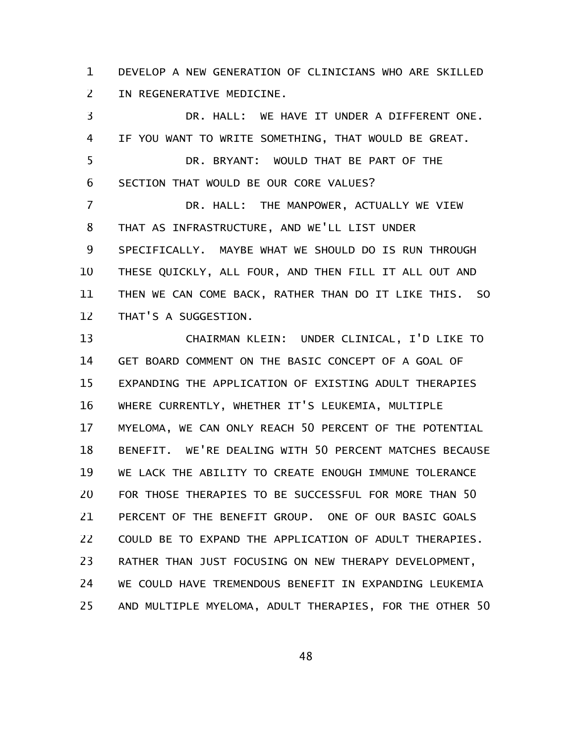DEVELOP A NEW GENERATION OF CLINICIANS WHO ARE SKILLED IN REGENERATIVE MEDICINE.

DR. HALL: WE HAVE IT UNDER A DIFFERENT ONE. IF YOU WANT TO WRITE SOMETHING, THAT WOULD BE GREAT.

DR. BRYANT: WOULD THAT BE PART OF THE SECTION THAT WOULD BE OUR CORE VALUES?

DR. HALL: THE MANPOWER, ACTUALLY WE VIEW THAT AS INFRASTRUCTURE, AND WE'LL LIST UNDER SPECIFICALLY. MAYBE WHAT WE SHOULD DO IS RUN THROUGH THESE QUICKLY, ALL FOUR, AND THEN FILL IT ALL OUT AND THEN WE CAN COME BACK, RATHER THAN DO IT LIKE THIS. SO THAT'S A SUGGESTION.

CHAIRMAN KLEIN: UNDER CLINICAL, I'D LIKE TO GET BOARD COMMENT ON THE BASIC CONCEPT OF A GOAL OF EXPANDING THE APPLICATION OF EXISTING ADULT THERAPIES WHERE CURRENTLY, WHETHER IT'S LEUKEMIA, MULTIPLE MYELOMA, WE CAN ONLY REACH 50 PERCENT OF THE POTENTIAL BENEFIT. WE'RE DEALING WITH 50 PERCENT MATCHES BECAUSE WE LACK THE ABILITY TO CREATE ENOUGH IMMUNE TOLERANCE FOR THOSE THERAPIES TO BE SUCCESSFUL FOR MORE THAN 50 PERCENT OF THE BENEFIT GROUP. ONE OF OUR BASIC GOALS COULD BE TO EXPAND THE APPLICATION OF ADULT THERAPIES. RATHER THAN JUST FOCUSING ON NEW THERAPY DEVELOPMENT, WE COULD HAVE TREMENDOUS BENEFIT IN EXPANDING LEUKEMIA AND MULTIPLE MYELOMA, ADULT THERAPIES, FOR THE OTHER 50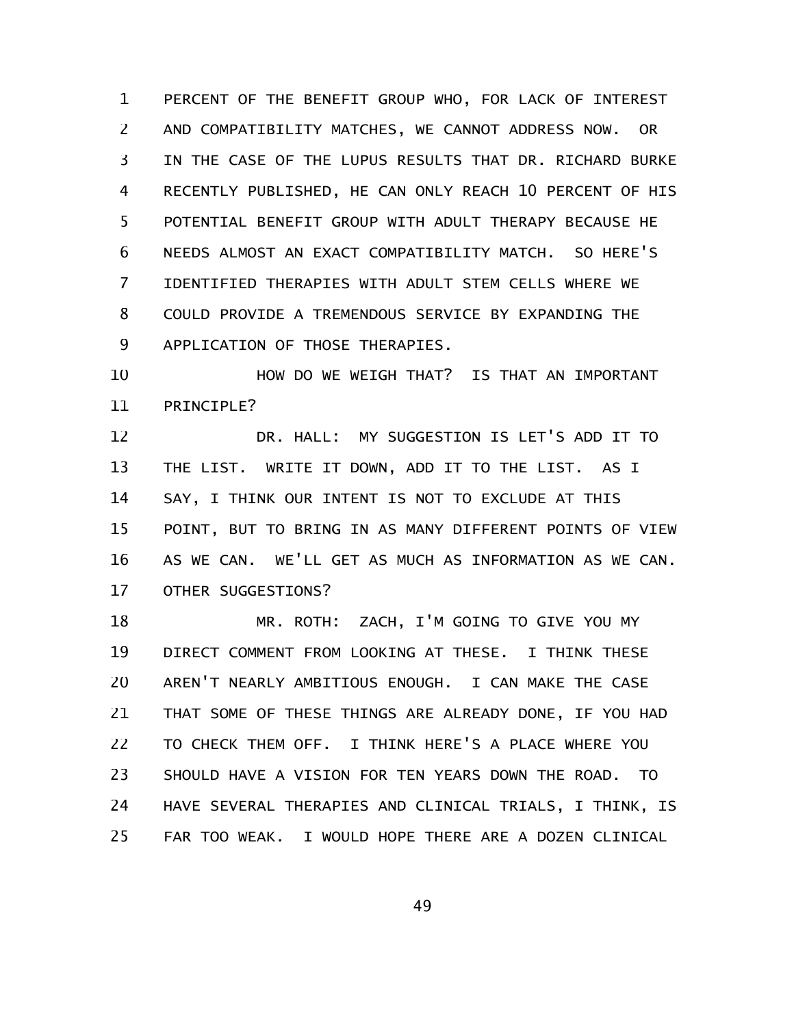PERCENT OF THE BENEFIT GROUP WHO, FOR LACK OF INTEREST AND COMPATIBILITY MATCHES, WE CANNOT ADDRESS NOW. OR IN THE CASE OF THE LUPUS RESULTS THAT DR. RICHARD BURKE RECENTLY PUBLISHED, HE CAN ONLY REACH 10 PERCENT OF HIS POTENTIAL BENEFIT GROUP WITH ADULT THERAPY BECAUSE HE NEEDS ALMOST AN EXACT COMPATIBILITY MATCH. SO HERE'S IDENTIFIED THERAPIES WITH ADULT STEM CELLS WHERE WE COULD PROVIDE A TREMENDOUS SERVICE BY EXPANDING THE APPLICATION OF THOSE THERAPIES.

HOW DO WE WEIGH THAT? IS THAT AN IMPORTANT PRINCIPLE?

DR. HALL: MY SUGGESTION IS LET'S ADD IT TO THE LIST. WRITE IT DOWN, ADD IT TO THE LIST. AS I SAY, I THINK OUR INTENT IS NOT TO EXCLUDE AT THIS POINT, BUT TO BRING IN AS MANY DIFFERENT POINTS OF VIEW AS WE CAN. WE'LL GET AS MUCH AS INFORMATION AS WE CAN. OTHER SUGGESTIONS?

MR. ROTH: ZACH, I'M GOING TO GIVE YOU MY DIRECT COMMENT FROM LOOKING AT THESE. I THINK THESE AREN'T NEARLY AMBITIOUS ENOUGH. I CAN MAKE THE CASE THAT SOME OF THESE THINGS ARE ALREADY DONE, IF YOU HAD TO CHECK THEM OFF. I THINK HERE'S A PLACE WHERE YOU SHOULD HAVE A VISION FOR TEN YEARS DOWN THE ROAD. TO HAVE SEVERAL THERAPIES AND CLINICAL TRIALS, I THINK, IS FAR TOO WEAK. I WOULD HOPE THERE ARE A DOZEN CLINICAL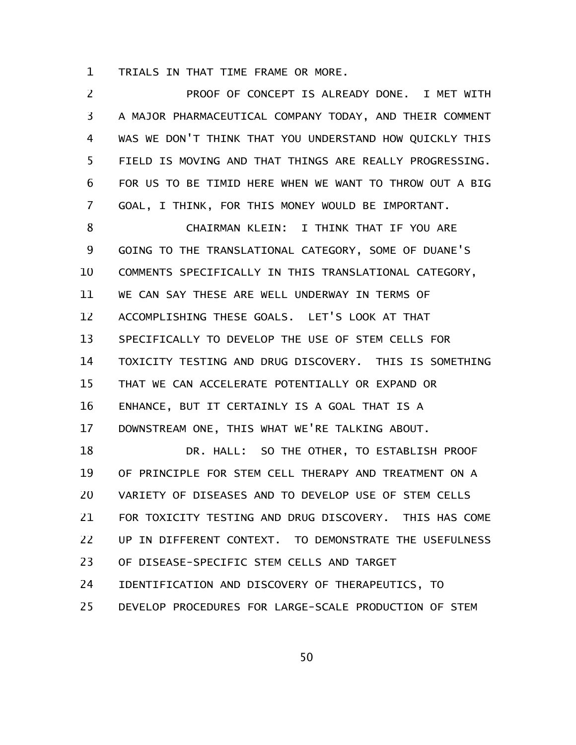TRIALS IN THAT TIME FRAME OR MORE.

PROOF OF CONCEPT IS ALREADY DONE. I MET WITH A MAJOR PHARMACEUTICAL COMPANY TODAY, AND THEIR COMMENT WAS WE DON'T THINK THAT YOU UNDERSTAND HOW QUICKLY THIS FIELD IS MOVING AND THAT THINGS ARE REALLY PROGRESSING. FOR US TO BE TIMID HERE WHEN WE WANT TO THROW OUT A BIG GOAL, I THINK, FOR THIS MONEY WOULD BE IMPORTANT.

CHAIRMAN KLEIN: I THINK THAT IF YOU ARE GOING TO THE TRANSLATIONAL CATEGORY, SOME OF DUANE'S COMMENTS SPECIFICALLY IN THIS TRANSLATIONAL CATEGORY, WE CAN SAY THESE ARE WELL UNDERWAY IN TERMS OF ACCOMPLISHING THESE GOALS. LET'S LOOK AT THAT SPECIFICALLY TO DEVELOP THE USE OF STEM CELLS FOR TOXICITY TESTING AND DRUG DISCOVERY. THIS IS SOMETHING THAT WE CAN ACCELERATE POTENTIALLY OR EXPAND OR ENHANCE, BUT IT CERTAINLY IS A GOAL THAT IS A DOWNSTREAM ONE, THIS WHAT WE'RE TALKING ABOUT.

DR. HALL: SO THE OTHER, TO ESTABLISH PROOF OF PRINCIPLE FOR STEM CELL THERAPY AND TREATMENT ON A VARIETY OF DISEASES AND TO DEVELOP USE OF STEM CELLS FOR TOXICITY TESTING AND DRUG DISCOVERY. THIS HAS COME UP IN DIFFERENT CONTEXT. TO DEMONSTRATE THE USEFULNESS OF DISEASE-SPECIFIC STEM CELLS AND TARGET IDENTIFICATION AND DISCOVERY OF THERAPEUTICS, TO DEVELOP PROCEDURES FOR LARGE-SCALE PRODUCTION OF STEM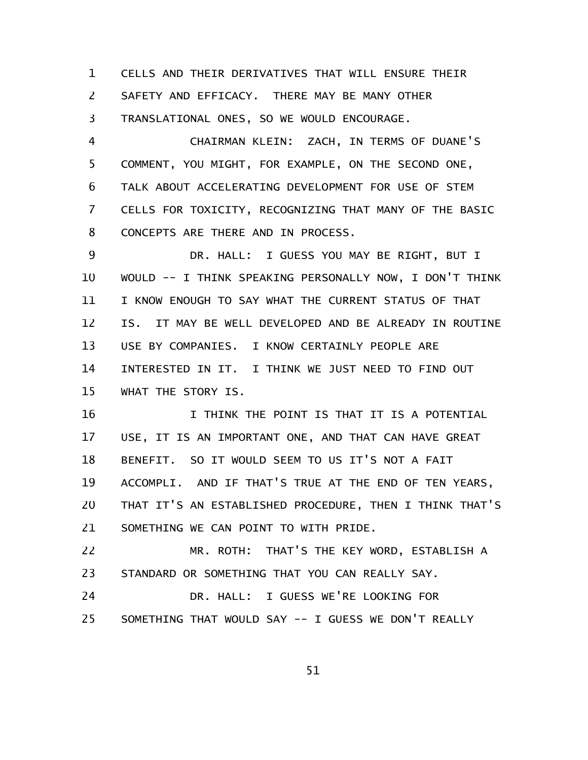CELLS AND THEIR DERIVATIVES THAT WILL ENSURE THEIR SAFETY AND EFFICACY. THERE MAY BE MANY OTHER TRANSLATIONAL ONES, SO WE WOULD ENCOURAGE.

CHAIRMAN KLEIN: ZACH, IN TERMS OF DUANE'S COMMENT, YOU MIGHT, FOR EXAMPLE, ON THE SECOND ONE, TALK ABOUT ACCELERATING DEVELOPMENT FOR USE OF STEM CELLS FOR TOXICITY, RECOGNIZING THAT MANY OF THE BASIC CONCEPTS ARE THERE AND IN PROCESS.

DR. HALL: I GUESS YOU MAY BE RIGHT, BUT I WOULD -- I THINK SPEAKING PERSONALLY NOW, I DON'T THINK I KNOW ENOUGH TO SAY WHAT THE CURRENT STATUS OF THAT IS. IT MAY BE WELL DEVELOPED AND BE ALREADY IN ROUTINE USE BY COMPANIES. I KNOW CERTAINLY PEOPLE ARE INTERESTED IN IT. I THINK WE JUST NEED TO FIND OUT WHAT THE STORY IS.

I THINK THE POINT IS THAT IT IS A POTENTIAL USE, IT IS AN IMPORTANT ONE, AND THAT CAN HAVE GREAT BENEFIT. SO IT WOULD SEEM TO US IT'S NOT A FAIT ACCOMPLI. AND IF THAT'S TRUE AT THE END OF TEN YEARS, THAT IT'S AN ESTABLISHED PROCEDURE, THEN I THINK THAT'S SOMETHING WE CAN POINT TO WITH PRIDE.

MR. ROTH: THAT'S THE KEY WORD, ESTABLISH A STANDARD OR SOMETHING THAT YOU CAN REALLY SAY.

DR. HALL: I GUESS WE'RE LOOKING FOR SOMETHING THAT WOULD SAY -- I GUESS WE DON'T REALLY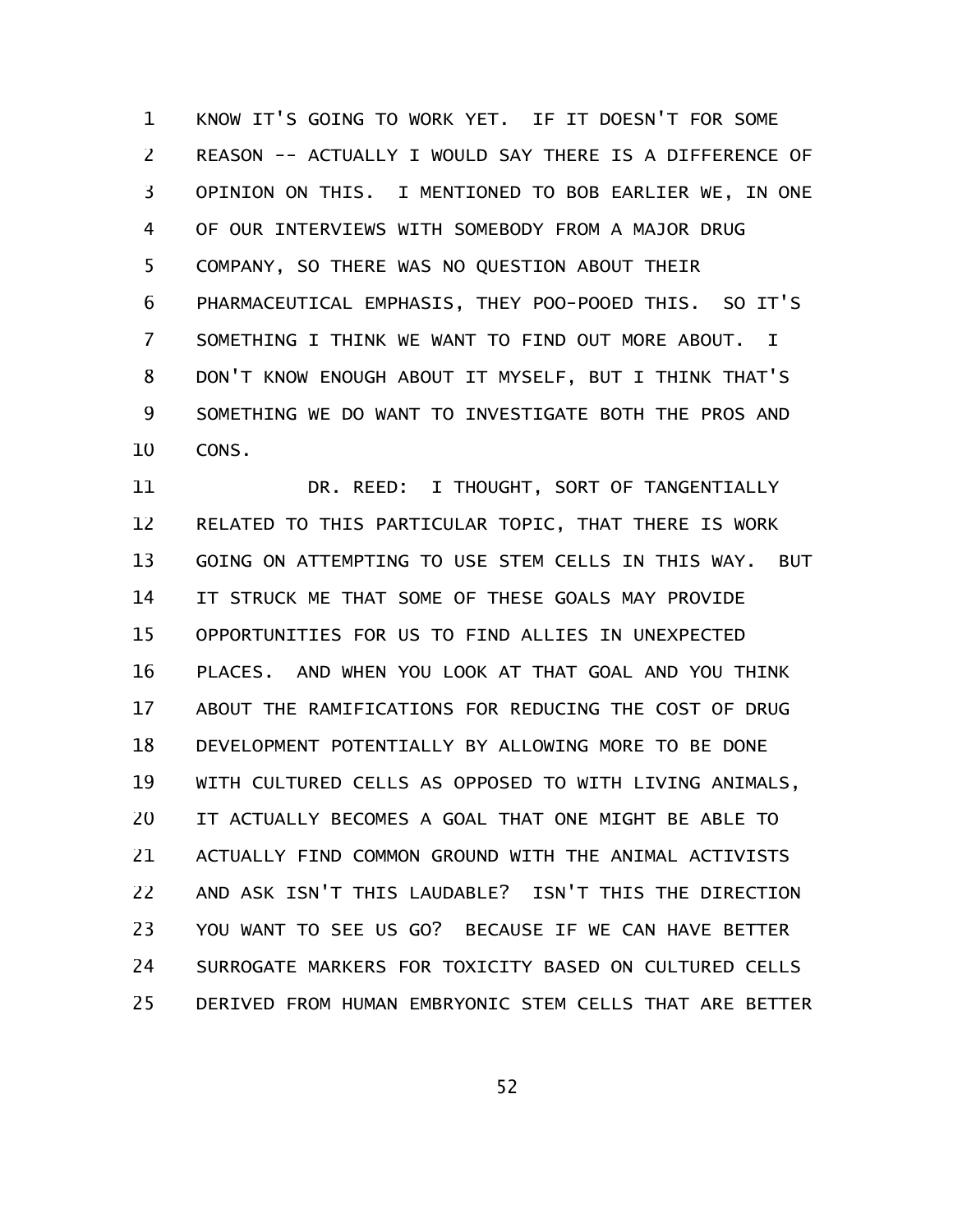KNOW IT'S GOING TO WORK YET. IF IT DOESN'T FOR SOME REASON -- ACTUALLY I WOULD SAY THERE IS A DIFFERENCE OF OPINION ON THIS. I MENTIONED TO BOB EARLIER WE, IN ONE OF OUR INTERVIEWS WITH SOMEBODY FROM A MAJOR DRUG COMPANY, SO THERE WAS NO QUESTION ABOUT THEIR PHARMACEUTICAL EMPHASIS, THEY POO-POOED THIS. SO IT'S SOMETHING I THINK WE WANT TO FIND OUT MORE ABOUT. I DON'T KNOW ENOUGH ABOUT IT MYSELF, BUT I THINK THAT'S SOMETHING WE DO WANT TO INVESTIGATE BOTH THE PROS AND CONS.

DR. REED: I THOUGHT, SORT OF TANGENTIALLY RELATED TO THIS PARTICULAR TOPIC, THAT THERE IS WORK GOING ON ATTEMPTING TO USE STEM CELLS IN THIS WAY. BUT IT STRUCK ME THAT SOME OF THESE GOALS MAY PROVIDE OPPORTUNITIES FOR US TO FIND ALLIES IN UNEXPECTED PLACES. AND WHEN YOU LOOK AT THAT GOAL AND YOU THINK ABOUT THE RAMIFICATIONS FOR REDUCING THE COST OF DRUG DEVELOPMENT POTENTIALLY BY ALLOWING MORE TO BE DONE WITH CULTURED CELLS AS OPPOSED TO WITH LIVING ANIMALS, IT ACTUALLY BECOMES A GOAL THAT ONE MIGHT BE ABLE TO ACTUALLY FIND COMMON GROUND WITH THE ANIMAL ACTIVISTS AND ASK ISN'T THIS LAUDABLE? ISN'T THIS THE DIRECTION YOU WANT TO SEE US GO? BECAUSE IF WE CAN HAVE BETTER SURROGATE MARKERS FOR TOXICITY BASED ON CULTURED CELLS DERIVED FROM HUMAN EMBRYONIC STEM CELLS THAT ARE BETTER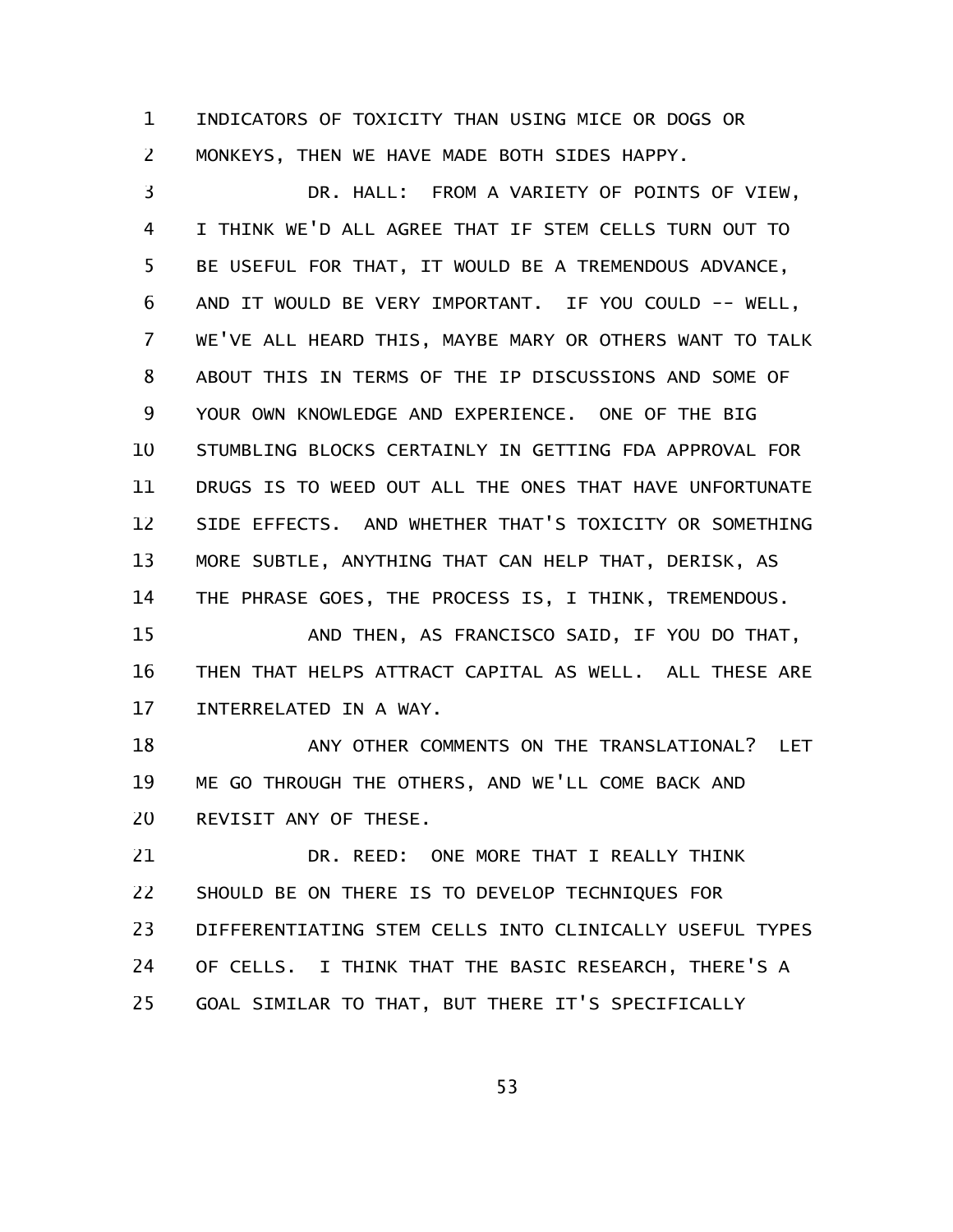INDICATORS OF TOXICITY THAN USING MICE OR DOGS OR MONKEYS, THEN WE HAVE MADE BOTH SIDES HAPPY.

DR. HALL: FROM A VARIETY OF POINTS OF VIEW, I THINK WE'D ALL AGREE THAT IF STEM CELLS TURN OUT TO BE USEFUL FOR THAT, IT WOULD BE A TREMENDOUS ADVANCE, AND IT WOULD BE VERY IMPORTANT. IF YOU COULD -- WELL, WE'VE ALL HEARD THIS, MAYBE MARY OR OTHERS WANT TO TALK ABOUT THIS IN TERMS OF THE IP DISCUSSIONS AND SOME OF YOUR OWN KNOWLEDGE AND EXPERIENCE. ONE OF THE BIG STUMBLING BLOCKS CERTAINLY IN GETTING FDA APPROVAL FOR DRUGS IS TO WEED OUT ALL THE ONES THAT HAVE UNFORTUNATE SIDE EFFECTS. AND WHETHER THAT'S TOXICITY OR SOMETHING MORE SUBTLE, ANYTHING THAT CAN HELP THAT, DERISK, AS THE PHRASE GOES, THE PROCESS IS, I THINK, TREMENDOUS.

AND THEN, AS FRANCISCO SAID, IF YOU DO THAT, THEN THAT HELPS ATTRACT CAPITAL AS WELL. ALL THESE ARE INTERRELATED IN A WAY.

ANY OTHER COMMENTS ON THE TRANSLATIONAL? LET ME GO THROUGH THE OTHERS, AND WE'LL COME BACK AND REVISIT ANY OF THESE.

DR. REED: ONE MORE THAT I REALLY THINK SHOULD BE ON THERE IS TO DEVELOP TECHNIQUES FOR DIFFERENTIATING STEM CELLS INTO CLINICALLY USEFUL TYPES OF CELLS. I THINK THAT THE BASIC RESEARCH, THERE'S A GOAL SIMILAR TO THAT, BUT THERE IT'S SPECIFICALLY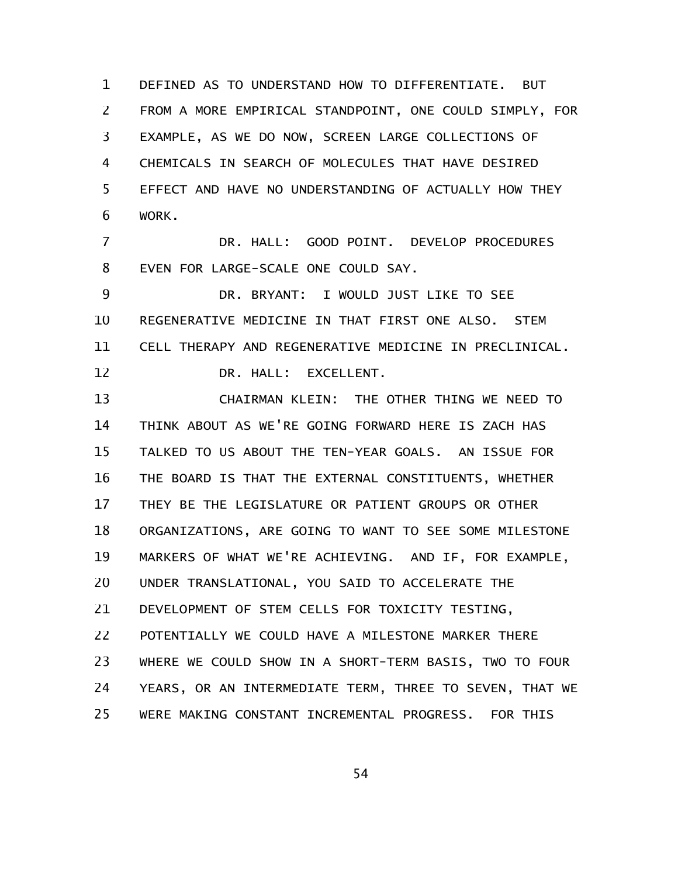DEFINED AS TO UNDERSTAND HOW TO DIFFERENTIATE. BUT FROM A MORE EMPIRICAL STANDPOINT, ONE COULD SIMPLY, FOR EXAMPLE, AS WE DO NOW, SCREEN LARGE COLLECTIONS OF CHEMICALS IN SEARCH OF MOLECULES THAT HAVE DESIRED EFFECT AND HAVE NO UNDERSTANDING OF ACTUALLY HOW THEY WORK.

DR. HALL: GOOD POINT. DEVELOP PROCEDURES EVEN FOR LARGE-SCALE ONE COULD SAY.

DR. BRYANT: I WOULD JUST LIKE TO SEE REGENERATIVE MEDICINE IN THAT FIRST ONE ALSO. STEM CELL THERAPY AND REGENERATIVE MEDICINE IN PRECLINICAL.

DR. HALL: EXCELLENT.

CHAIRMAN KLEIN: THE OTHER THING WE NEED TO THINK ABOUT AS WE'RE GOING FORWARD HERE IS ZACH HAS TALKED TO US ABOUT THE TEN-YEAR GOALS. AN ISSUE FOR THE BOARD IS THAT THE EXTERNAL CONSTITUENTS, WHETHER THEY BE THE LEGISLATURE OR PATIENT GROUPS OR OTHER ORGANIZATIONS, ARE GOING TO WANT TO SEE SOME MILESTONE MARKERS OF WHAT WE'RE ACHIEVING. AND IF, FOR EXAMPLE, UNDER TRANSLATIONAL, YOU SAID TO ACCELERATE THE DEVELOPMENT OF STEM CELLS FOR TOXICITY TESTING, POTENTIALLY WE COULD HAVE A MILESTONE MARKER THERE WHERE WE COULD SHOW IN A SHORT-TERM BASIS, TWO TO FOUR YEARS, OR AN INTERMEDIATE TERM, THREE TO SEVEN, THAT WE WERE MAKING CONSTANT INCREMENTAL PROGRESS. FOR THIS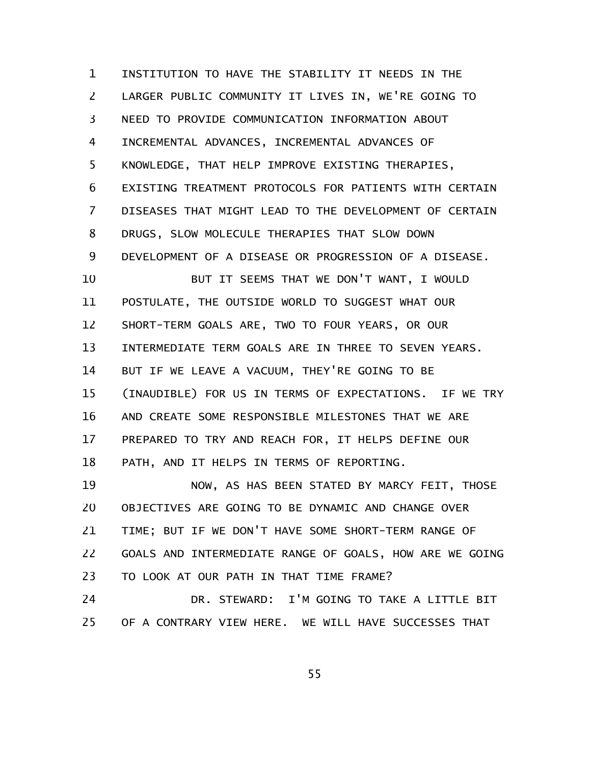INSTITUTION TO HAVE THE STABILITY IT NEEDS IN THE LARGER PUBLIC COMMUNITY IT LIVES IN, WE'RE GOING TO NEED TO PROVIDE COMMUNICATION INFORMATION ABOUT INCREMENTAL ADVANCES, INCREMENTAL ADVANCES OF KNOWLEDGE, THAT HELP IMPROVE EXISTING THERAPIES, EXISTING TREATMENT PROTOCOLS FOR PATIENTS WITH CERTAIN DISEASES THAT MIGHT LEAD TO THE DEVELOPMENT OF CERTAIN DRUGS, SLOW MOLECULE THERAPIES THAT SLOW DOWN DEVELOPMENT OF A DISEASE OR PROGRESSION OF A DISEASE.

BUT IT SEEMS THAT WE DON'T WANT, I WOULD POSTULATE, THE OUTSIDE WORLD TO SUGGEST WHAT OUR SHORT-TERM GOALS ARE, TWO TO FOUR YEARS, OR OUR INTERMEDIATE TERM GOALS ARE IN THREE TO SEVEN YEARS. BUT IF WE LEAVE A VACUUM, THEY'RE GOING TO BE (INAUDIBLE) FOR US IN TERMS OF EXPECTATIONS. IF WE TRY AND CREATE SOME RESPONSIBLE MILESTONES THAT WE ARE PREPARED TO TRY AND REACH FOR, IT HELPS DEFINE OUR PATH, AND IT HELPS IN TERMS OF REPORTING.

NOW, AS HAS BEEN STATED BY MARCY FEIT, THOSE OBJECTIVES ARE GOING TO BE DYNAMIC AND CHANGE OVER TIME; BUT IF WE DON'T HAVE SOME SHORT-TERM RANGE OF GOALS AND INTERMEDIATE RANGE OF GOALS, HOW ARE WE GOING TO LOOK AT OUR PATH IN THAT TIME FRAME?

DR. STEWARD: I'M GOING TO TAKE A LITTLE BIT OF A CONTRARY VIEW HERE. WE WILL HAVE SUCCESSES THAT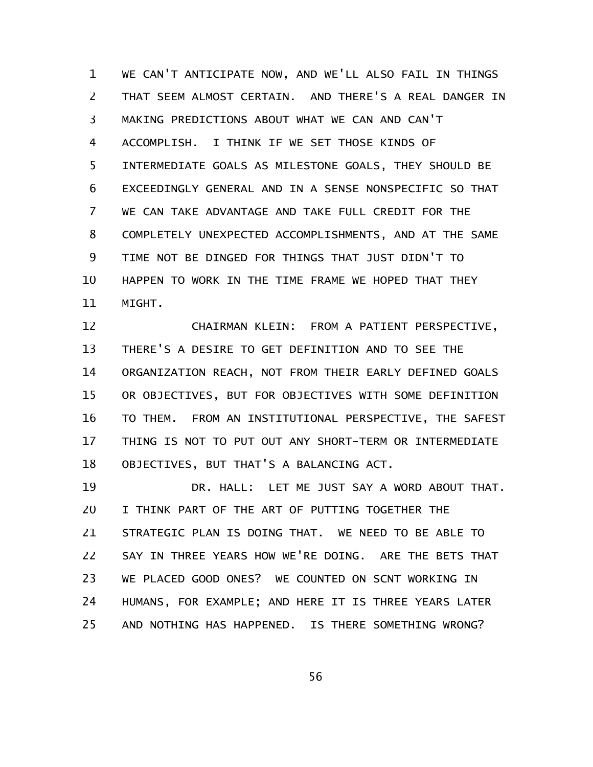WE CAN'T ANTICIPATE NOW, AND WE'LL ALSO FAIL IN THINGS THAT SEEM ALMOST CERTAIN. AND THERE'S A REAL DANGER IN MAKING PREDICTIONS ABOUT WHAT WE CAN AND CAN'T ACCOMPLISH. I THINK IF WE SET THOSE KINDS OF INTERMEDIATE GOALS AS MILESTONE GOALS, THEY SHOULD BE EXCEEDINGLY GENERAL AND IN A SENSE NONSPECIFIC SO THAT WE CAN TAKE ADVANTAGE AND TAKE FULL CREDIT FOR THE COMPLETELY UNEXPECTED ACCOMPLISHMENTS, AND AT THE SAME TIME NOT BE DINGED FOR THINGS THAT JUST DIDN'T TO HAPPEN TO WORK IN THE TIME FRAME WE HOPED THAT THEY MIGHT.

CHAIRMAN KLEIN: FROM A PATIENT PERSPECTIVE, THERE'S A DESIRE TO GET DEFINITION AND TO SEE THE ORGANIZATION REACH, NOT FROM THEIR EARLY DEFINED GOALS OR OBJECTIVES, BUT FOR OBJECTIVES WITH SOME DEFINITION TO THEM. FROM AN INSTITUTIONAL PERSPECTIVE, THE SAFEST THING IS NOT TO PUT OUT ANY SHORT-TERM OR INTERMEDIATE OBJECTIVES, BUT THAT'S A BALANCING ACT.

DR. HALL: LET ME JUST SAY A WORD ABOUT THAT. I THINK PART OF THE ART OF PUTTING TOGETHER THE STRATEGIC PLAN IS DOING THAT. WE NEED TO BE ABLE TO SAY IN THREE YEARS HOW WE'RE DOING. ARE THE BETS THAT WE PLACED GOOD ONES? WE COUNTED ON SCNT WORKING IN HUMANS, FOR EXAMPLE; AND HERE IT IS THREE YEARS LATER AND NOTHING HAS HAPPENED. IS THERE SOMETHING WRONG?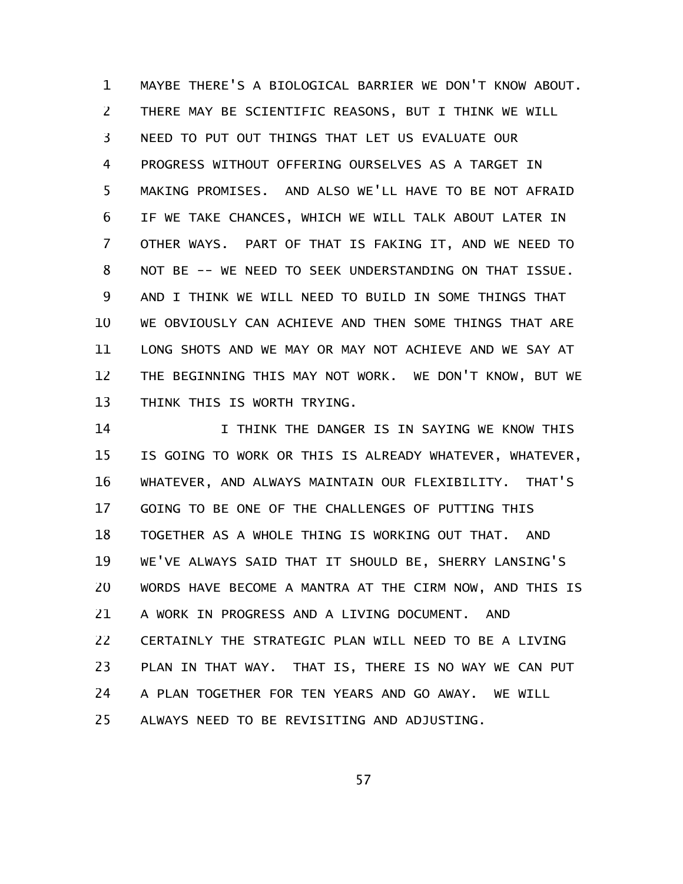MAYBE THERE'S A BIOLOGICAL BARRIER WE DON'T KNOW ABOUT. THERE MAY BE SCIENTIFIC REASONS, BUT I THINK WE WILL NEED TO PUT OUT THINGS THAT LET US EVALUATE OUR PROGRESS WITHOUT OFFERING OURSELVES AS A TARGET IN MAKING PROMISES. AND ALSO WE'LL HAVE TO BE NOT AFRAID IF WE TAKE CHANCES, WHICH WE WILL TALK ABOUT LATER IN OTHER WAYS. PART OF THAT IS FAKING IT, AND WE NEED TO NOT BE -- WE NEED TO SEEK UNDERSTANDING ON THAT ISSUE. AND I THINK WE WILL NEED TO BUILD IN SOME THINGS THAT WE OBVIOUSLY CAN ACHIEVE AND THEN SOME THINGS THAT ARE LONG SHOTS AND WE MAY OR MAY NOT ACHIEVE AND WE SAY AT THE BEGINNING THIS MAY NOT WORK. WE DON'T KNOW, BUT WE THINK THIS IS WORTH TRYING.

I THINK THE DANGER IS IN SAYING WE KNOW THIS IS GOING TO WORK OR THIS IS ALREADY WHATEVER, WHATEVER, WHATEVER, AND ALWAYS MAINTAIN OUR FLEXIBILITY. THAT'S GOING TO BE ONE OF THE CHALLENGES OF PUTTING THIS TOGETHER AS A WHOLE THING IS WORKING OUT THAT. AND WE'VE ALWAYS SAID THAT IT SHOULD BE, SHERRY LANSING'S WORDS HAVE BECOME A MANTRA AT THE CIRM NOW, AND THIS IS A WORK IN PROGRESS AND A LIVING DOCUMENT. AND CERTAINLY THE STRATEGIC PLAN WILL NEED TO BE A LIVING PLAN IN THAT WAY. THAT IS, THERE IS NO WAY WE CAN PUT A PLAN TOGETHER FOR TEN YEARS AND GO AWAY. WE WILL ALWAYS NEED TO BE REVISITING AND ADJUSTING.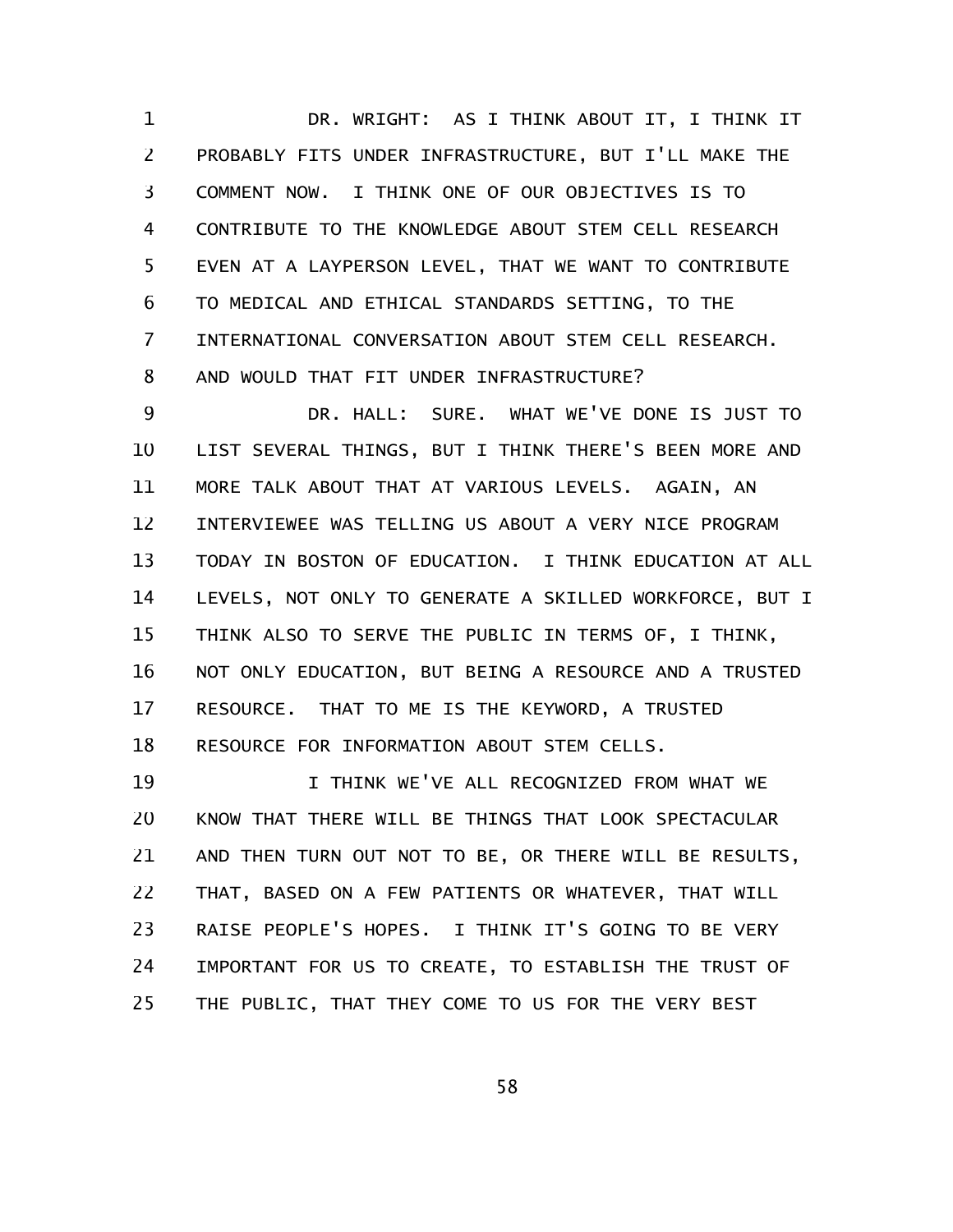DR. WRIGHT: AS I THINK ABOUT IT, I THINK IT PROBABLY FITS UNDER INFRASTRUCTURE, BUT I'LL MAKE THE COMMENT NOW. I THINK ONE OF OUR OBJECTIVES IS TO CONTRIBUTE TO THE KNOWLEDGE ABOUT STEM CELL RESEARCH EVEN AT A LAYPERSON LEVEL, THAT WE WANT TO CONTRIBUTE TO MEDICAL AND ETHICAL STANDARDS SETTING, TO THE INTERNATIONAL CONVERSATION ABOUT STEM CELL RESEARCH. AND WOULD THAT FIT UNDER INFRASTRUCTURE?

DR. HALL: SURE. WHAT WE'VE DONE IS JUST TO LIST SEVERAL THINGS, BUT I THINK THERE'S BEEN MORE AND MORE TALK ABOUT THAT AT VARIOUS LEVELS. AGAIN, AN INTERVIEWEE WAS TELLING US ABOUT A VERY NICE PROGRAM TODAY IN BOSTON OF EDUCATION. I THINK EDUCATION AT ALL LEVELS, NOT ONLY TO GENERATE A SKILLED WORKFORCE, BUT I THINK ALSO TO SERVE THE PUBLIC IN TERMS OF, I THINK, NOT ONLY EDUCATION, BUT BEING A RESOURCE AND A TRUSTED RESOURCE. THAT TO ME IS THE KEYWORD, A TRUSTED RESOURCE FOR INFORMATION ABOUT STEM CELLS.

I THINK WE'VE ALL RECOGNIZED FROM WHAT WE KNOW THAT THERE WILL BE THINGS THAT LOOK SPECTACULAR AND THEN TURN OUT NOT TO BE, OR THERE WILL BE RESULTS, THAT, BASED ON A FEW PATIENTS OR WHATEVER, THAT WILL RAISE PEOPLE'S HOPES. I THINK IT'S GOING TO BE VERY IMPORTANT FOR US TO CREATE, TO ESTABLISH THE TRUST OF THE PUBLIC, THAT THEY COME TO US FOR THE VERY BEST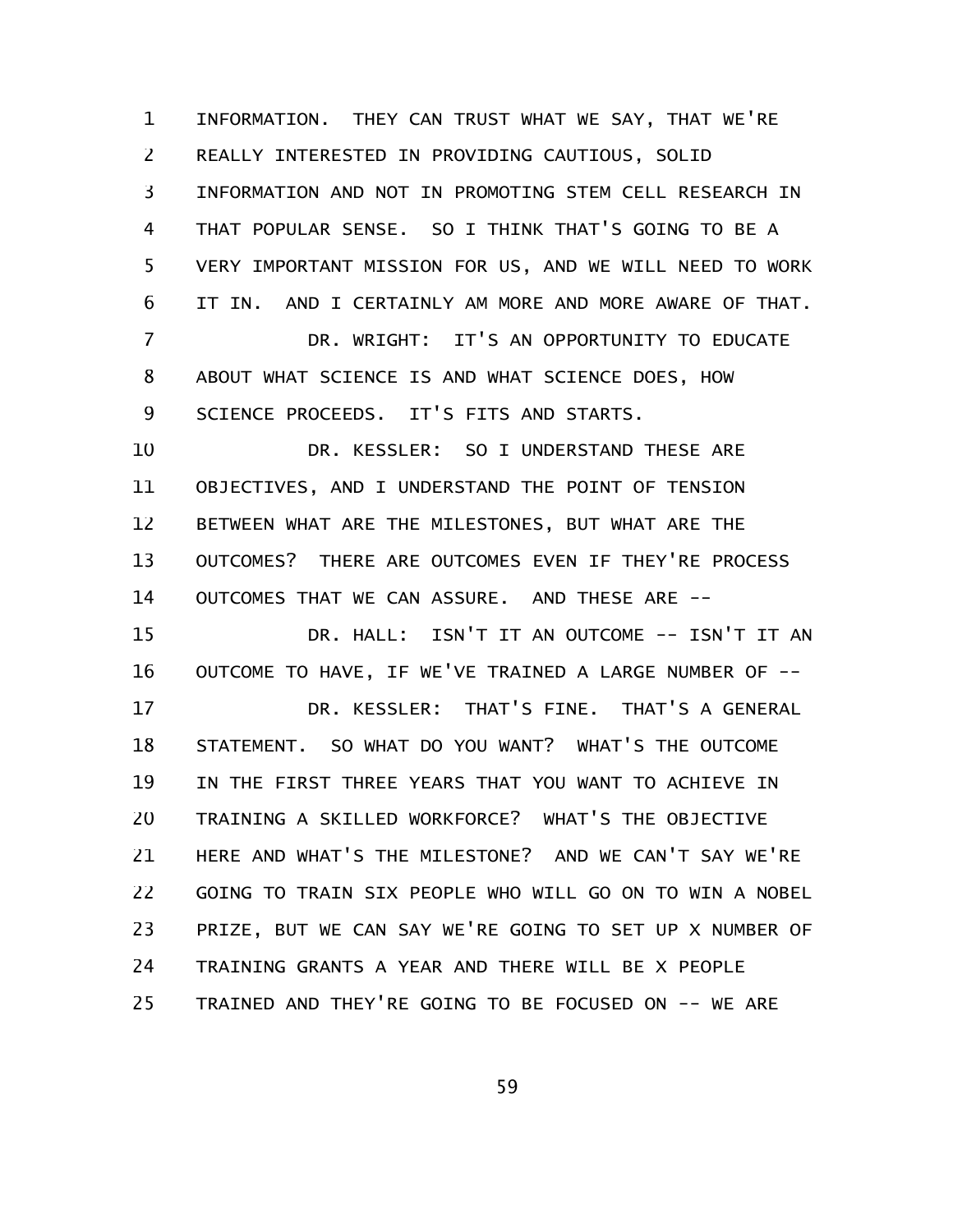INFORMATION. THEY CAN TRUST WHAT WE SAY, THAT WE'RE REALLY INTERESTED IN PROVIDING CAUTIOUS, SOLID INFORMATION AND NOT IN PROMOTING STEM CELL RESEARCH IN THAT POPULAR SENSE. SO I THINK THAT'S GOING TO BE A VERY IMPORTANT MISSION FOR US, AND WE WILL NEED TO WORK IT IN. AND I CERTAINLY AM MORE AND MORE AWARE OF THAT.

DR. WRIGHT: IT'S AN OPPORTUNITY TO EDUCATE ABOUT WHAT SCIENCE IS AND WHAT SCIENCE DOES, HOW SCIENCE PROCEEDS. IT'S FITS AND STARTS.

DR. KESSLER: SO I UNDERSTAND THESE ARE OBJECTIVES, AND I UNDERSTAND THE POINT OF TENSION BETWEEN WHAT ARE THE MILESTONES, BUT WHAT ARE THE OUTCOMES? THERE ARE OUTCOMES EVEN IF THEY'RE PROCESS OUTCOMES THAT WE CAN ASSURE. AND THESE ARE --

DR. HALL: ISN'T IT AN OUTCOME -- ISN'T IT AN OUTCOME TO HAVE, IF WE'VE TRAINED A LARGE NUMBER OF --

DR. KESSLER: THAT'S FINE. THAT'S A GENERAL STATEMENT. SO WHAT DO YOU WANT? WHAT'S THE OUTCOME IN THE FIRST THREE YEARS THAT YOU WANT TO ACHIEVE IN TRAINING A SKILLED WORKFORCE? WHAT'S THE OBJECTIVE HERE AND WHAT'S THE MILESTONE? AND WE CAN'T SAY WE'RE GOING TO TRAIN SIX PEOPLE WHO WILL GO ON TO WIN A NOBEL PRIZE, BUT WE CAN SAY WE'RE GOING TO SET UP X NUMBER OF TRAINING GRANTS A YEAR AND THERE WILL BE X PEOPLE TRAINED AND THEY'RE GOING TO BE FOCUSED ON -- WE ARE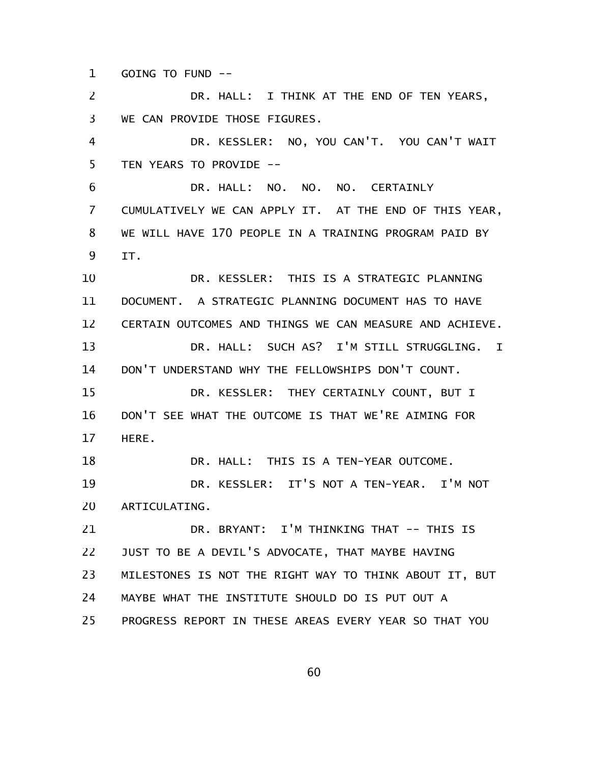GOING TO FUND --

DR. HALL: I THINK AT THE END OF TEN YEARS, WE CAN PROVIDE THOSE FIGURES.

DR. KESSLER: NO, YOU CAN'T. YOU CAN'T WAIT TEN YEARS TO PROVIDE --

DR. HALL: NO. NO. NO. CERTAINLY CUMULATIVELY WE CAN APPLY IT. AT THE END OF THIS YEAR, WE WILL HAVE 170 PEOPLE IN A TRAINING PROGRAM PAID BY IT.

DR. KESSLER: THIS IS A STRATEGIC PLANNING DOCUMENT. A STRATEGIC PLANNING DOCUMENT HAS TO HAVE CERTAIN OUTCOMES AND THINGS WE CAN MEASURE AND ACHIEVE.

DR. HALL: SUCH AS? I'M STILL STRUGGLING. I DON'T UNDERSTAND WHY THE FELLOWSHIPS DON'T COUNT.

DR. KESSLER: THEY CERTAINLY COUNT, BUT I DON'T SEE WHAT THE OUTCOME IS THAT WE'RE AIMING FOR HERE.

DR. HALL: THIS IS A TEN-YEAR OUTCOME.

DR. KESSLER: IT'S NOT A TEN-YEAR. I'M NOT ARTICULATING.

DR. BRYANT: I'M THINKING THAT -- THIS IS JUST TO BE A DEVIL'S ADVOCATE, THAT MAYBE HAVING MILESTONES IS NOT THE RIGHT WAY TO THINK ABOUT IT, BUT MAYBE WHAT THE INSTITUTE SHOULD DO IS PUT OUT A PROGRESS REPORT IN THESE AREAS EVERY YEAR SO THAT YOU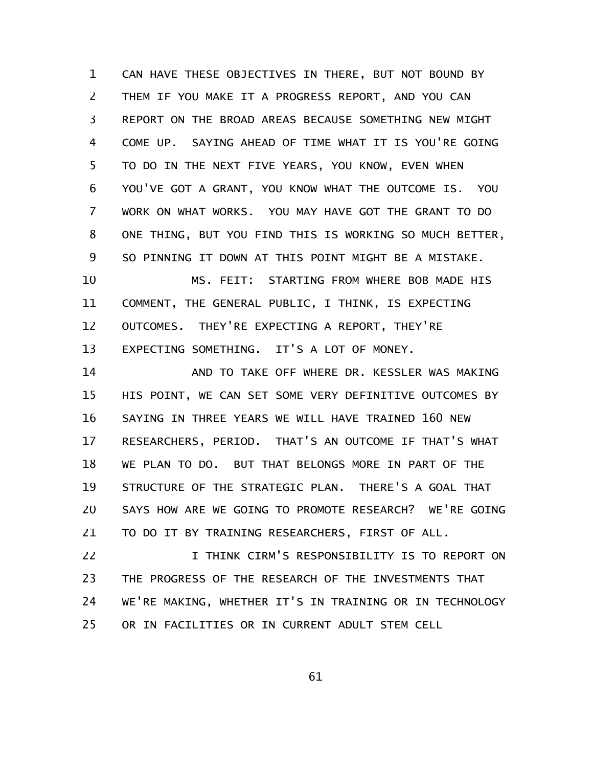CAN HAVE THESE OBJECTIVES IN THERE, BUT NOT BOUND BY THEM IF YOU MAKE IT A PROGRESS REPORT, AND YOU CAN REPORT ON THE BROAD AREAS BECAUSE SOMETHING NEW MIGHT COME UP. SAYING AHEAD OF TIME WHAT IT IS YOU'RE GOING TO DO IN THE NEXT FIVE YEARS, YOU KNOW, EVEN WHEN YOU'VE GOT A GRANT, YOU KNOW WHAT THE OUTCOME IS. YOU WORK ON WHAT WORKS. YOU MAY HAVE GOT THE GRANT TO DO ONE THING, BUT YOU FIND THIS IS WORKING SO MUCH BETTER, SO PINNING IT DOWN AT THIS POINT MIGHT BE A MISTAKE.

MS. FEIT: STARTING FROM WHERE BOB MADE HIS COMMENT, THE GENERAL PUBLIC, I THINK, IS EXPECTING OUTCOMES. THEY'RE EXPECTING A REPORT, THEY'RE EXPECTING SOMETHING. IT'S A LOT OF MONEY.

AND TO TAKE OFF WHERE DR. KESSLER WAS MAKING HIS POINT, WE CAN SET SOME VERY DEFINITIVE OUTCOMES BY SAYING IN THREE YEARS WE WILL HAVE TRAINED 160 NEW RESEARCHERS, PERIOD. THAT'S AN OUTCOME IF THAT'S WHAT WE PLAN TO DO. BUT THAT BELONGS MORE IN PART OF THE STRUCTURE OF THE STRATEGIC PLAN. THERE'S A GOAL THAT SAYS HOW ARE WE GOING TO PROMOTE RESEARCH? WE'RE GOING TO DO IT BY TRAINING RESEARCHERS, FIRST OF ALL.

I THINK CIRM'S RESPONSIBILITY IS TO REPORT ON THE PROGRESS OF THE RESEARCH OF THE INVESTMENTS THAT WE'RE MAKING, WHETHER IT'S IN TRAINING OR IN TECHNOLOGY OR IN FACILITIES OR IN CURRENT ADULT STEM CELL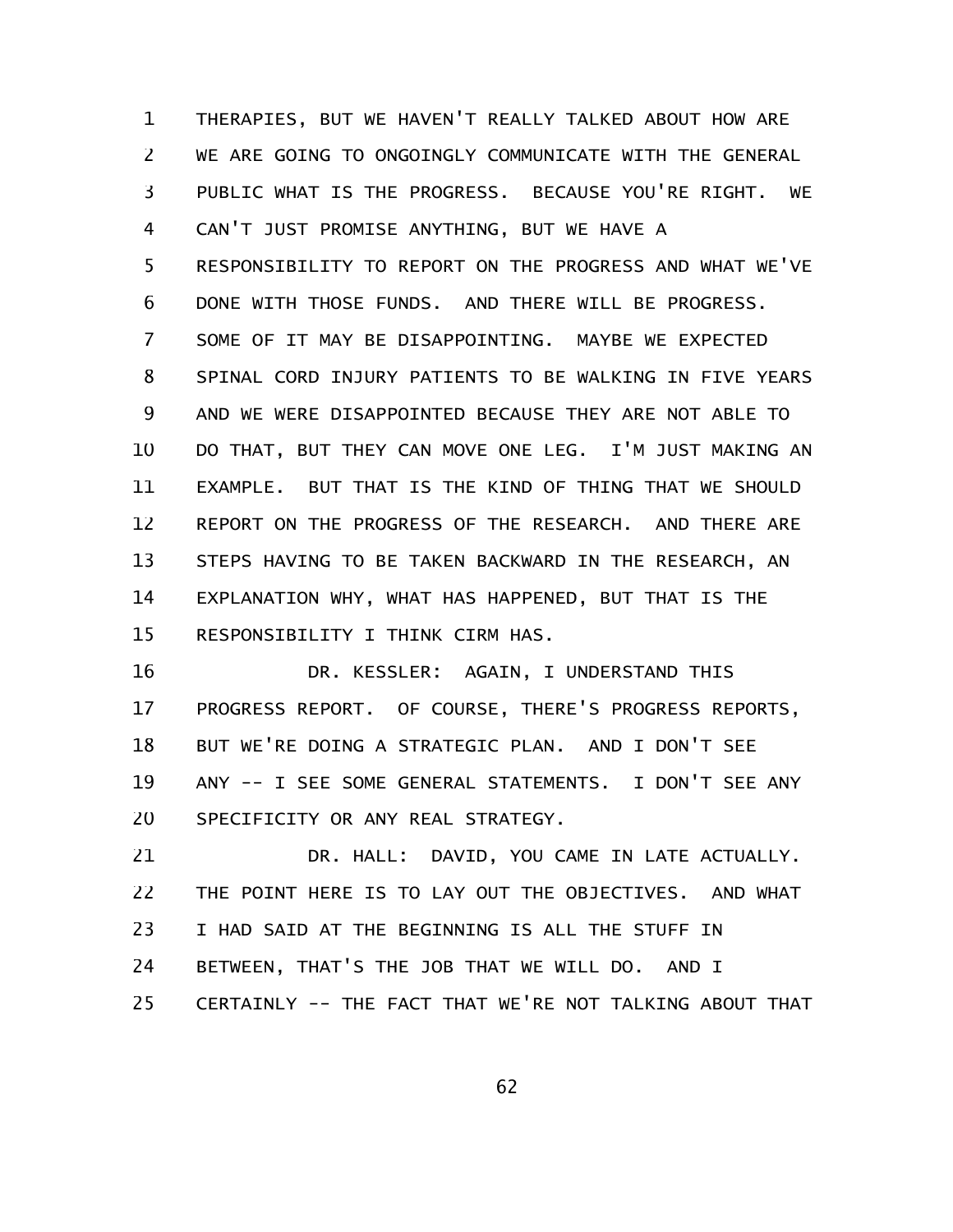THERAPIES, BUT WE HAVEN'T REALLY TALKED ABOUT HOW ARE WE ARE GOING TO ONGOINGLY COMMUNICATE WITH THE GENERAL PUBLIC WHAT IS THE PROGRESS. BECAUSE YOU'RE RIGHT. WE CAN'T JUST PROMISE ANYTHING, BUT WE HAVE A RESPONSIBILITY TO REPORT ON THE PROGRESS AND WHAT WE'VE DONE WITH THOSE FUNDS. AND THERE WILL BE PROGRESS. SOME OF IT MAY BE DISAPPOINTING. MAYBE WE EXPECTED SPINAL CORD INJURY PATIENTS TO BE WALKING IN FIVE YEARS AND WE WERE DISAPPOINTED BECAUSE THEY ARE NOT ABLE TO DO THAT, BUT THEY CAN MOVE ONE LEG. I'M JUST MAKING AN EXAMPLE. BUT THAT IS THE KIND OF THING THAT WE SHOULD REPORT ON THE PROGRESS OF THE RESEARCH. AND THERE ARE STEPS HAVING TO BE TAKEN BACKWARD IN THE RESEARCH, AN EXPLANATION WHY, WHAT HAS HAPPENED, BUT THAT IS THE RESPONSIBILITY I THINK CIRM HAS.

DR. KESSLER: AGAIN, I UNDERSTAND THIS PROGRESS REPORT. OF COURSE, THERE'S PROGRESS REPORTS, BUT WE'RE DOING A STRATEGIC PLAN. AND I DON'T SEE ANY -- I SEE SOME GENERAL STATEMENTS. I DON'T SEE ANY SPECIFICITY OR ANY REAL STRATEGY.

DR. HALL: DAVID, YOU CAME IN LATE ACTUALLY. THE POINT HERE IS TO LAY OUT THE OBJECTIVES. AND WHAT I HAD SAID AT THE BEGINNING IS ALL THE STUFF IN BETWEEN, THAT'S THE JOB THAT WE WILL DO. AND I CERTAINLY -- THE FACT THAT WE'RE NOT TALKING ABOUT THAT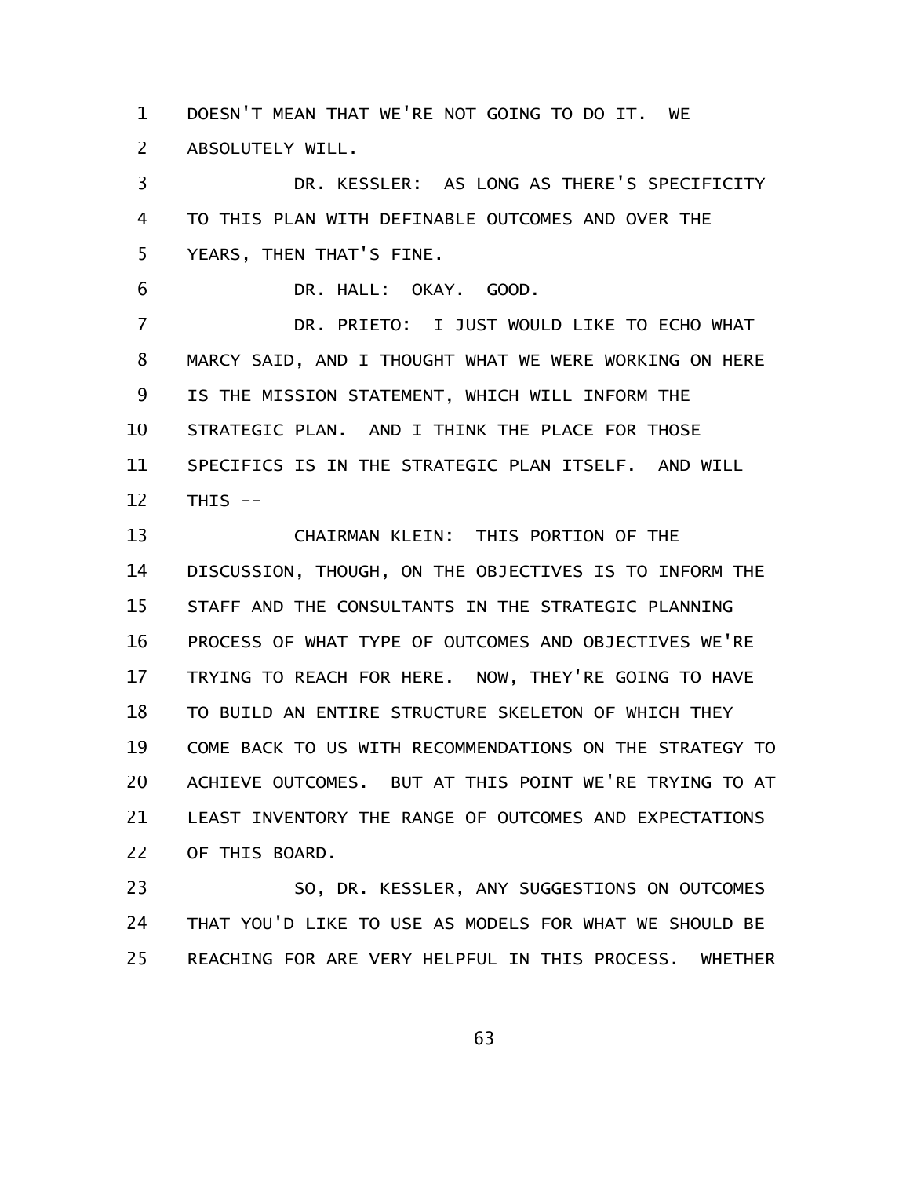DOESN'T MEAN THAT WE'RE NOT GOING TO DO IT. WE ABSOLUTELY WILL.

DR. KESSLER: AS LONG AS THERE'S SPECIFICITY TO THIS PLAN WITH DEFINABLE OUTCOMES AND OVER THE YEARS, THEN THAT'S FINE.

DR. HALL: OKAY. GOOD.

DR. PRIETO: I JUST WOULD LIKE TO ECHO WHAT MARCY SAID, AND I THOUGHT WHAT WE WERE WORKING ON HERE IS THE MISSION STATEMENT, WHICH WILL INFORM THE STRATEGIC PLAN. AND I THINK THE PLACE FOR THOSE SPECIFICS IS IN THE STRATEGIC PLAN ITSELF. AND WILL THIS --

CHAIRMAN KLEIN: THIS PORTION OF THE DISCUSSION, THOUGH, ON THE OBJECTIVES IS TO INFORM THE STAFF AND THE CONSULTANTS IN THE STRATEGIC PLANNING PROCESS OF WHAT TYPE OF OUTCOMES AND OBJECTIVES WE'RE TRYING TO REACH FOR HERE. NOW, THEY'RE GOING TO HAVE TO BUILD AN ENTIRE STRUCTURE SKELETON OF WHICH THEY COME BACK TO US WITH RECOMMENDATIONS ON THE STRATEGY TO ACHIEVE OUTCOMES. BUT AT THIS POINT WE'RE TRYING TO AT LEAST INVENTORY THE RANGE OF OUTCOMES AND EXPECTATIONS OF THIS BOARD.

SO, DR. KESSLER, ANY SUGGESTIONS ON OUTCOMES THAT YOU'D LIKE TO USE AS MODELS FOR WHAT WE SHOULD BE REACHING FOR ARE VERY HELPFUL IN THIS PROCESS. WHETHER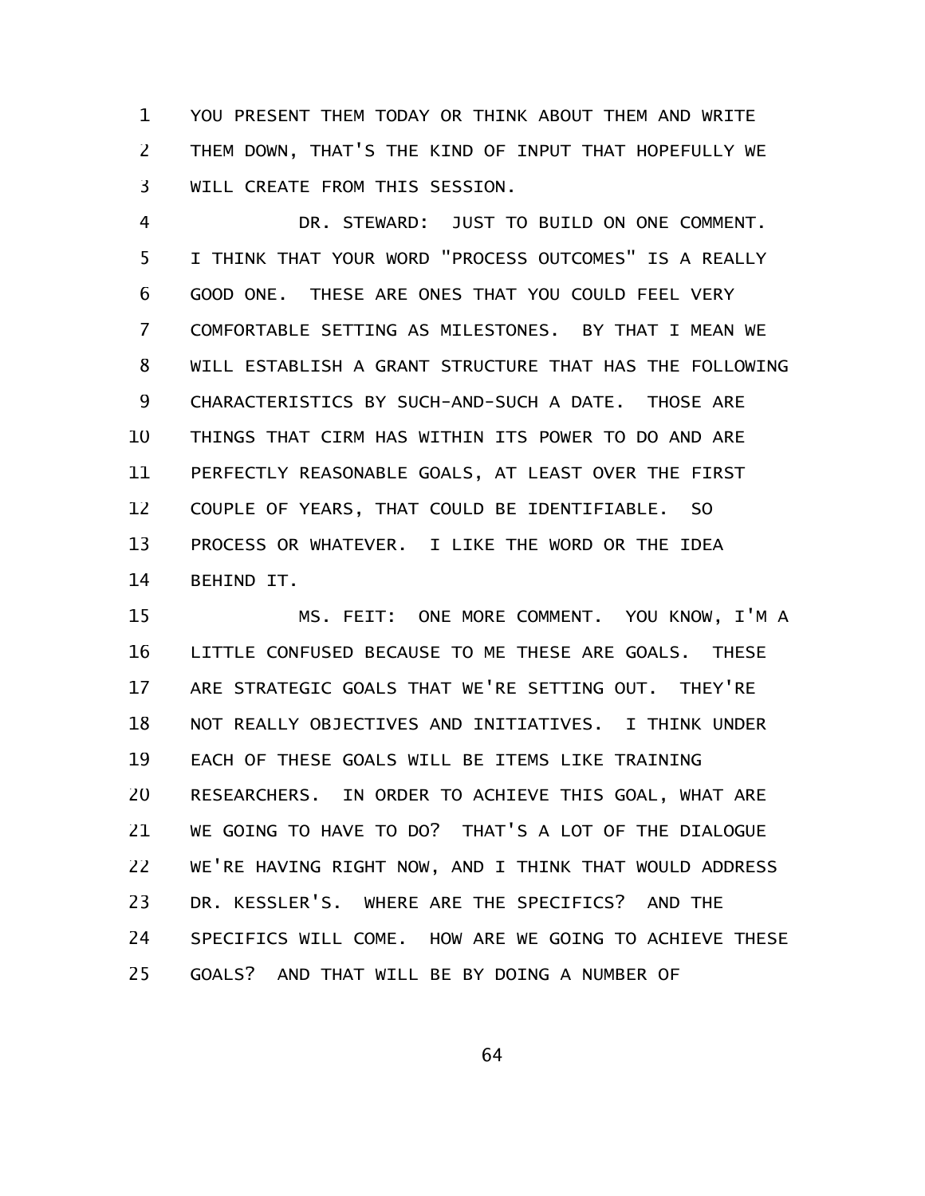YOU PRESENT THEM TODAY OR THINK ABOUT THEM AND WRITE THEM DOWN, THAT'S THE KIND OF INPUT THAT HOPEFULLY WE WILL CREATE FROM THIS SESSION.

DR. STEWARD: JUST TO BUILD ON ONE COMMENT. I THINK THAT YOUR WORD "PROCESS OUTCOMES" IS A REALLY GOOD ONE. THESE ARE ONES THAT YOU COULD FEEL VERY COMFORTABLE SETTING AS MILESTONES. BY THAT I MEAN WE WILL ESTABLISH A GRANT STRUCTURE THAT HAS THE FOLLOWING CHARACTERISTICS BY SUCH-AND-SUCH A DATE. THOSE ARE THINGS THAT CIRM HAS WITHIN ITS POWER TO DO AND ARE PERFECTLY REASONABLE GOALS, AT LEAST OVER THE FIRST COUPLE OF YEARS, THAT COULD BE IDENTIFIABLE. SO PROCESS OR WHATEVER. I LIKE THE WORD OR THE IDEA BEHIND IT.

MS. FEIT: ONE MORE COMMENT. YOU KNOW, I'M A LITTLE CONFUSED BECAUSE TO ME THESE ARE GOALS. THESE ARE STRATEGIC GOALS THAT WE'RE SETTING OUT. THEY'RE NOT REALLY OBJECTIVES AND INITIATIVES. I THINK UNDER EACH OF THESE GOALS WILL BE ITEMS LIKE TRAINING RESEARCHERS. IN ORDER TO ACHIEVE THIS GOAL, WHAT ARE WE GOING TO HAVE TO DO? THAT'S A LOT OF THE DIALOGUE WE'RE HAVING RIGHT NOW, AND I THINK THAT WOULD ADDRESS DR. KESSLER'S. WHERE ARE THE SPECIFICS? AND THE SPECIFICS WILL COME. HOW ARE WE GOING TO ACHIEVE THESE GOALS? AND THAT WILL BE BY DOING A NUMBER OF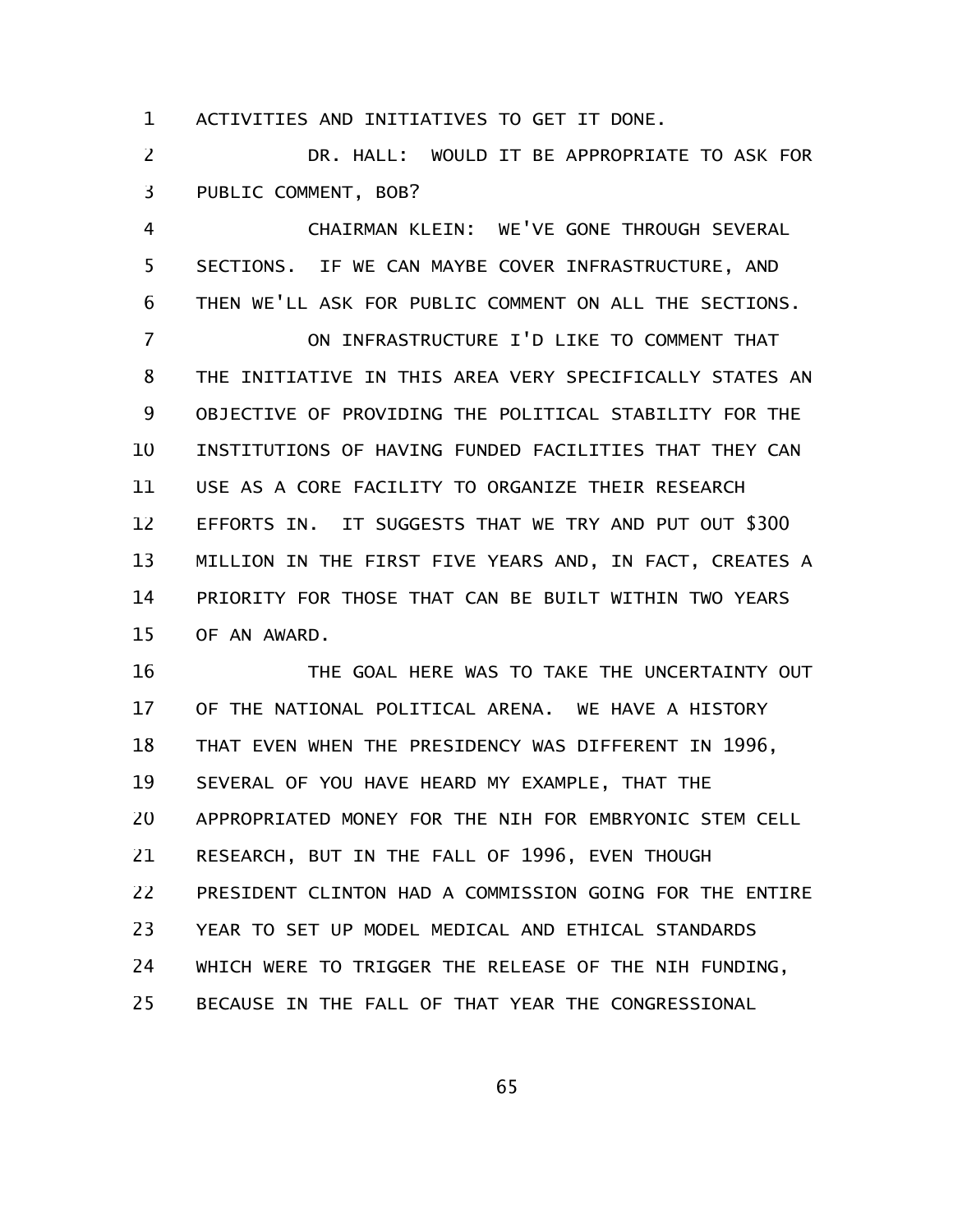ACTIVITIES AND INITIATIVES TO GET IT DONE.

DR. HALL: WOULD IT BE APPROPRIATE TO ASK FOR PUBLIC COMMENT, BOB?

CHAIRMAN KLEIN: WE'VE GONE THROUGH SEVERAL SECTIONS. IF WE CAN MAYBE COVER INFRASTRUCTURE, AND THEN WE'LL ASK FOR PUBLIC COMMENT ON ALL THE SECTIONS.

ON INFRASTRUCTURE I'D LIKE TO COMMENT THAT THE INITIATIVE IN THIS AREA VERY SPECIFICALLY STATES AN OBJECTIVE OF PROVIDING THE POLITICAL STABILITY FOR THE INSTITUTIONS OF HAVING FUNDED FACILITIES THAT THEY CAN USE AS A CORE FACILITY TO ORGANIZE THEIR RESEARCH EFFORTS IN. IT SUGGESTS THAT WE TRY AND PUT OUT $300 MILLION IN THE FIRST FIVE YEARS AND, IN FACT, CREATES A PRIORITY FOR THOSE THAT CAN BE BUILT WITHIN TWO YEARS OF AN AWARD.

THE GOAL HERE WAS TO TAKE THE UNCERTAINTY OUT OF THE NATIONAL POLITICAL ARENA. WE HAVE A HISTORY THAT EVEN WHEN THE PRESIDENCY WAS DIFFERENT IN 1996, SEVERAL OF YOU HAVE HEARD MY EXAMPLE, THAT THE APPROPRIATED MONEY FOR THE NIH FOR EMBRYONIC STEM CELL RESEARCH, BUT IN THE FALL OF 1996, EVEN THOUGH PRESIDENT CLINTON HAD A COMMISSION GOING FOR THE ENTIRE YEAR TO SET UP MODEL MEDICAL AND ETHICAL STANDARDS WHICH WERE TO TRIGGER THE RELEASE OF THE NIH FUNDING, BECAUSE IN THE FALL OF THAT YEAR THE CONGRESSIONAL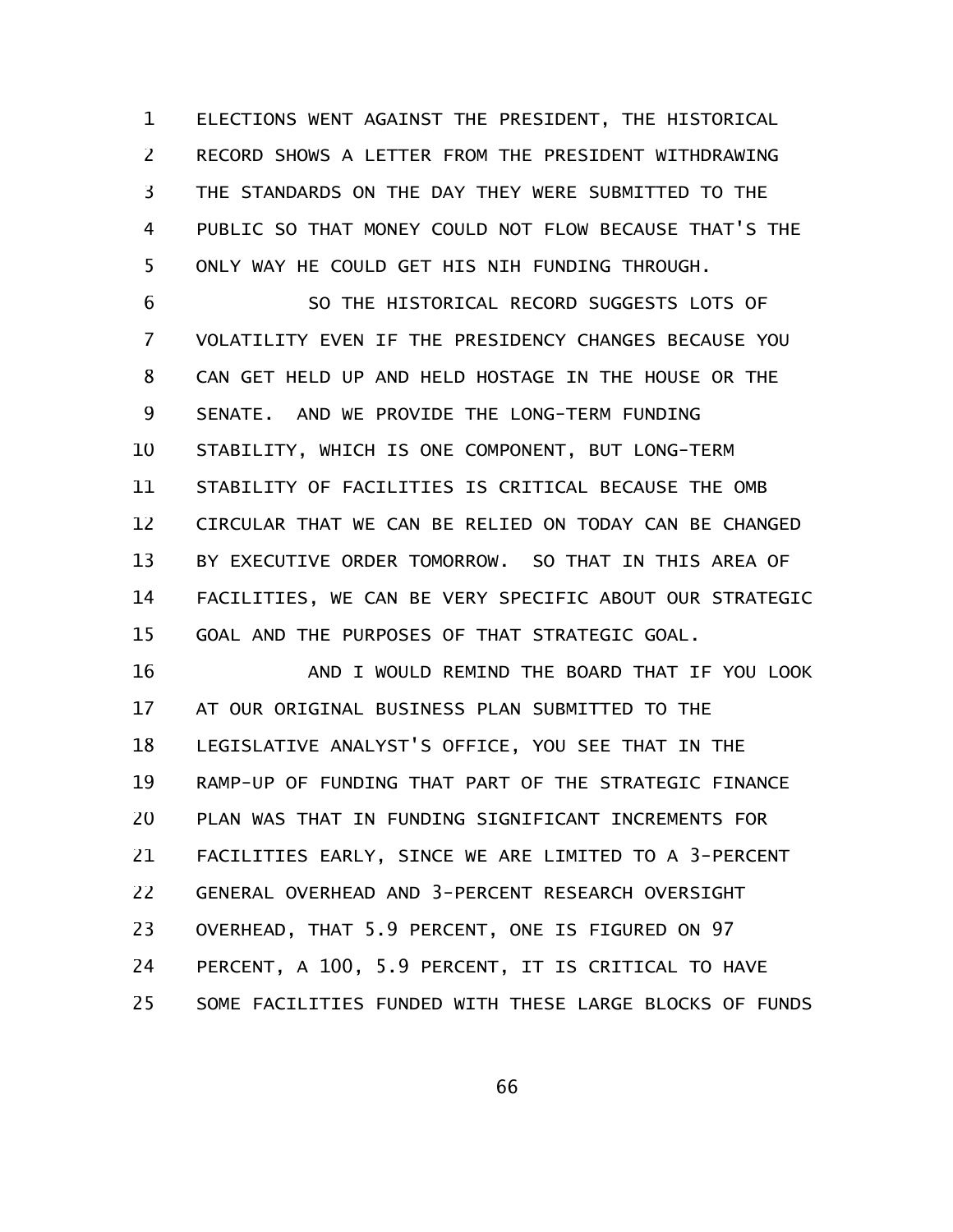ELECTIONS WENT AGAINST THE PRESIDENT, THE HISTORICAL RECORD SHOWS A LETTER FROM THE PRESIDENT WITHDRAWING THE STANDARDS ON THE DAY THEY WERE SUBMITTED TO THE PUBLIC SO THAT MONEY COULD NOT FLOW BECAUSE THAT'S THE ONLY WAY HE COULD GET HIS NIH FUNDING THROUGH.

SO THE HISTORICAL RECORD SUGGESTS LOTS OF VOLATILITY EVEN IF THE PRESIDENCY CHANGES BECAUSE YOU CAN GET HELD UP AND HELD HOSTAGE IN THE HOUSE OR THE SENATE. AND WE PROVIDE THE LONG-TERM FUNDING STABILITY, WHICH IS ONE COMPONENT, BUT LONG-TERM STABILITY OF FACILITIES IS CRITICAL BECAUSE THE OMB CIRCULAR THAT WE CAN BE RELIED ON TODAY CAN BE CHANGED BY EXECUTIVE ORDER TOMORROW. SO THAT IN THIS AREA OF FACILITIES, WE CAN BE VERY SPECIFIC ABOUT OUR STRATEGIC GOAL AND THE PURPOSES OF THAT STRATEGIC GOAL.

AND I WOULD REMIND THE BOARD THAT IF YOU LOOK AT OUR ORIGINAL BUSINESS PLAN SUBMITTED TO THE LEGISLATIVE ANALYST'S OFFICE, YOU SEE THAT IN THE RAMP-UP OF FUNDING THAT PART OF THE STRATEGIC FINANCE PLAN WAS THAT IN FUNDING SIGNIFICANT INCREMENTS FOR FACILITIES EARLY, SINCE WE ARE LIMITED TO A 3-PERCENT GENERAL OVERHEAD AND 3-PERCENT RESEARCH OVERSIGHT OVERHEAD, THAT 5.9 PERCENT, ONE IS FIGURED ON 97 PERCENT, A 100, 5.9 PERCENT, IT IS CRITICAL TO HAVE SOME FACILITIES FUNDED WITH THESE LARGE BLOCKS OF FUNDS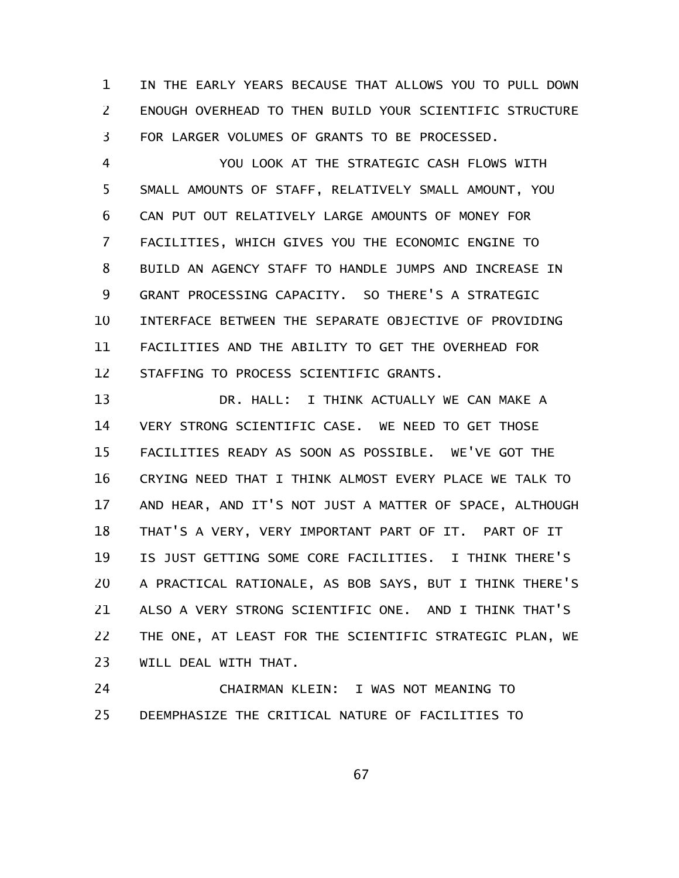IN THE EARLY YEARS BECAUSE THAT ALLOWS YOU TO PULL DOWN ENOUGH OVERHEAD TO THEN BUILD YOUR SCIENTIFIC STRUCTURE FOR LARGER VOLUMES OF GRANTS TO BE PROCESSED.

YOU LOOK AT THE STRATEGIC CASH FLOWS WITH SMALL AMOUNTS OF STAFF, RELATIVELY SMALL AMOUNT, YOU CAN PUT OUT RELATIVELY LARGE AMOUNTS OF MONEY FOR FACILITIES, WHICH GIVES YOU THE ECONOMIC ENGINE TO BUILD AN AGENCY STAFF TO HANDLE JUMPS AND INCREASE IN GRANT PROCESSING CAPACITY. SO THERE'S A STRATEGIC INTERFACE BETWEEN THE SEPARATE OBJECTIVE OF PROVIDING FACILITIES AND THE ABILITY TO GET THE OVERHEAD FOR STAFFING TO PROCESS SCIENTIFIC GRANTS.

DR. HALL: I THINK ACTUALLY WE CAN MAKE A VERY STRONG SCIENTIFIC CASE. WE NEED TO GET THOSE FACILITIES READY AS SOON AS POSSIBLE. WE'VE GOT THE CRYING NEED THAT I THINK ALMOST EVERY PLACE WE TALK TO AND HEAR, AND IT'S NOT JUST A MATTER OF SPACE, ALTHOUGH THAT'S A VERY, VERY IMPORTANT PART OF IT. PART OF IT IS JUST GETTING SOME CORE FACILITIES. I THINK THERE'S A PRACTICAL RATIONALE, AS BOB SAYS, BUT I THINK THERE'S ALSO A VERY STRONG SCIENTIFIC ONE. AND I THINK THAT'S THE ONE, AT LEAST FOR THE SCIENTIFIC STRATEGIC PLAN, WE WILL DEAL WITH THAT.

CHAIRMAN KLEIN: I WAS NOT MEANING TO DEEMPHASIZE THE CRITICAL NATURE OF FACILITIES TO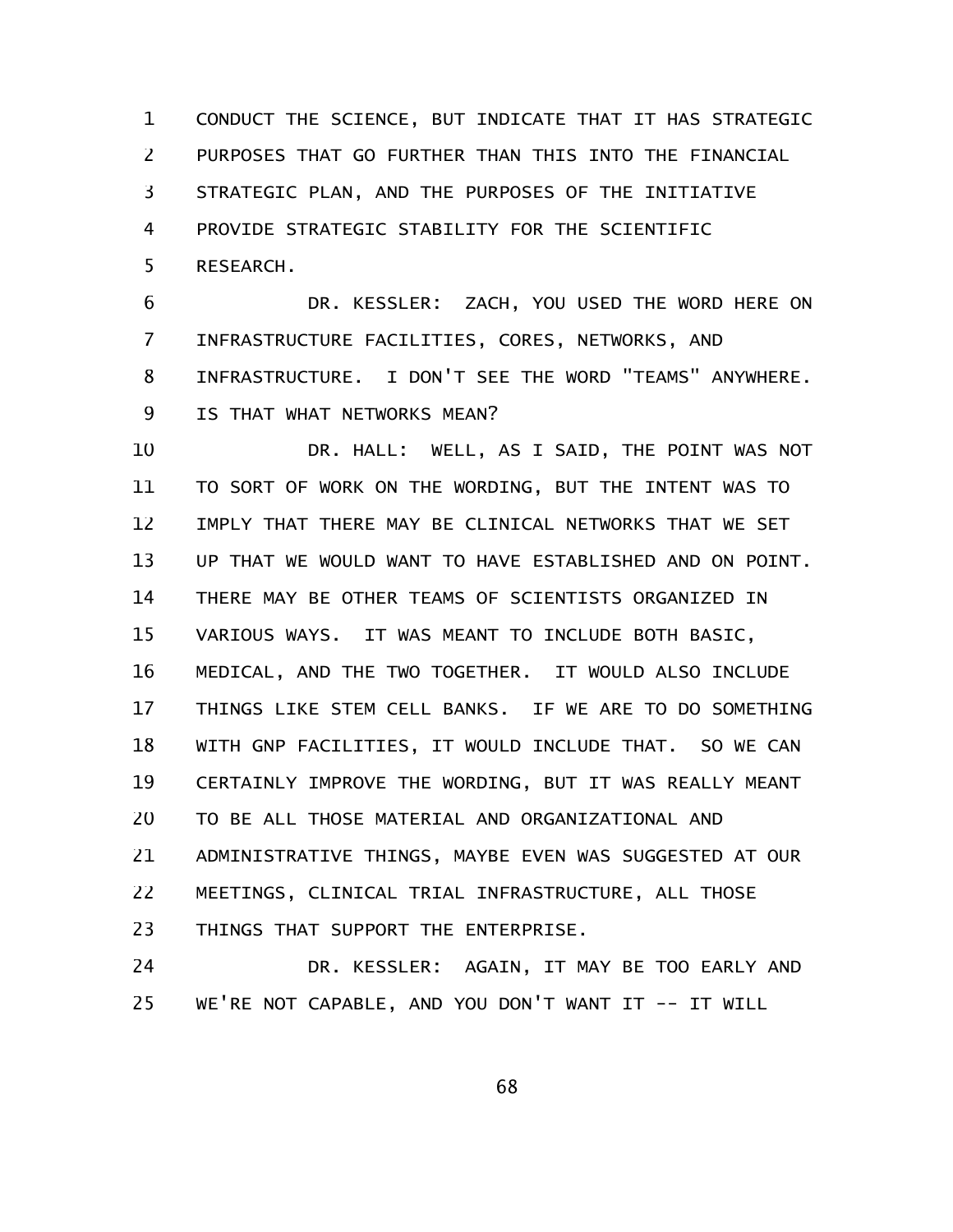CONDUCT THE SCIENCE, BUT INDICATE THAT IT HAS STRATEGIC PURPOSES THAT GO FURTHER THAN THIS INTO THE FINANCIAL STRATEGIC PLAN, AND THE PURPOSES OF THE INITIATIVE PROVIDE STRATEGIC STABILITY FOR THE SCIENTIFIC RESEARCH.

DR. KESSLER: ZACH, YOU USED THE WORD HERE ON INFRASTRUCTURE FACILITIES, CORES, NETWORKS, AND INFRASTRUCTURE. I DON'T SEE THE WORD "TEAMS" ANYWHERE. IS THAT WHAT NETWORKS MEAN?

DR. HALL: WELL, AS I SAID, THE POINT WAS NOT TO SORT OF WORK ON THE WORDING, BUT THE INTENT WAS TO IMPLY THAT THERE MAY BE CLINICAL NETWORKS THAT WE SET UP THAT WE WOULD WANT TO HAVE ESTABLISHED AND ON POINT. THERE MAY BE OTHER TEAMS OF SCIENTISTS ORGANIZED IN VARIOUS WAYS. IT WAS MEANT TO INCLUDE BOTH BASIC, MEDICAL, AND THE TWO TOGETHER. IT WOULD ALSO INCLUDE THINGS LIKE STEM CELL BANKS. IF WE ARE TO DO SOMETHING WITH GNP FACILITIES, IT WOULD INCLUDE THAT. SO WE CAN CERTAINLY IMPROVE THE WORDING, BUT IT WAS REALLY MEANT TO BE ALL THOSE MATERIAL AND ORGANIZATIONAL AND ADMINISTRATIVE THINGS, MAYBE EVEN WAS SUGGESTED AT OUR MEETINGS, CLINICAL TRIAL INFRASTRUCTURE, ALL THOSE THINGS THAT SUPPORT THE ENTERPRISE.

DR. KESSLER: AGAIN, IT MAY BE TOO EARLY AND WE'RE NOT CAPABLE, AND YOU DON'T WANT IT -- IT WILL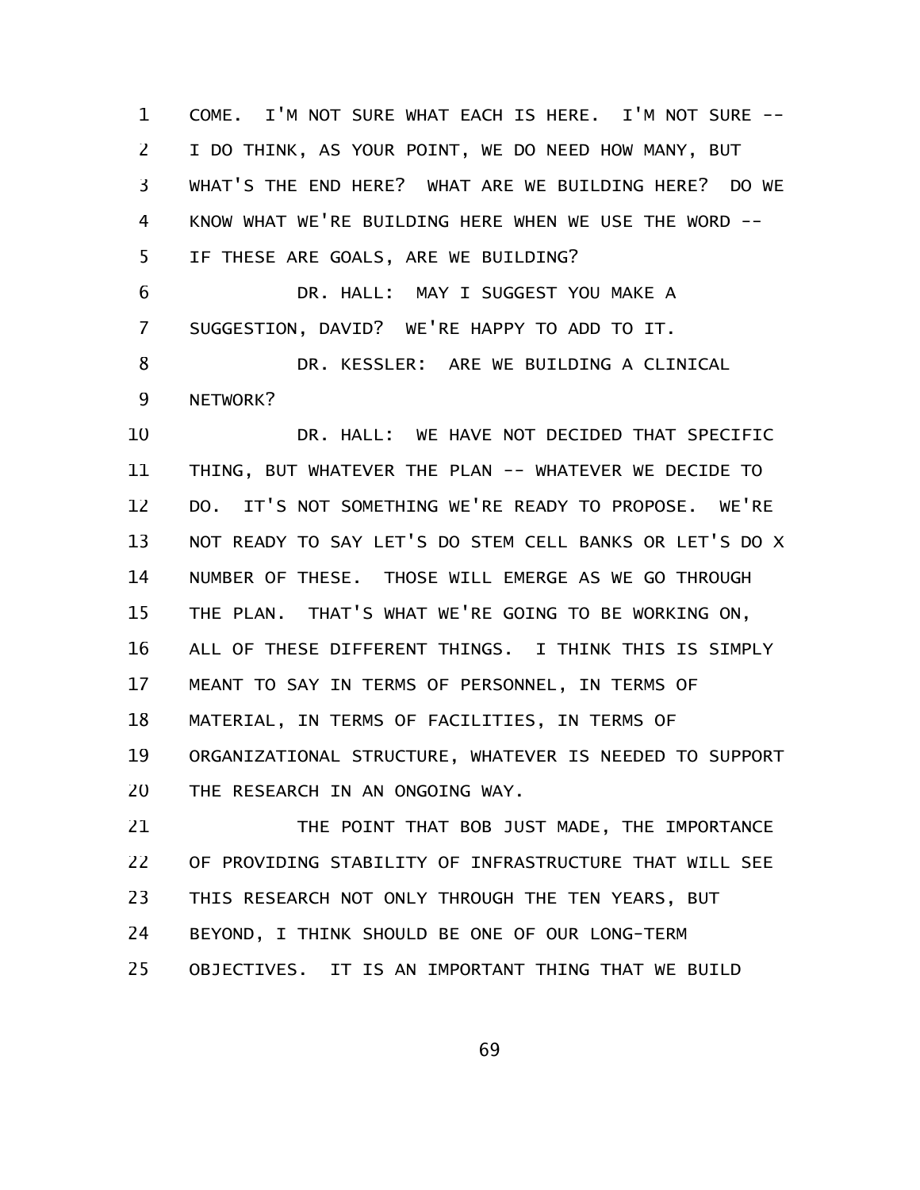COME. I'M NOT SURE WHAT EACH IS HERE. I'M NOT SURE -- I DO THINK, AS YOUR POINT, WE DO NEED HOW MANY, BUT WHAT'S THE END HERE? WHAT ARE WE BUILDING HERE? DO WE KNOW WHAT WE'RE BUILDING HERE WHEN WE USE THE WORD -- IF THESE ARE GOALS, ARE WE BUILDING?

DR. HALL: MAY I SUGGEST YOU MAKE A SUGGESTION, DAVID? WE'RE HAPPY TO ADD TO IT.

DR. KESSLER: ARE WE BUILDING A CLINICAL NETWORK?

DR. HALL: WE HAVE NOT DECIDED THAT SPECIFIC THING, BUT WHATEVER THE PLAN -- WHATEVER WE DECIDE TO DO. IT'S NOT SOMETHING WE'RE READY TO PROPOSE. WE'RE NOT READY TO SAY LET'S DO STEM CELL BANKS OR LET'S DO X NUMBER OF THESE. THOSE WILL EMERGE AS WE GO THROUGH THE PLAN. THAT'S WHAT WE'RE GOING TO BE WORKING ON, ALL OF THESE DIFFERENT THINGS. I THINK THIS IS SIMPLY MEANT TO SAY IN TERMS OF PERSONNEL, IN TERMS OF MATERIAL, IN TERMS OF FACILITIES, IN TERMS OF ORGANIZATIONAL STRUCTURE, WHATEVER IS NEEDED TO SUPPORT THE RESEARCH IN AN ONGOING WAY.

THE POINT THAT BOB JUST MADE, THE IMPORTANCE OF PROVIDING STABILITY OF INFRASTRUCTURE THAT WILL SEE THIS RESEARCH NOT ONLY THROUGH THE TEN YEARS, BUT BEYOND, I THINK SHOULD BE ONE OF OUR LONG-TERM OBJECTIVES. IT IS AN IMPORTANT THING THAT WE BUILD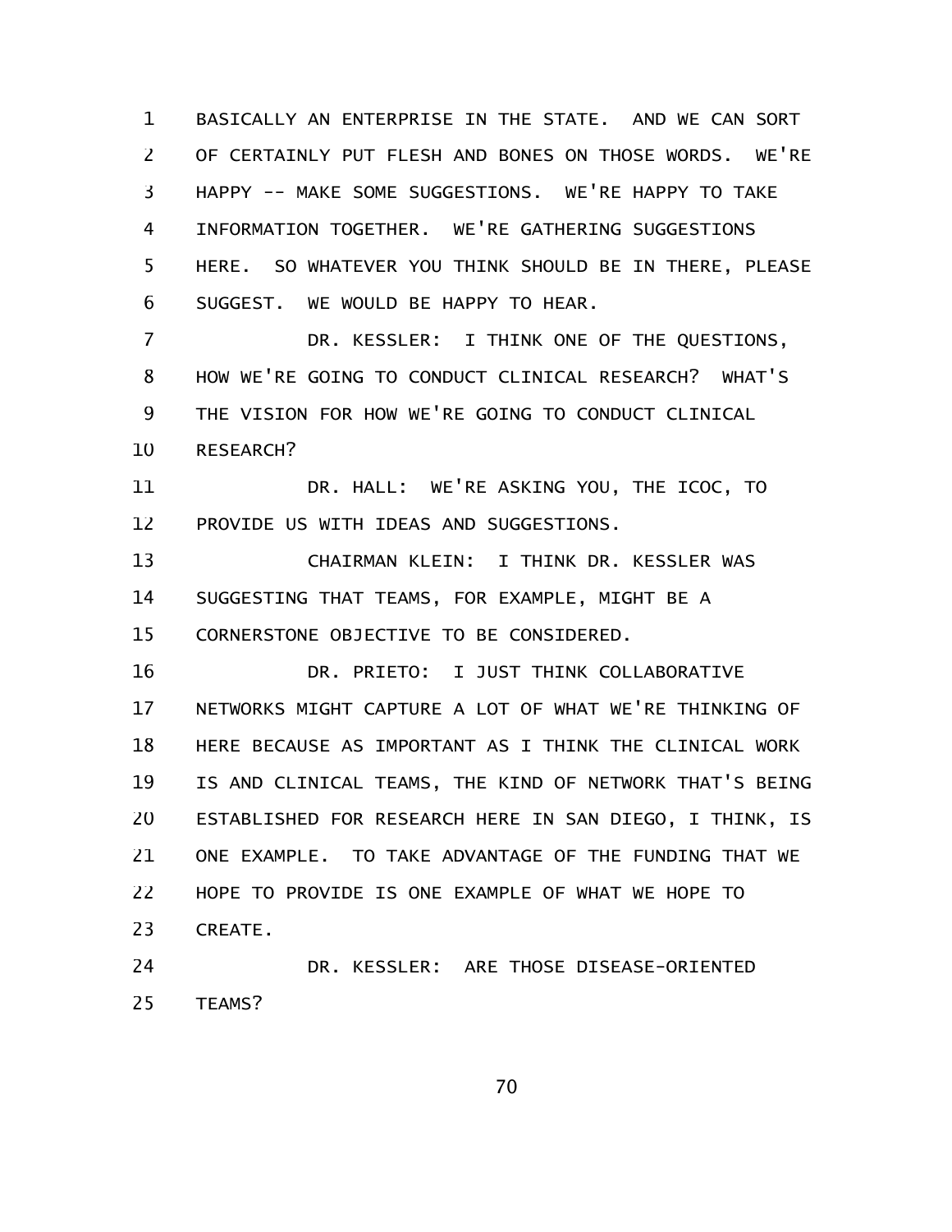BASICALLY AN ENTERPRISE IN THE STATE. AND WE CAN SORT OF CERTAINLY PUT FLESH AND BONES ON THOSE WORDS. WE'RE HAPPY -- MAKE SOME SUGGESTIONS. WE'RE HAPPY TO TAKE INFORMATION TOGETHER. WE'RE GATHERING SUGGESTIONS HERE. SO WHATEVER YOU THINK SHOULD BE IN THERE, PLEASE SUGGEST. WE WOULD BE HAPPY TO HEAR.

DR. KESSLER: I THINK ONE OF THE QUESTIONS, HOW WE'RE GOING TO CONDUCT CLINICAL RESEARCH? WHAT'S THE VISION FOR HOW WE'RE GOING TO CONDUCT CLINICAL RESEARCH?

DR. HALL: WE'RE ASKING YOU, THE ICOC, TO PROVIDE US WITH IDEAS AND SUGGESTIONS.

CHAIRMAN KLEIN: I THINK DR. KESSLER WAS SUGGESTING THAT TEAMS, FOR EXAMPLE, MIGHT BE A CORNERSTONE OBJECTIVE TO BE CONSIDERED.

DR. PRIETO: I JUST THINK COLLABORATIVE NETWORKS MIGHT CAPTURE A LOT OF WHAT WE'RE THINKING OF HERE BECAUSE AS IMPORTANT AS I THINK THE CLINICAL WORK IS AND CLINICAL TEAMS, THE KIND OF NETWORK THAT'S BEING ESTABLISHED FOR RESEARCH HERE IN SAN DIEGO, I THINK, IS ONE EXAMPLE. TO TAKE ADVANTAGE OF THE FUNDING THAT WE HOPE TO PROVIDE IS ONE EXAMPLE OF WHAT WE HOPE TO CREATE.

DR. KESSLER: ARE THOSE DISEASE-ORIENTED TEAMS?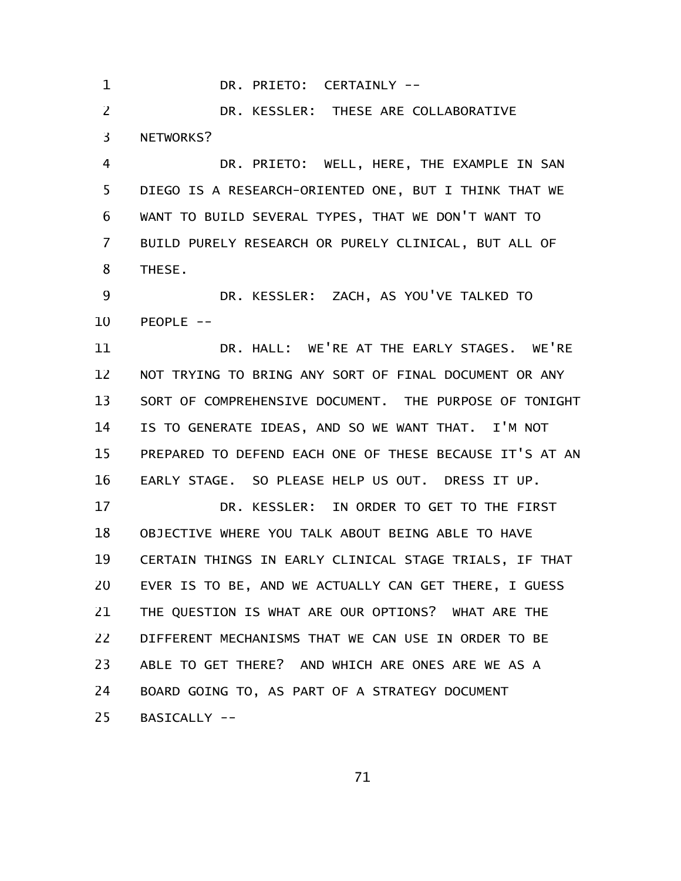DR. PRIETO: CERTAINLY --

DR. KESSLER: THESE ARE COLLABORATIVE NETWORKS?

DR. PRIETO: WELL, HERE, THE EXAMPLE IN SAN DIEGO IS A RESEARCH-ORIENTED ONE, BUT I THINK THAT WE WANT TO BUILD SEVERAL TYPES, THAT WE DON'T WANT TO BUILD PURELY RESEARCH OR PURELY CLINICAL, BUT ALL OF THESE.

DR. KESSLER: ZACH, AS YOU'VE TALKED TO PEOPLE --

DR. HALL: WE'RE AT THE EARLY STAGES. WE'RE NOT TRYING TO BRING ANY SORT OF FINAL DOCUMENT OR ANY SORT OF COMPREHENSIVE DOCUMENT. THE PURPOSE OF TONIGHT IS TO GENERATE IDEAS, AND SO WE WANT THAT. I'M NOT PREPARED TO DEFEND EACH ONE OF THESE BECAUSE IT'S AT AN EARLY STAGE. SO PLEASE HELP US OUT. DRESS IT UP.

DR. KESSLER: IN ORDER TO GET TO THE FIRST OBJECTIVE WHERE YOU TALK ABOUT BEING ABLE TO HAVE CERTAIN THINGS IN EARLY CLINICAL STAGE TRIALS, IF THAT EVER IS TO BE, AND WE ACTUALLY CAN GET THERE, I GUESS THE QUESTION IS WHAT ARE OUR OPTIONS? WHAT ARE THE DIFFERENT MECHANISMS THAT WE CAN USE IN ORDER TO BE ABLE TO GET THERE? AND WHICH ARE ONES ARE WE AS A BOARD GOING TO, AS PART OF A STRATEGY DOCUMENT BASICALLY --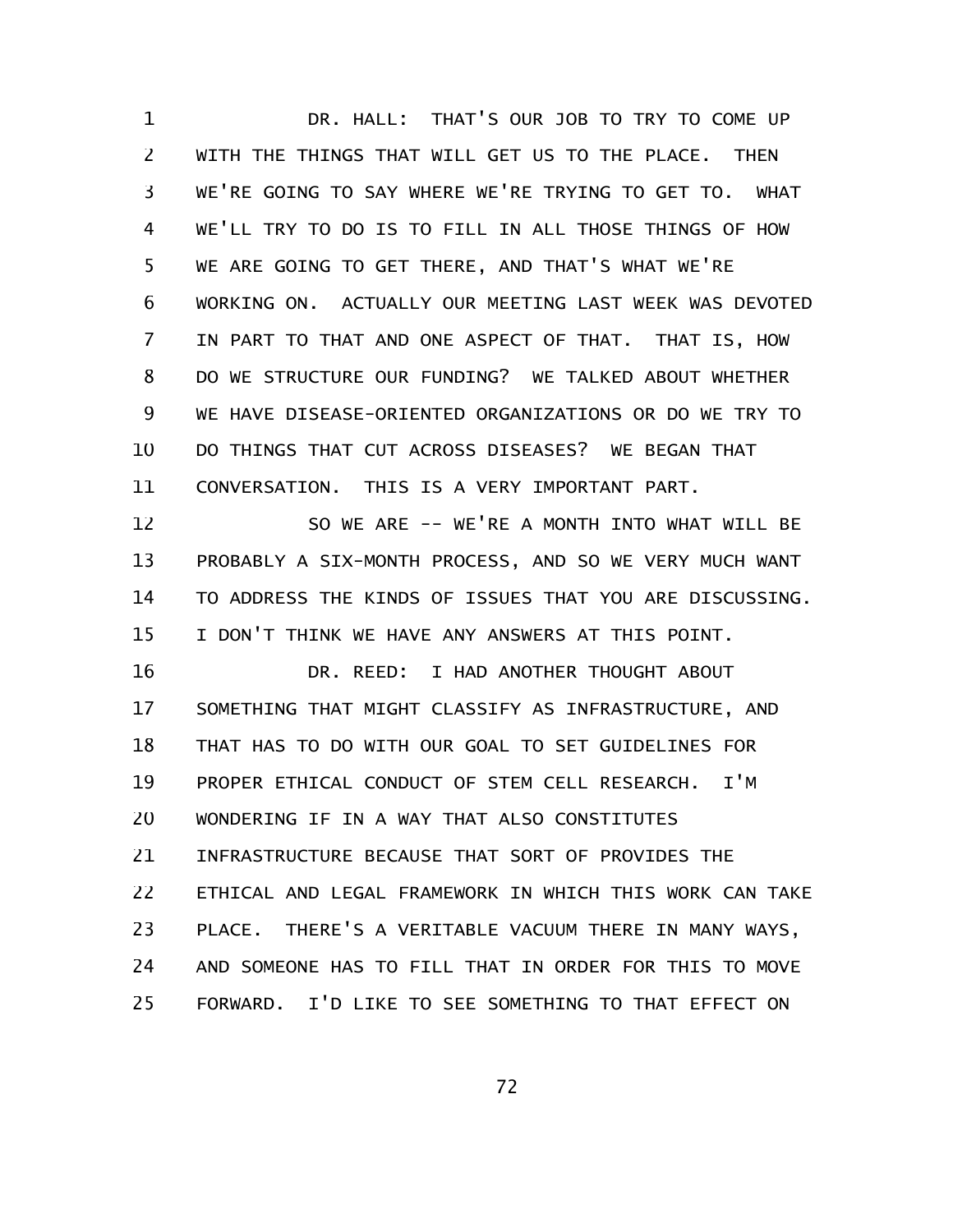DR. HALL: THAT'S OUR JOB TO TRY TO COME UP WITH THE THINGS THAT WILL GET US TO THE PLACE. THEN WE'RE GOING TO SAY WHERE WE'RE TRYING TO GET TO. WHAT WE'LL TRY TO DO IS TO FILL IN ALL THOSE THINGS OF HOW WE ARE GOING TO GET THERE, AND THAT'S WHAT WE'RE WORKING ON. ACTUALLY OUR MEETING LAST WEEK WAS DEVOTED IN PART TO THAT AND ONE ASPECT OF THAT. THAT IS, HOW DO WE STRUCTURE OUR FUNDING? WE TALKED ABOUT WHETHER WE HAVE DISEASE-ORIENTED ORGANIZATIONS OR DO WE TRY TO DO THINGS THAT CUT ACROSS DISEASES? WE BEGAN THAT CONVERSATION. THIS IS A VERY IMPORTANT PART.

SO WE ARE -- WE'RE A MONTH INTO WHAT WILL BE PROBABLY A SIX-MONTH PROCESS, AND SO WE VERY MUCH WANT TO ADDRESS THE KINDS OF ISSUES THAT YOU ARE DISCUSSING. I DON'T THINK WE HAVE ANY ANSWERS AT THIS POINT.

DR. REED: I HAD ANOTHER THOUGHT ABOUT SOMETHING THAT MIGHT CLASSIFY AS INFRASTRUCTURE, AND THAT HAS TO DO WITH OUR GOAL TO SET GUIDELINES FOR PROPER ETHICAL CONDUCT OF STEM CELL RESEARCH. I'M WONDERING IF IN A WAY THAT ALSO CONSTITUTES INFRASTRUCTURE BECAUSE THAT SORT OF PROVIDES THE ETHICAL AND LEGAL FRAMEWORK IN WHICH THIS WORK CAN TAKE PLACE. THERE'S A VERITABLE VACUUM THERE IN MANY WAYS, AND SOMEONE HAS TO FILL THAT IN ORDER FOR THIS TO MOVE FORWARD. I'D LIKE TO SEE SOMETHING TO THAT EFFECT ON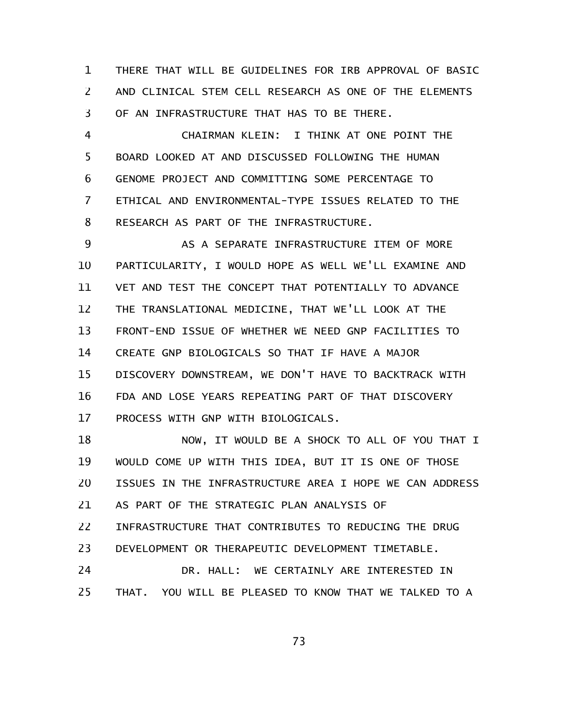THERE THAT WILL BE GUIDELINES FOR IRB APPROVAL OF BASIC AND CLINICAL STEM CELL RESEARCH AS ONE OF THE ELEMENTS OF AN INFRASTRUCTURE THAT HAS TO BE THERE.

CHAIRMAN KLEIN: I THINK AT ONE POINT THE BOARD LOOKED AT AND DISCUSSED FOLLOWING THE HUMAN GENOME PROJECT AND COMMITTING SOME PERCENTAGE TO ETHICAL AND ENVIRONMENTAL-TYPE ISSUES RELATED TO THE RESEARCH AS PART OF THE INFRASTRUCTURE.

AS A SEPARATE INFRASTRUCTURE ITEM OF MORE PARTICULARITY, I WOULD HOPE AS WELL WE'LL EXAMINE AND VET AND TEST THE CONCEPT THAT POTENTIALLY TO ADVANCE THE TRANSLATIONAL MEDICINE, THAT WE'LL LOOK AT THE FRONT-END ISSUE OF WHETHER WE NEED GNP FACILITIES TO CREATE GNP BIOLOGICALS SO THAT IF HAVE A MAJOR DISCOVERY DOWNSTREAM, WE DON'T HAVE TO BACKTRACK WITH FDA AND LOSE YEARS REPEATING PART OF THAT DISCOVERY PROCESS WITH GNP WITH BIOLOGICALS.

NOW, IT WOULD BE A SHOCK TO ALL OF YOU THAT I WOULD COME UP WITH THIS IDEA, BUT IT IS ONE OF THOSE ISSUES IN THE INFRASTRUCTURE AREA I HOPE WE CAN ADDRESS AS PART OF THE STRATEGIC PLAN ANALYSIS OF INFRASTRUCTURE THAT CONTRIBUTES TO REDUCING THE DRUG DEVELOPMENT OR THERAPEUTIC DEVELOPMENT TIMETABLE.

DR. HALL: WE CERTAINLY ARE INTERESTED IN THAT. YOU WILL BE PLEASED TO KNOW THAT WE TALKED TO A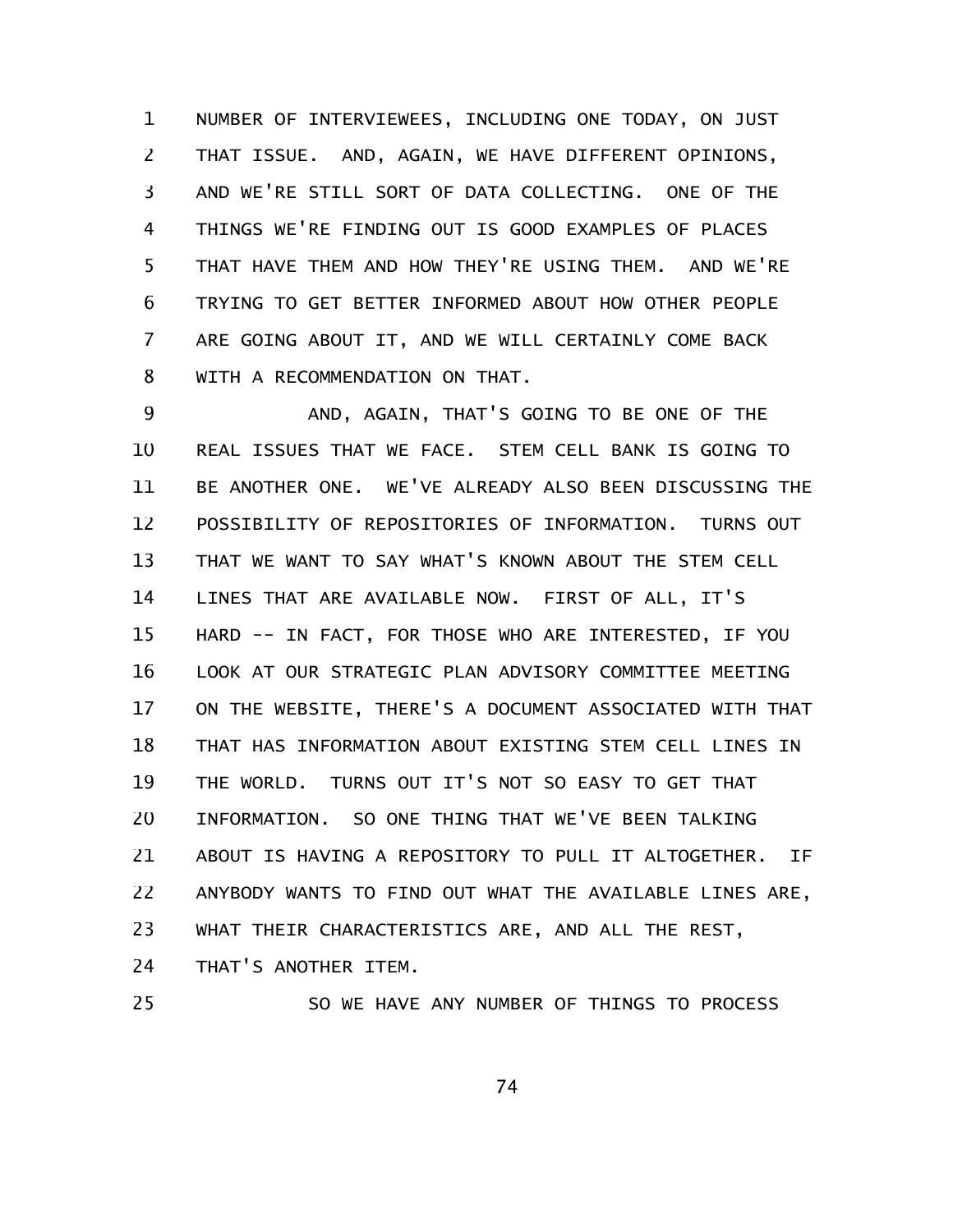NUMBER OF INTERVIEWEES, INCLUDING ONE TODAY, ON JUST THAT ISSUE. AND, AGAIN, WE HAVE DIFFERENT OPINIONS, AND WE'RE STILL SORT OF DATA COLLECTING. ONE OF THE THINGS WE'RE FINDING OUT IS GOOD EXAMPLES OF PLACES THAT HAVE THEM AND HOW THEY'RE USING THEM. AND WE'RE TRYING TO GET BETTER INFORMED ABOUT HOW OTHER PEOPLE ARE GOING ABOUT IT, AND WE WILL CERTAINLY COME BACK WITH A RECOMMENDATION ON THAT.

AND, AGAIN, THAT'S GOING TO BE ONE OF THE REAL ISSUES THAT WE FACE. STEM CELL BANK IS GOING TO BE ANOTHER ONE. WE'VE ALREADY ALSO BEEN DISCUSSING THE POSSIBILITY OF REPOSITORIES OF INFORMATION. TURNS OUT THAT WE WANT TO SAY WHAT'S KNOWN ABOUT THE STEM CELL LINES THAT ARE AVAILABLE NOW. FIRST OF ALL, IT'S HARD -- IN FACT, FOR THOSE WHO ARE INTERESTED, IF YOU LOOK AT OUR STRATEGIC PLAN ADVISORY COMMITTEE MEETING ON THE WEBSITE, THERE'S A DOCUMENT ASSOCIATED WITH THAT THAT HAS INFORMATION ABOUT EXISTING STEM CELL LINES IN THE WORLD. TURNS OUT IT'S NOT SO EASY TO GET THAT INFORMATION. SO ONE THING THAT WE'VE BEEN TALKING ABOUT IS HAVING A REPOSITORY TO PULL IT ALTOGETHER. IF ANYBODY WANTS TO FIND OUT WHAT THE AVAILABLE LINES ARE, WHAT THEIR CHARACTERISTICS ARE, AND ALL THE REST, THAT'S ANOTHER ITEM.

SO WE HAVE ANY NUMBER OF THINGS TO PROCESS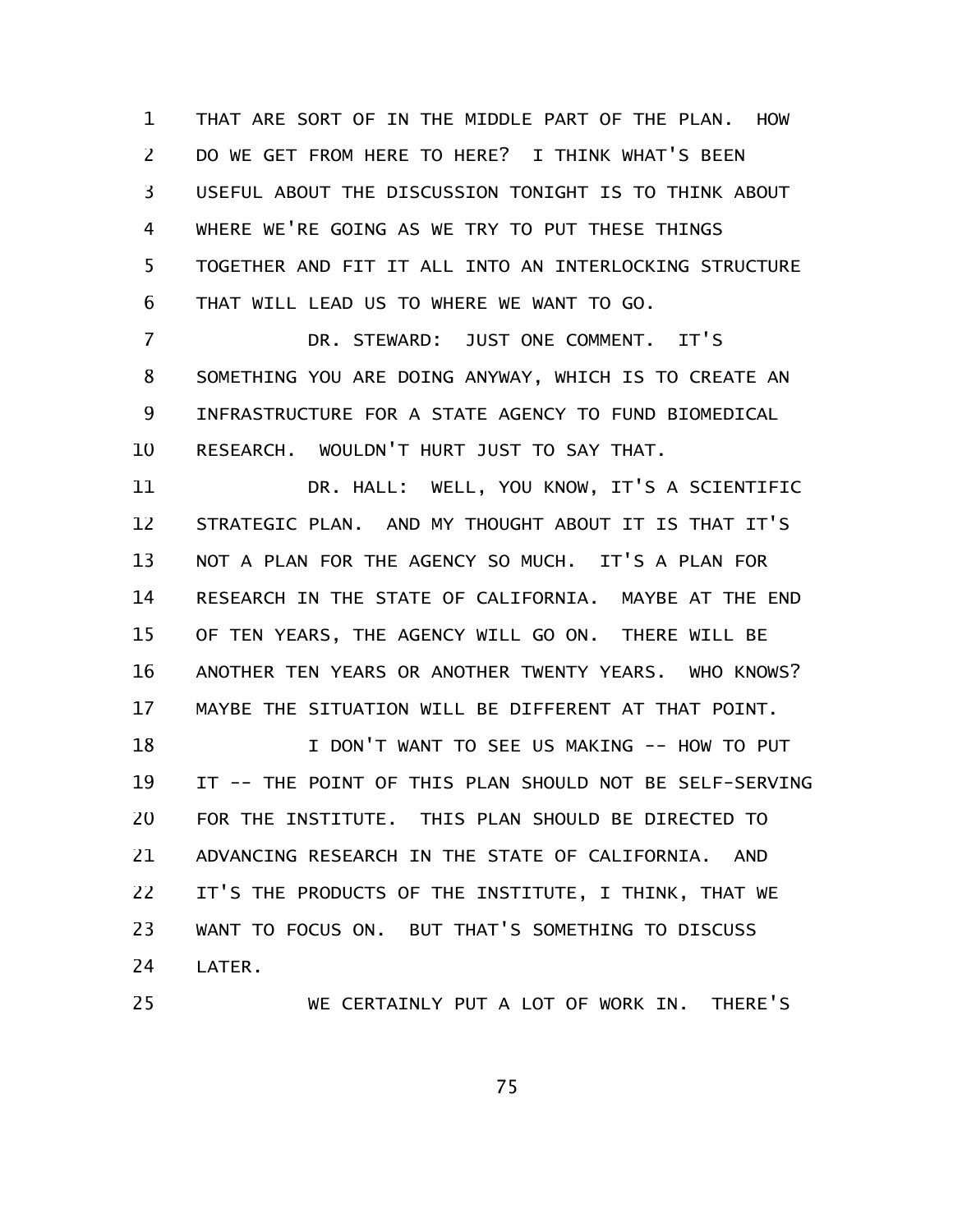THAT ARE SORT OF IN THE MIDDLE PART OF THE PLAN. HOW DO WE GET FROM HERE TO HERE? I THINK WHAT'S BEEN USEFUL ABOUT THE DISCUSSION TONIGHT IS TO THINK ABOUT WHERE WE'RE GOING AS WE TRY TO PUT THESE THINGS TOGETHER AND FIT IT ALL INTO AN INTERLOCKING STRUCTURE THAT WILL LEAD US TO WHERE WE WANT TO GO.

DR. STEWARD: JUST ONE COMMENT. IT'S SOMETHING YOU ARE DOING ANYWAY, WHICH IS TO CREATE AN INFRASTRUCTURE FOR A STATE AGENCY TO FUND BIOMEDICAL RESEARCH. WOULDN'T HURT JUST TO SAY THAT.

DR. HALL: WELL, YOU KNOW, IT'S A SCIENTIFIC STRATEGIC PLAN. AND MY THOUGHT ABOUT IT IS THAT IT'S NOT A PLAN FOR THE AGENCY SO MUCH. IT'S A PLAN FOR RESEARCH IN THE STATE OF CALIFORNIA. MAYBE AT THE END OF TEN YEARS, THE AGENCY WILL GO ON. THERE WILL BE ANOTHER TEN YEARS OR ANOTHER TWENTY YEARS. WHO KNOWS? MAYBE THE SITUATION WILL BE DIFFERENT AT THAT POINT.

I DON'T WANT TO SEE US MAKING -- HOW TO PUT IT -- THE POINT OF THIS PLAN SHOULD NOT BE SELF-SERVING FOR THE INSTITUTE. THIS PLAN SHOULD BE DIRECTED TO ADVANCING RESEARCH IN THE STATE OF CALIFORNIA. AND IT'S THE PRODUCTS OF THE INSTITUTE, I THINK, THAT WE WANT TO FOCUS ON. BUT THAT'S SOMETHING TO DISCUSS LATER.

WE CERTAINLY PUT A LOT OF WORK IN. THERE'S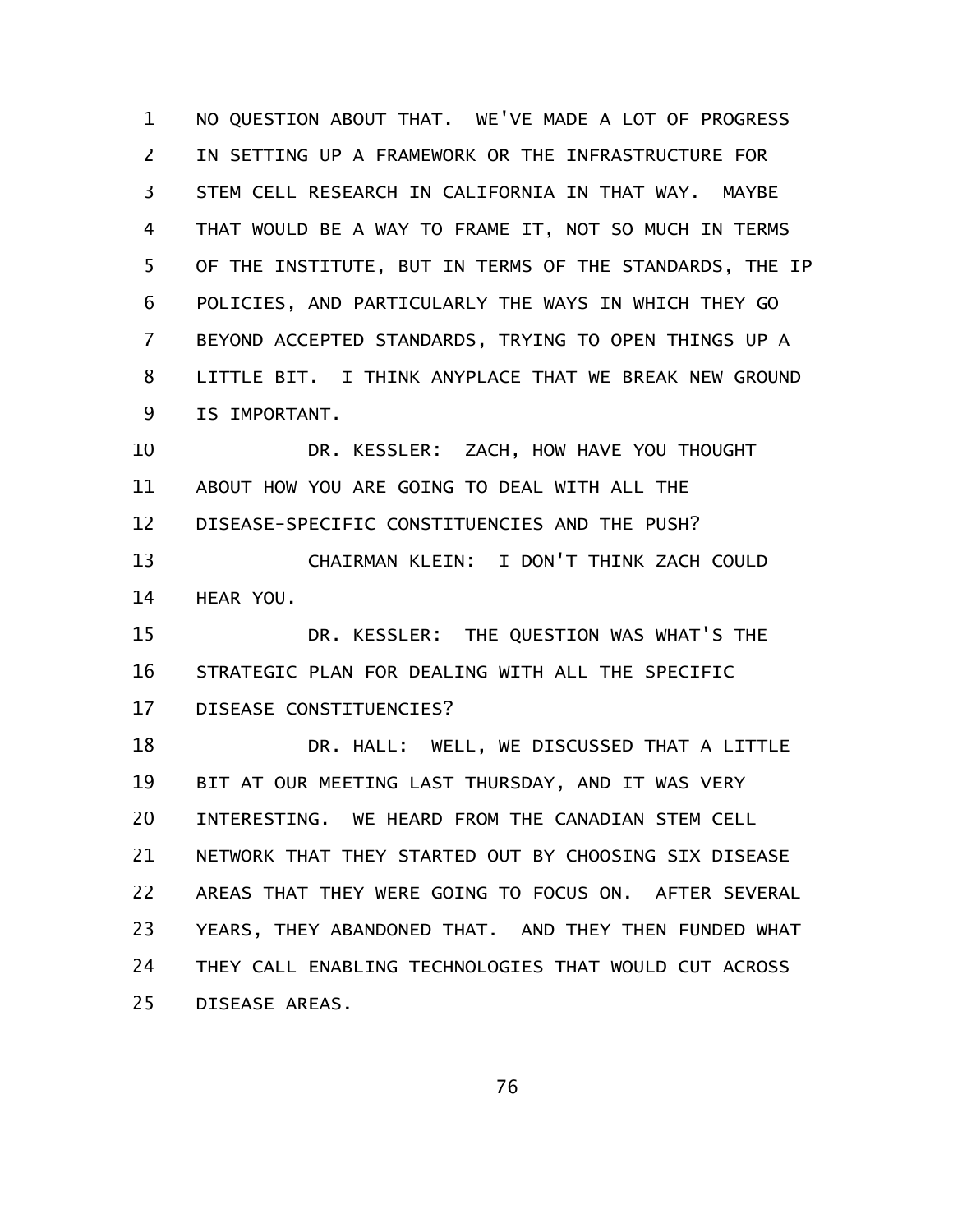NO QUESTION ABOUT THAT. WE'VE MADE A LOT OF PROGRESS IN SETTING UP A FRAMEWORK OR THE INFRASTRUCTURE FOR STEM CELL RESEARCH IN CALIFORNIA IN THAT WAY. MAYBE THAT WOULD BE A WAY TO FRAME IT, NOT SO MUCH IN TERMS OF THE INSTITUTE, BUT IN TERMS OF THE STANDARDS, THE IP POLICIES, AND PARTICULARLY THE WAYS IN WHICH THEY GO BEYOND ACCEPTED STANDARDS, TRYING TO OPEN THINGS UP A LITTLE BIT. I THINK ANYPLACE THAT WE BREAK NEW GROUND IS IMPORTANT.

DR. KESSLER: ZACH, HOW HAVE YOU THOUGHT ABOUT HOW YOU ARE GOING TO DEAL WITH ALL THE DISEASE-SPECIFIC CONSTITUENCIES AND THE PUSH?

CHAIRMAN KLEIN: I DON'T THINK ZACH COULD HEAR YOU.

DR. KESSLER: THE QUESTION WAS WHAT'S THE STRATEGIC PLAN FOR DEALING WITH ALL THE SPECIFIC DISEASE CONSTITUENCIES?

DR. HALL: WELL, WE DISCUSSED THAT A LITTLE BIT AT OUR MEETING LAST THURSDAY, AND IT WAS VERY INTERESTING. WE HEARD FROM THE CANADIAN STEM CELL NETWORK THAT THEY STARTED OUT BY CHOOSING SIX DISEASE AREAS THAT THEY WERE GOING TO FOCUS ON. AFTER SEVERAL YEARS, THEY ABANDONED THAT. AND THEY THEN FUNDED WHAT THEY CALL ENABLING TECHNOLOGIES THAT WOULD CUT ACROSS DISEASE AREAS.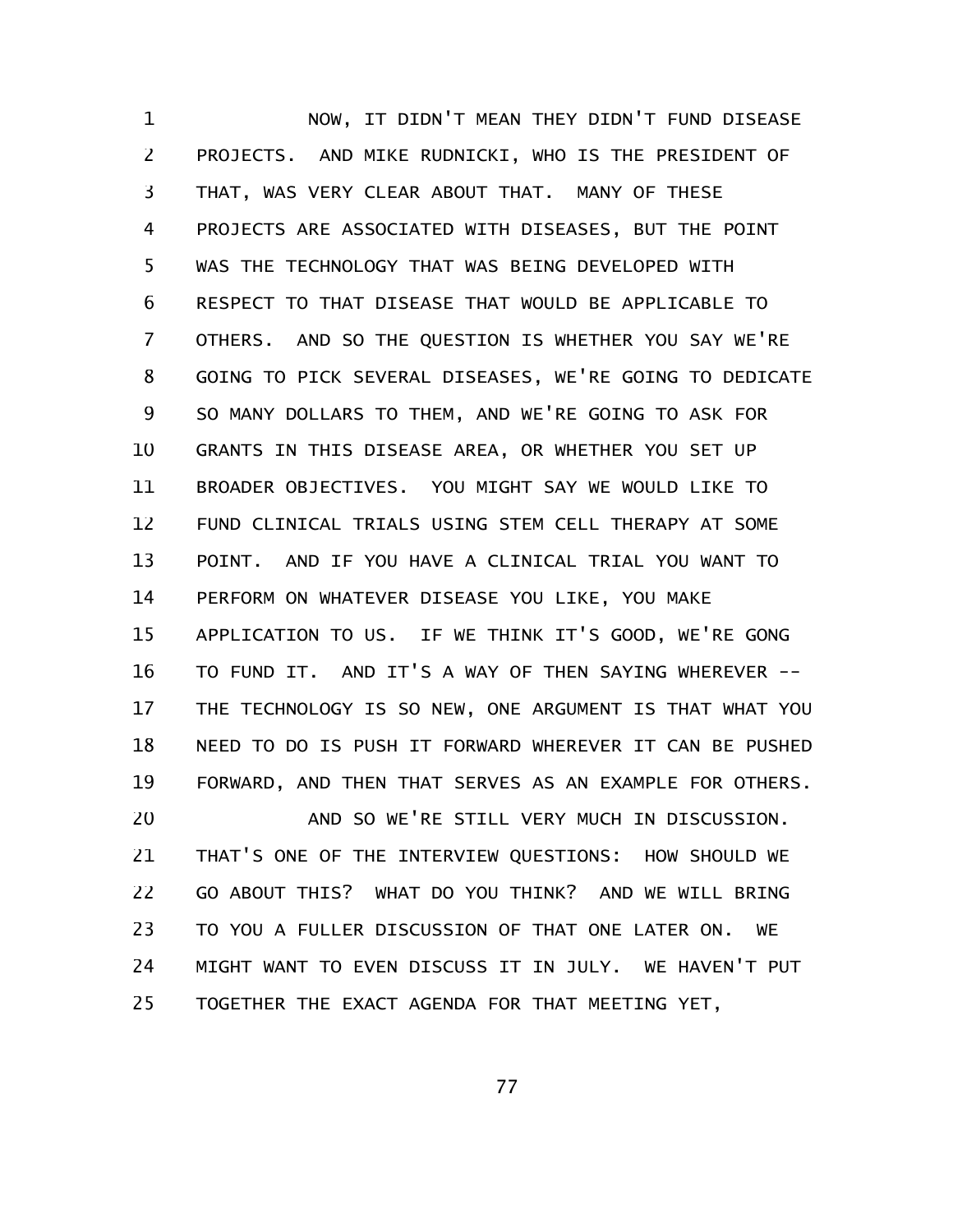NOW, IT DIDN'T MEAN THEY DIDN'T FUND DISEASE PROJECTS. AND MIKE RUDNICKI, WHO IS THE PRESIDENT OF THAT, WAS VERY CLEAR ABOUT THAT. MANY OF THESE PROJECTS ARE ASSOCIATED WITH DISEASES, BUT THE POINT WAS THE TECHNOLOGY THAT WAS BEING DEVELOPED WITH RESPECT TO THAT DISEASE THAT WOULD BE APPLICABLE TO OTHERS. AND SO THE QUESTION IS WHETHER YOU SAY WE'RE GOING TO PICK SEVERAL DISEASES, WE'RE GOING TO DEDICATE SO MANY DOLLARS TO THEM, AND WE'RE GOING TO ASK FOR GRANTS IN THIS DISEASE AREA, OR WHETHER YOU SET UP BROADER OBJECTIVES. YOU MIGHT SAY WE WOULD LIKE TO FUND CLINICAL TRIALS USING STEM CELL THERAPY AT SOME POINT. AND IF YOU HAVE A CLINICAL TRIAL YOU WANT TO PERFORM ON WHATEVER DISEASE YOU LIKE, YOU MAKE APPLICATION TO US. IF WE THINK IT'S GOOD, WE'RE GONG TO FUND IT. AND IT'S A WAY OF THEN SAYING WHEREVER -- THE TECHNOLOGY IS SO NEW, ONE ARGUMENT IS THAT WHAT YOU NEED TO DO IS PUSH IT FORWARD WHEREVER IT CAN BE PUSHED FORWARD, AND THEN THAT SERVES AS AN EXAMPLE FOR OTHERS.

AND SO WE'RE STILL VERY MUCH IN DISCUSSION. THAT'S ONE OF THE INTERVIEW QUESTIONS: HOW SHOULD WE GO ABOUT THIS? WHAT DO YOU THINK? AND WE WILL BRING TO YOU A FULLER DISCUSSION OF THAT ONE LATER ON. WE MIGHT WANT TO EVEN DISCUSS IT IN JULY. WE HAVEN'T PUT TOGETHER THE EXACT AGENDA FOR THAT MEETING YET,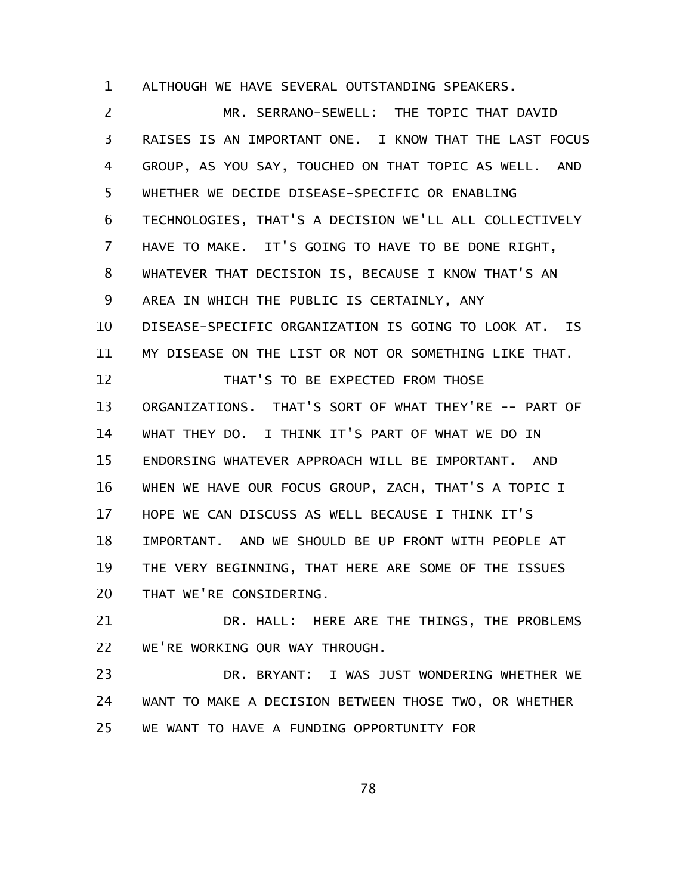ALTHOUGH WE HAVE SEVERAL OUTSTANDING SPEAKERS.

MR. SERRANO-SEWELL: THE TOPIC THAT DAVID RAISES IS AN IMPORTANT ONE. I KNOW THAT THE LAST FOCUS GROUP, AS YOU SAY, TOUCHED ON THAT TOPIC AS WELL. AND WHETHER WE DECIDE DISEASE-SPECIFIC OR ENABLING TECHNOLOGIES, THAT'S A DECISION WE'LL ALL COLLECTIVELY HAVE TO MAKE. IT'S GOING TO HAVE TO BE DONE RIGHT, WHATEVER THAT DECISION IS, BECAUSE I KNOW THAT'S AN AREA IN WHICH THE PUBLIC IS CERTAINLY, ANY DISEASE-SPECIFIC ORGANIZATION IS GOING TO LOOK AT. IS MY DISEASE ON THE LIST OR NOT OR SOMETHING LIKE THAT.

THAT'S TO BE EXPECTED FROM THOSE ORGANIZATIONS. THAT'S SORT OF WHAT THEY'RE -- PART OF WHAT THEY DO. I THINK IT'S PART OF WHAT WE DO IN ENDORSING WHATEVER APPROACH WILL BE IMPORTANT. AND WHEN WE HAVE OUR FOCUS GROUP, ZACH, THAT'S A TOPIC I HOPE WE CAN DISCUSS AS WELL BECAUSE I THINK IT'S IMPORTANT. AND WE SHOULD BE UP FRONT WITH PEOPLE AT THE VERY BEGINNING, THAT HERE ARE SOME OF THE ISSUES THAT WE'RE CONSIDERING.

DR. HALL: HERE ARE THE THINGS, THE PROBLEMS WE'RE WORKING OUR WAY THROUGH.

DR. BRYANT: I WAS JUST WONDERING WHETHER WE WANT TO MAKE A DECISION BETWEEN THOSE TWO, OR WHETHER WE WANT TO HAVE A FUNDING OPPORTUNITY FOR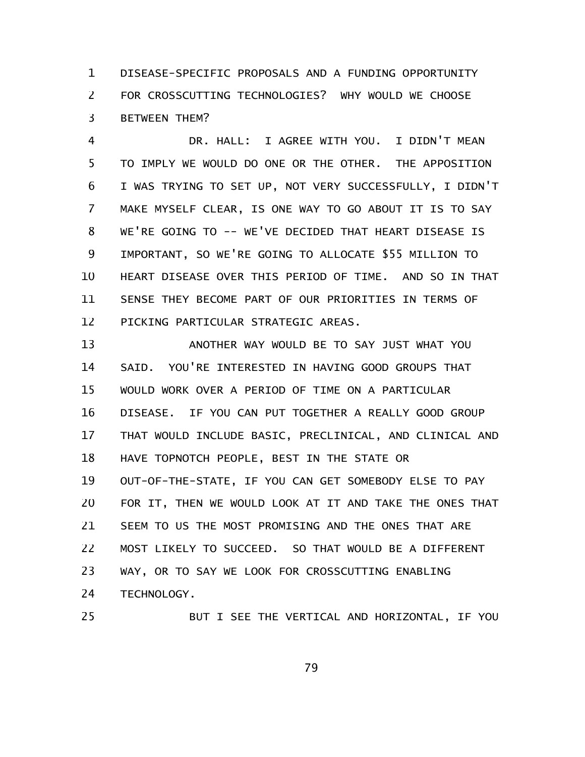DISEASE-SPECIFIC PROPOSALS AND A FUNDING OPPORTUNITY FOR CROSSCUTTING TECHNOLOGIES? WHY WOULD WE CHOOSE BETWEEN THEM?

DR. HALL: I AGREE WITH YOU. I DIDN'T MEAN TO IMPLY WE WOULD DO ONE OR THE OTHER. THE APPOSITION I WAS TRYING TO SET UP, NOT VERY SUCCESSFULLY, I DIDN'T MAKE MYSELF CLEAR, IS ONE WAY TO GO ABOUT IT IS TO SAY WE'RE GOING TO -- WE'VE DECIDED THAT HEART DISEASE IS IMPORTANT, SO WE'RE GOING TO ALLOCATE $55 MILLION TO HEART DISEASE OVER THIS PERIOD OF TIME. AND SO IN THAT SENSE THEY BECOME PART OF OUR PRIORITIES IN TERMS OF PICKING PARTICULAR STRATEGIC AREAS.

ANOTHER WAY WOULD BE TO SAY JUST WHAT YOU SAID. YOU'RE INTERESTED IN HAVING GOOD GROUPS THAT WOULD WORK OVER A PERIOD OF TIME ON A PARTICULAR DISEASE. IF YOU CAN PUT TOGETHER A REALLY GOOD GROUP THAT WOULD INCLUDE BASIC, PRECLINICAL, AND CLINICAL AND HAVE TOPNOTCH PEOPLE, BEST IN THE STATE OR OUT-OF-THE-STATE, IF YOU CAN GET SOMEBODY ELSE TO PAY FOR IT, THEN WE WOULD LOOK AT IT AND TAKE THE ONES THAT SEEM TO US THE MOST PROMISING AND THE ONES THAT ARE MOST LIKELY TO SUCCEED. SO THAT WOULD BE A DIFFERENT WAY, OR TO SAY WE LOOK FOR CROSSCUTTING ENABLING TECHNOLOGY.

BUT I SEE THE VERTICAL AND HORIZONTAL, IF YOU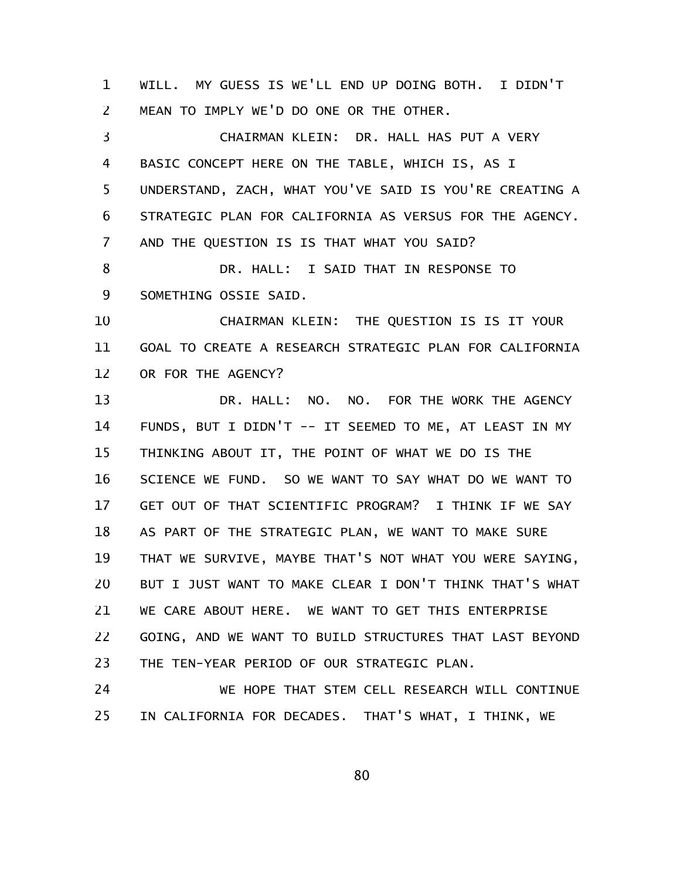WILL. MY GUESS IS WE'LL END UP DOING BOTH. I DIDN'T MEAN TO IMPLY WE'D DO ONE OR THE OTHER.

CHAIRMAN KLEIN: DR. HALL HAS PUT A VERY BASIC CONCEPT HERE ON THE TABLE, WHICH IS, AS I UNDERSTAND, ZACH, WHAT YOU'VE SAID IS YOU'RE CREATING A STRATEGIC PLAN FOR CALIFORNIA AS VERSUS FOR THE AGENCY. AND THE QUESTION IS IS THAT WHAT YOU SAID?

DR. HALL: I SAID THAT IN RESPONSE TO SOMETHING OSSIE SAID.

CHAIRMAN KLEIN: THE QUESTION IS IS IT YOUR GOAL TO CREATE A RESEARCH STRATEGIC PLAN FOR CALIFORNIA OR FOR THE AGENCY?

DR. HALL: NO. NO. FOR THE WORK THE AGENCY FUNDS, BUT I DIDN'T -- IT SEEMED TO ME, AT LEAST IN MY THINKING ABOUT IT, THE POINT OF WHAT WE DO IS THE SCIENCE WE FUND. SO WE WANT TO SAY WHAT DO WE WANT TO GET OUT OF THAT SCIENTIFIC PROGRAM? I THINK IF WE SAY AS PART OF THE STRATEGIC PLAN, WE WANT TO MAKE SURE THAT WE SURVIVE, MAYBE THAT'S NOT WHAT YOU WERE SAYING, BUT I JUST WANT TO MAKE CLEAR I DON'T THINK THAT'S WHAT WE CARE ABOUT HERE. WE WANT TO GET THIS ENTERPRISE GOING, AND WE WANT TO BUILD STRUCTURES THAT LAST BEYOND THE TEN-YEAR PERIOD OF OUR STRATEGIC PLAN.

WE HOPE THAT STEM CELL RESEARCH WILL CONTINUE IN CALIFORNIA FOR DECADES. THAT'S WHAT, I THINK, WE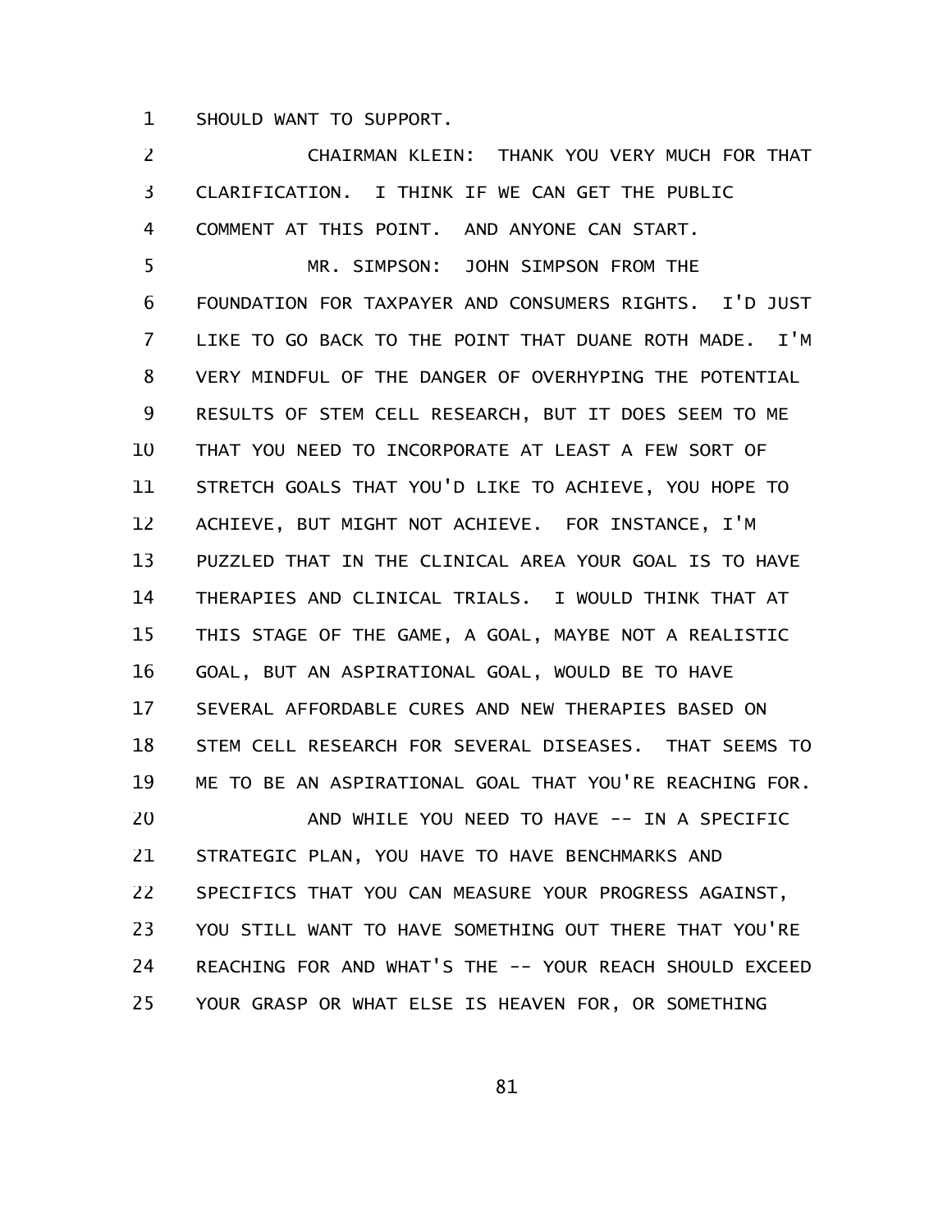SHOULD WANT TO SUPPORT.

CHAIRMAN KLEIN: THANK YOU VERY MUCH FOR THAT CLARIFICATION. I THINK IF WE CAN GET THE PUBLIC COMMENT AT THIS POINT. AND ANYONE CAN START.

MR. SIMPSON: JOHN SIMPSON FROM THE FOUNDATION FOR TAXPAYER AND CONSUMERS RIGHTS. I'D JUST LIKE TO GO BACK TO THE POINT THAT DUANE ROTH MADE. I'M VERY MINDFUL OF THE DANGER OF OVERHYPING THE POTENTIAL RESULTS OF STEM CELL RESEARCH, BUT IT DOES SEEM TO ME THAT YOU NEED TO INCORPORATE AT LEAST A FEW SORT OF STRETCH GOALS THAT YOU'D LIKE TO ACHIEVE, YOU HOPE TO ACHIEVE, BUT MIGHT NOT ACHIEVE. FOR INSTANCE, I'M PUZZLED THAT IN THE CLINICAL AREA YOUR GOAL IS TO HAVE THERAPIES AND CLINICAL TRIALS. I WOULD THINK THAT AT THIS STAGE OF THE GAME, A GOAL, MAYBE NOT A REALISTIC GOAL, BUT AN ASPIRATIONAL GOAL, WOULD BE TO HAVE SEVERAL AFFORDABLE CURES AND NEW THERAPIES BASED ON STEM CELL RESEARCH FOR SEVERAL DISEASES. THAT SEEMS TO ME TO BE AN ASPIRATIONAL GOAL THAT YOU'RE REACHING FOR.

AND WHILE YOU NEED TO HAVE -- IN A SPECIFIC STRATEGIC PLAN, YOU HAVE TO HAVE BENCHMARKS AND SPECIFICS THAT YOU CAN MEASURE YOUR PROGRESS AGAINST, YOU STILL WANT TO HAVE SOMETHING OUT THERE THAT YOU'RE REACHING FOR AND WHAT'S THE -- YOUR REACH SHOULD EXCEED YOUR GRASP OR WHAT ELSE IS HEAVEN FOR, OR SOMETHING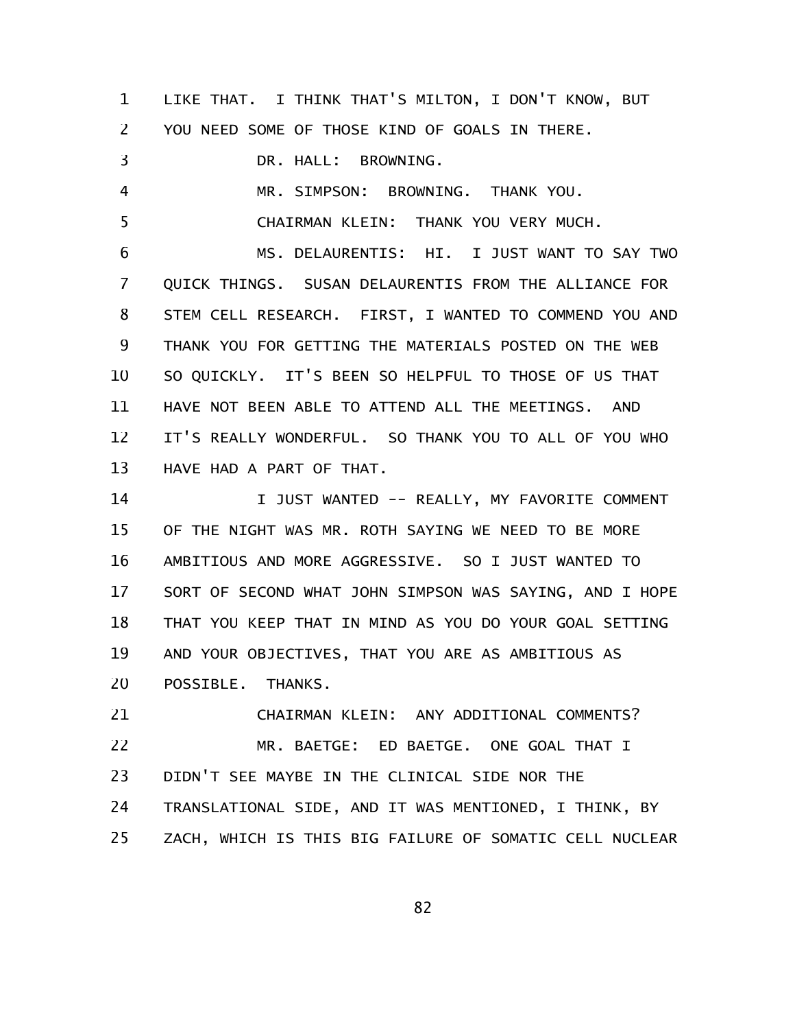LIKE THAT. I THINK THAT'S MILTON, I DON'T KNOW, BUT YOU NEED SOME OF THOSE KIND OF GOALS IN THERE.

DR. HALL: BROWNING.

MR. SIMPSON: BROWNING. THANK YOU.

CHAIRMAN KLEIN: THANK YOU VERY MUCH.

MS. DELAURENTIS: HI. I JUST WANT TO SAY TWO QUICK THINGS. SUSAN DELAURENTIS FROM THE ALLIANCE FOR STEM CELL RESEARCH. FIRST, I WANTED TO COMMEND YOU AND THANK YOU FOR GETTING THE MATERIALS POSTED ON THE WEB SO QUICKLY. IT'S BEEN SO HELPFUL TO THOSE OF US THAT HAVE NOT BEEN ABLE TO ATTEND ALL THE MEETINGS. AND IT'S REALLY WONDERFUL. SO THANK YOU TO ALL OF YOU WHO HAVE HAD A PART OF THAT.

I JUST WANTED -- REALLY, MY FAVORITE COMMENT OF THE NIGHT WAS MR. ROTH SAYING WE NEED TO BE MORE AMBITIOUS AND MORE AGGRESSIVE. SO I JUST WANTED TO SORT OF SECOND WHAT JOHN SIMPSON WAS SAYING, AND I HOPE THAT YOU KEEP THAT IN MIND AS YOU DO YOUR GOAL SETTING AND YOUR OBJECTIVES, THAT YOU ARE AS AMBITIOUS AS POSSIBLE. THANKS.

CHAIRMAN KLEIN: ANY ADDITIONAL COMMENTS?

MR. BAETGE: ED BAETGE. ONE GOAL THAT I DIDN'T SEE MAYBE IN THE CLINICAL SIDE NOR THE TRANSLATIONAL SIDE, AND IT WAS MENTIONED, I THINK, BY ZACH, WHICH IS THIS BIG FAILURE OF SOMATIC CELL NUCLEAR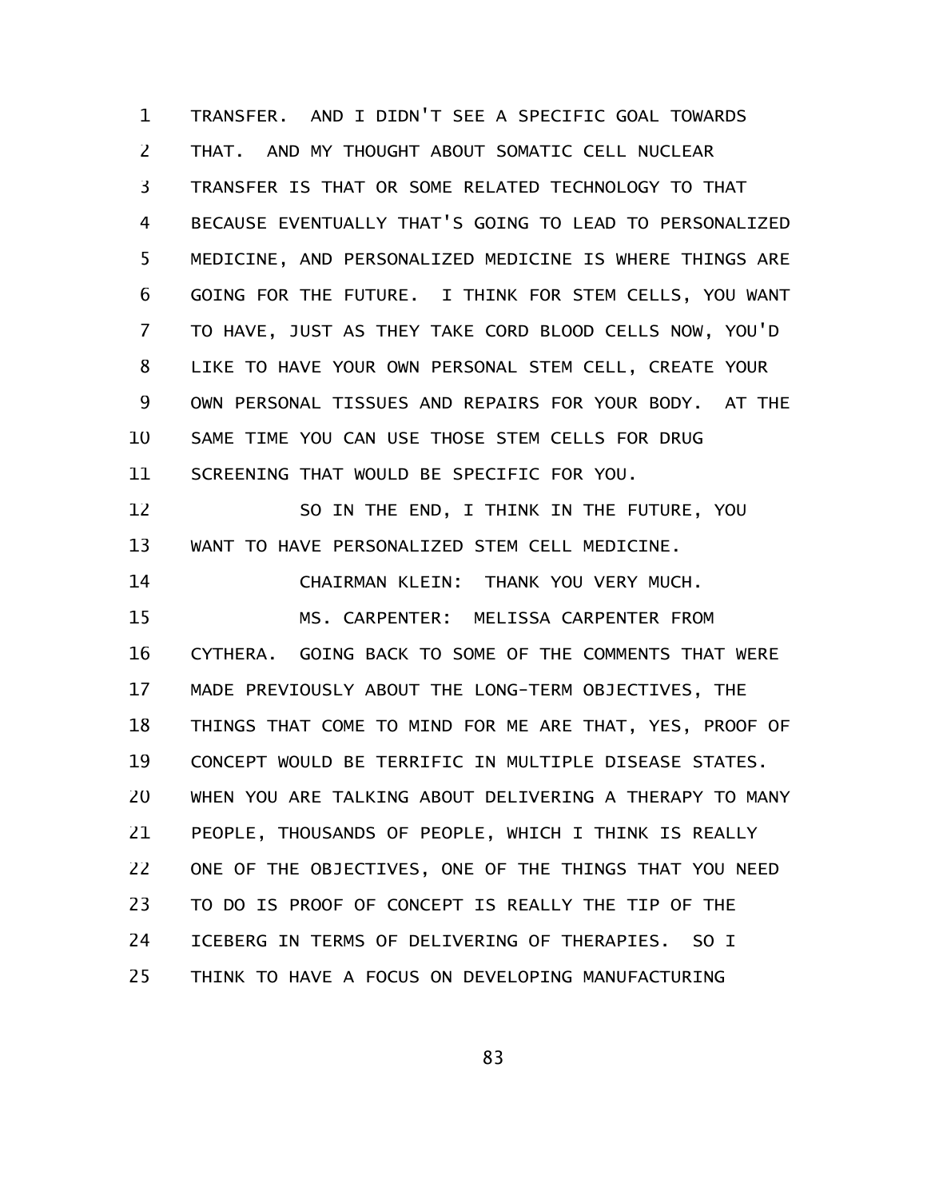TRANSFER. AND I DIDN'T SEE A SPECIFIC GOAL TOWARDS THAT. AND MY THOUGHT ABOUT SOMATIC CELL NUCLEAR TRANSFER IS THAT OR SOME RELATED TECHNOLOGY TO THAT BECAUSE EVENTUALLY THAT'S GOING TO LEAD TO PERSONALIZED MEDICINE, AND PERSONALIZED MEDICINE IS WHERE THINGS ARE GOING FOR THE FUTURE. I THINK FOR STEM CELLS, YOU WANT TO HAVE, JUST AS THEY TAKE CORD BLOOD CELLS NOW, YOU'D LIKE TO HAVE YOUR OWN PERSONAL STEM CELL, CREATE YOUR OWN PERSONAL TISSUES AND REPAIRS FOR YOUR BODY. AT THE SAME TIME YOU CAN USE THOSE STEM CELLS FOR DRUG SCREENING THAT WOULD BE SPECIFIC FOR YOU.

SO IN THE END, I THINK IN THE FUTURE, YOU WANT TO HAVE PERSONALIZED STEM CELL MEDICINE.

CHAIRMAN KLEIN: THANK YOU VERY MUCH.

MS. CARPENTER: MELISSA CARPENTER FROM CYTHERA. GOING BACK TO SOME OF THE COMMENTS THAT WERE MADE PREVIOUSLY ABOUT THE LONG-TERM OBJECTIVES, THE THINGS THAT COME TO MIND FOR ME ARE THAT, YES, PROOF OF CONCEPT WOULD BE TERRIFIC IN MULTIPLE DISEASE STATES. WHEN YOU ARE TALKING ABOUT DELIVERING A THERAPY TO MANY PEOPLE, THOUSANDS OF PEOPLE, WHICH I THINK IS REALLY ONE OF THE OBJECTIVES, ONE OF THE THINGS THAT YOU NEED TO DO IS PROOF OF CONCEPT IS REALLY THE TIP OF THE ICEBERG IN TERMS OF DELIVERING OF THERAPIES. SO I THINK TO HAVE A FOCUS ON DEVELOPING MANUFACTURING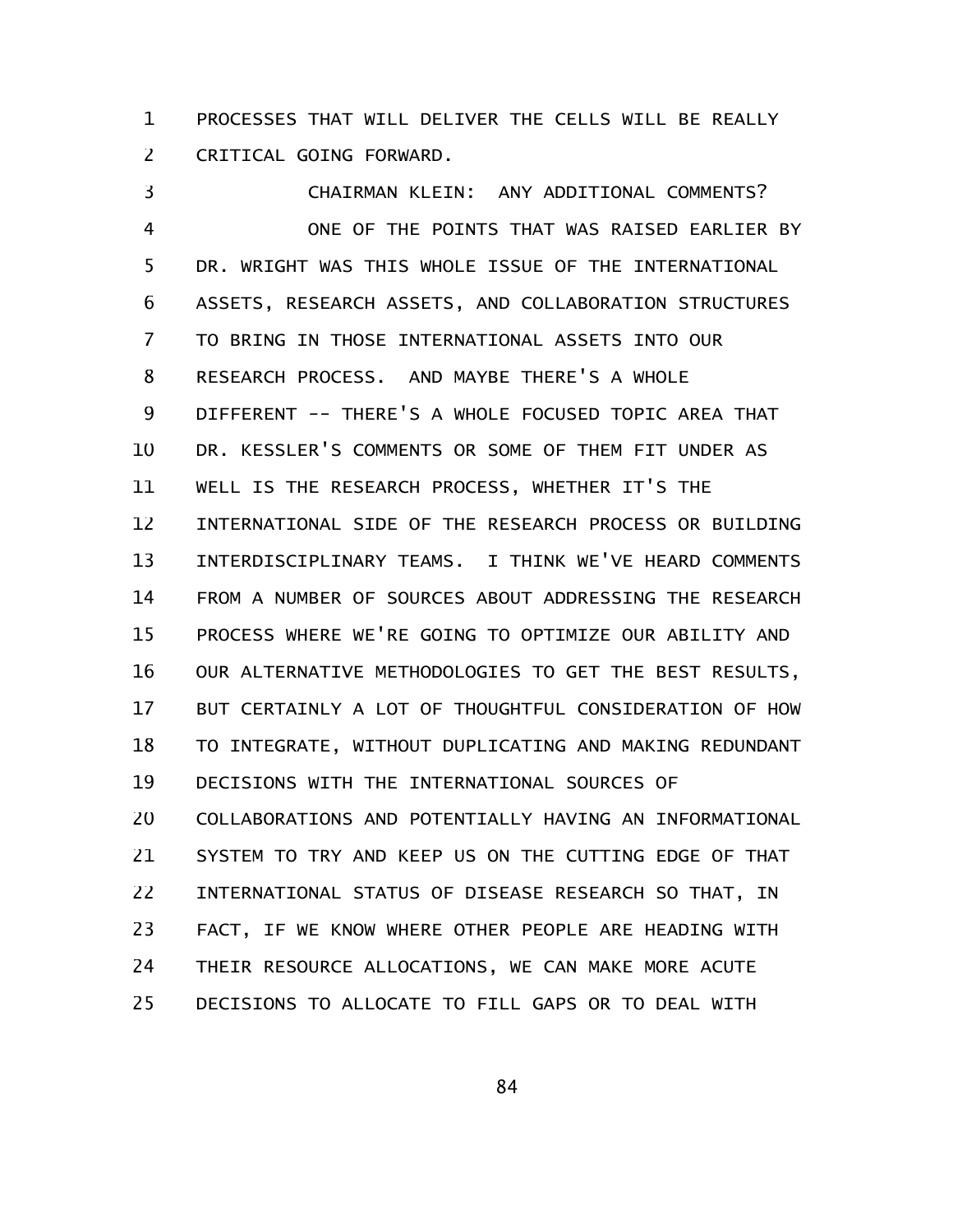PROCESSES THAT WILL DELIVER THE CELLS WILL BE REALLY CRITICAL GOING FORWARD.

CHAIRMAN KLEIN: ANY ADDITIONAL COMMENTS?

ONE OF THE POINTS THAT WAS RAISED EARLIER BY DR. WRIGHT WAS THIS WHOLE ISSUE OF THE INTERNATIONAL ASSETS, RESEARCH ASSETS, AND COLLABORATION STRUCTURES TO BRING IN THOSE INTERNATIONAL ASSETS INTO OUR RESEARCH PROCESS. AND MAYBE THERE'S A WHOLE DIFFERENT -- THERE'S A WHOLE FOCUSED TOPIC AREA THAT DR. KESSLER'S COMMENTS OR SOME OF THEM FIT UNDER AS WELL IS THE RESEARCH PROCESS, WHETHER IT'S THE INTERNATIONAL SIDE OF THE RESEARCH PROCESS OR BUILDING INTERDISCIPLINARY TEAMS. I THINK WE'VE HEARD COMMENTS FROM A NUMBER OF SOURCES ABOUT ADDRESSING THE RESEARCH PROCESS WHERE WE'RE GOING TO OPTIMIZE OUR ABILITY AND OUR ALTERNATIVE METHODOLOGIES TO GET THE BEST RESULTS, BUT CERTAINLY A LOT OF THOUGHTFUL CONSIDERATION OF HOW TO INTEGRATE, WITHOUT DUPLICATING AND MAKING REDUNDANT DECISIONS WITH THE INTERNATIONAL SOURCES OF COLLABORATIONS AND POTENTIALLY HAVING AN INFORMATIONAL SYSTEM TO TRY AND KEEP US ON THE CUTTING EDGE OF THAT INTERNATIONAL STATUS OF DISEASE RESEARCH SO THAT, IN FACT, IF WE KNOW WHERE OTHER PEOPLE ARE HEADING WITH THEIR RESOURCE ALLOCATIONS, WE CAN MAKE MORE ACUTE DECISIONS TO ALLOCATE TO FILL GAPS OR TO DEAL WITH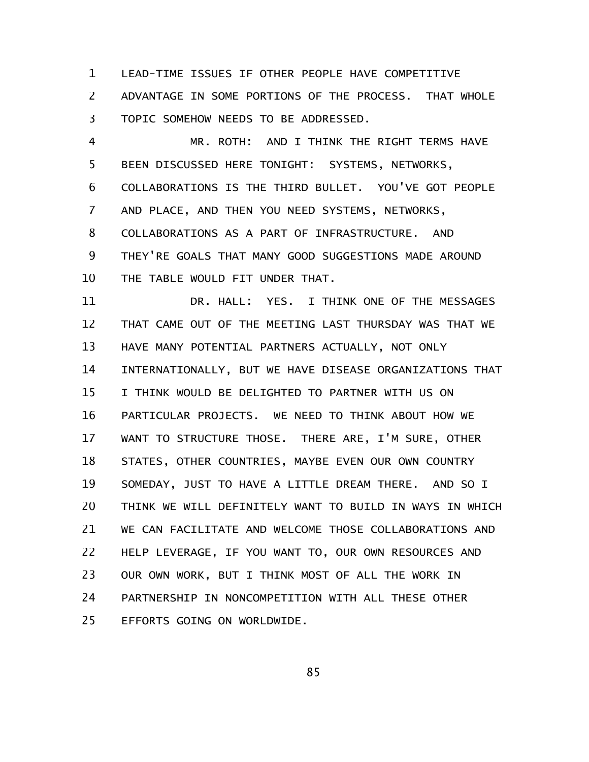LEAD-TIME ISSUES IF OTHER PEOPLE HAVE COMPETITIVE ADVANTAGE IN SOME PORTIONS OF THE PROCESS. THAT WHOLE TOPIC SOMEHOW NEEDS TO BE ADDRESSED.

MR. ROTH: AND I THINK THE RIGHT TERMS HAVE BEEN DISCUSSED HERE TONIGHT: SYSTEMS, NETWORKS, COLLABORATIONS IS THE THIRD BULLET. YOU'VE GOT PEOPLE AND PLACE, AND THEN YOU NEED SYSTEMS, NETWORKS, COLLABORATIONS AS A PART OF INFRASTRUCTURE. AND THEY'RE GOALS THAT MANY GOOD SUGGESTIONS MADE AROUND THE TABLE WOULD FIT UNDER THAT.

DR. HALL: YES. I THINK ONE OF THE MESSAGES THAT CAME OUT OF THE MEETING LAST THURSDAY WAS THAT WE HAVE MANY POTENTIAL PARTNERS ACTUALLY, NOT ONLY INTERNATIONALLY, BUT WE HAVE DISEASE ORGANIZATIONS THAT I THINK WOULD BE DELIGHTED TO PARTNER WITH US ON PARTICULAR PROJECTS. WE NEED TO THINK ABOUT HOW WE WANT TO STRUCTURE THOSE. THERE ARE, I'M SURE, OTHER STATES, OTHER COUNTRIES, MAYBE EVEN OUR OWN COUNTRY SOMEDAY, JUST TO HAVE A LITTLE DREAM THERE. AND SO I THINK WE WILL DEFINITELY WANT TO BUILD IN WAYS IN WHICH WE CAN FACILITATE AND WELCOME THOSE COLLABORATIONS AND HELP LEVERAGE, IF YOU WANT TO, OUR OWN RESOURCES AND OUR OWN WORK, BUT I THINK MOST OF ALL THE WORK IN PARTNERSHIP IN NONCOMPETITION WITH ALL THESE OTHER EFFORTS GOING ON WORLDWIDE.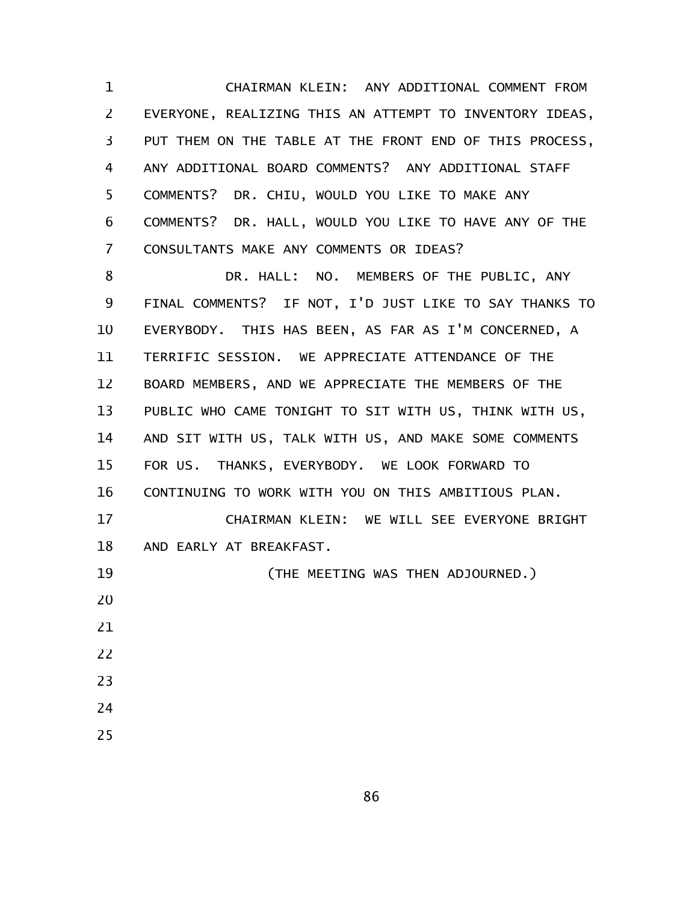CHAIRMAN KLEIN: ANY ADDITIONAL COMMENT FROM EVERYONE, REALIZING THIS AN ATTEMPT TO INVENTORY IDEAS, PUT THEM ON THE TABLE AT THE FRONT END OF THIS PROCESS, ANY ADDITIONAL BOARD COMMENTS? ANY ADDITIONAL STAFF COMMENTS? DR. CHIU, WOULD YOU LIKE TO MAKE ANY COMMENTS? DR. HALL, WOULD YOU LIKE TO HAVE ANY OF THE CONSULTANTS MAKE ANY COMMENTS OR IDEAS?

DR. HALL: NO. MEMBERS OF THE PUBLIC, ANY FINAL COMMENTS? IF NOT, I'D JUST LIKE TO SAY THANKS TO EVERYBODY. THIS HAS BEEN, AS FAR AS I'M CONCERNED, A TERRIFIC SESSION. WE APPRECIATE ATTENDANCE OF THE BOARD MEMBERS, AND WE APPRECIATE THE MEMBERS OF THE PUBLIC WHO CAME TONIGHT TO SIT WITH US, THINK WITH US, AND SIT WITH US, TALK WITH US, AND MAKE SOME COMMENTS FOR US. THANKS, EVERYBODY. WE LOOK FORWARD TO CONTINUING TO WORK WITH YOU ON THIS AMBITIOUS PLAN.

CHAIRMAN KLEIN: WE WILL SEE EVERYONE BRIGHT AND EARLY AT BREAKFAST.

(THE MEETING WAS THEN ADJOURNED.)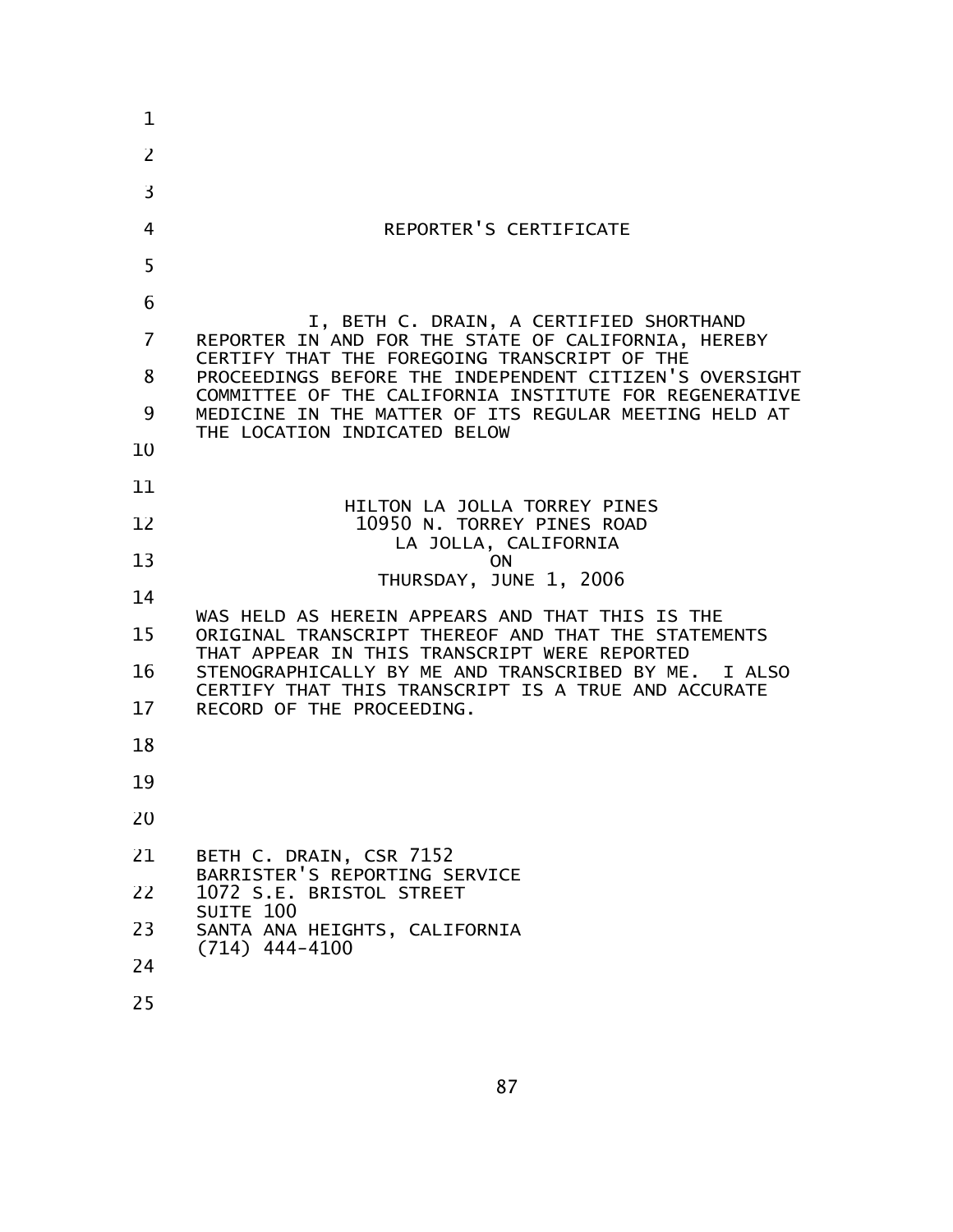# REPORTER'S CERTIFICATE

I, BETH C. DRAIN, A CERTIFIED SHORTHAND REPORTER IN AND FOR THE STATE OF CALIFORNIA, HEREBY CERTIFY THAT THE FOREGOING TRANSCRIPT OF THE PROCEEDINGS BEFORE THE INDEPENDENT CITIZEN'S OVERSIGHT COMMITTEE OF THE CALIFORNIA INSTITUTE FOR REGENERATIVE MEDICINE IN THE MATTER OF ITS REGULAR MEETING HELD AT THE LOCATION INDICATED BELOW

HILTON LA JOLLA TORREY PINES
10950 N. TORREY PINES ROAD
LA JOLLA, CALIFORNIA
ON
THURSDAY, JUNE 1, 2006

WAS HELD AS HEREIN APPEARS AND THAT THIS IS THE ORIGINAL TRANSCRIPT THEREOF AND THAT THE STATEMENTS THAT APPEAR IN THIS TRANSCRIPT WERE REPORTED STENOGRAPHICALLY BY ME AND TRANSCRIBED BY ME. I ALSO CERTIFY THAT THIS TRANSCRIPT IS A TRUE AND ACCURATE RECORD OF THE PROCEEDING.

BETH C. DRAIN, CSR 7152
BARRISTER'S REPORTING SERVICE
1072 S.E. BRISTOL STREET
SUITE 100
SANTA ANA HEIGHTS, CALIFORNIA
(714) 444-4100